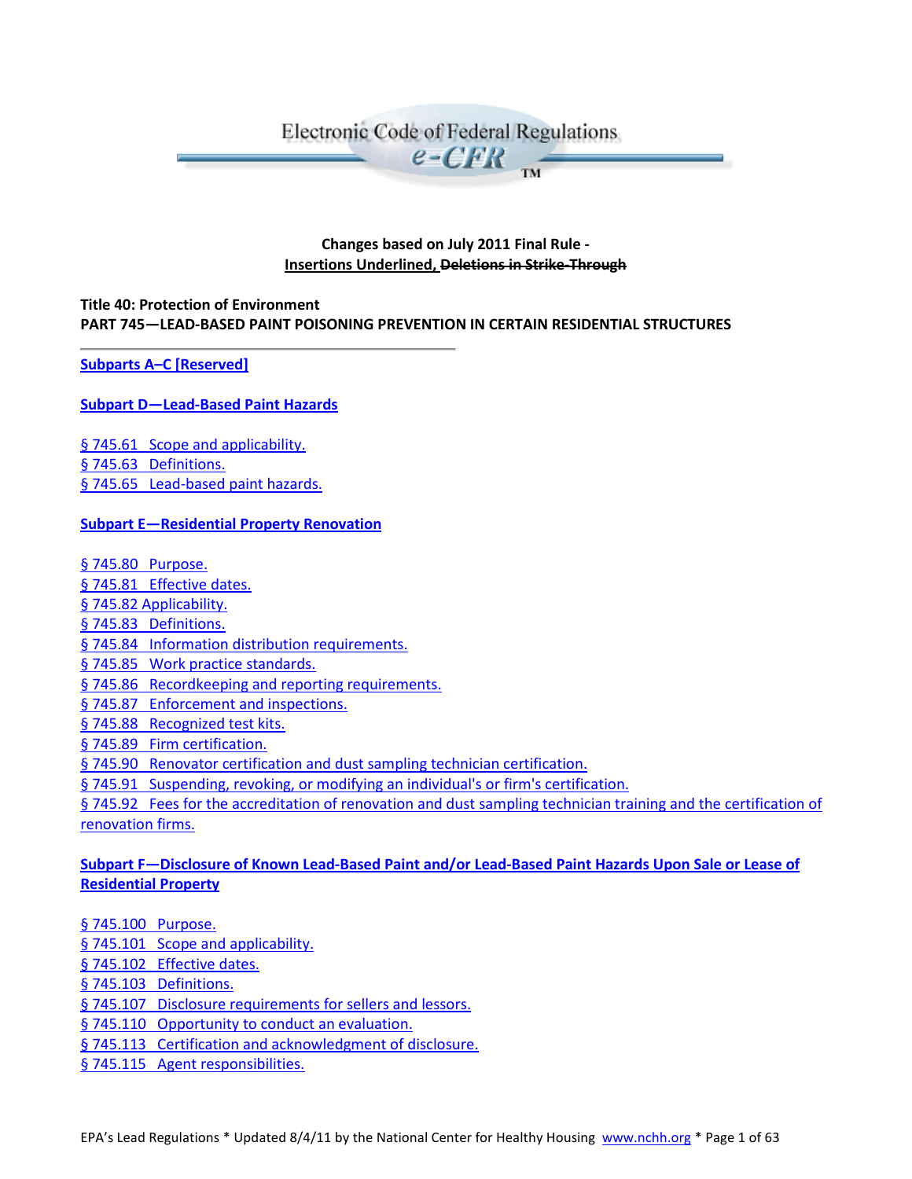Electronic Code of Federal Regulations
e-CFR

**Changes based on July 2011 Final Rule -**
**<u>Insertions Underlined</u>, ~~Deletions in Strike-Through~~**

**Title 40: Protection of Environment**
**PART 745—LEAD-BASED PAINT POISONING PREVENTION IN CERTAIN RESIDENTIAL STRUCTURES**

---

**Subparts A–C [Reserved]**

**Subpart D—Lead-Based Paint Hazards**

§ 745.61 Scope and applicability.
§ 745.63 Definitions.
§ 745.65 Lead-based paint hazards.

**Subpart E—Residential Property Renovation**

§ 745.80 Purpose.
§ 745.81 Effective dates.
§ 745.82 Applicability.
§ 745.83 Definitions.
§ 745.84 Information distribution requirements.
§ 745.85 Work practice standards.
§ 745.86 Recordkeeping and reporting requirements.
§ 745.87 Enforcement and inspections.
§ 745.88 Recognized test kits.
§ 745.89 Firm certification.
§ 745.90 Renovator certification and dust sampling technician certification.
§ 745.91 Suspending, revoking, or modifying an individual's or firm's certification.
§ 745.92 Fees for the accreditation of renovation and dust sampling technician training and the certification of renovation firms.

**Subpart F—Disclosure of Known Lead-Based Paint and/or Lead-Based Paint Hazards Upon Sale or Lease of Residential Property**

§ 745.100 Purpose.
§ 745.101 Scope and applicability.
§ 745.102 Effective dates.
§ 745.103 Definitions.
§ 745.107 Disclosure requirements for sellers and lessors.
§ 745.110 Opportunity to conduct an evaluation.
§ 745.113 Certification and acknowledgment of disclosure.
§ 745.115 Agent responsibilities.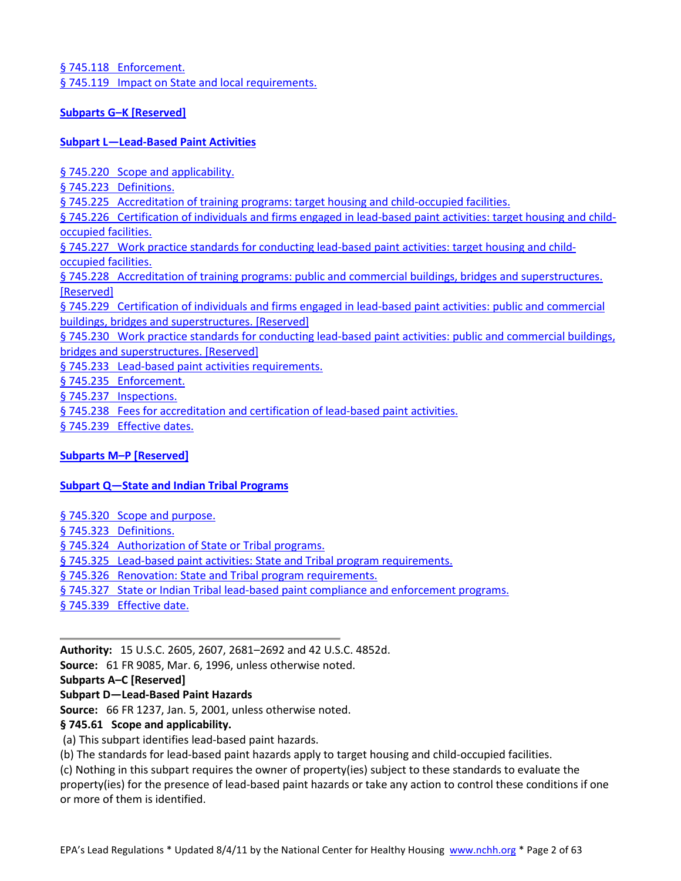§ 745.118 Enforcement.
§ 745.119 Impact on State and local requirements.

**Subparts G–K [Reserved]**

**Subpart L—Lead-Based Paint Activities**

§ 745.220 Scope and applicability.
§ 745.223 Definitions.
§ 745.225 Accreditation of training programs: target housing and child-occupied facilities.
§ 745.226 Certification of individuals and firms engaged in lead-based paint activities: target housing and child-occupied facilities.
§ 745.227 Work practice standards for conducting lead-based paint activities: target housing and child-occupied facilities.
§ 745.228 Accreditation of training programs: public and commercial buildings, bridges and superstructures. [Reserved]
§ 745.229 Certification of individuals and firms engaged in lead-based paint activities: public and commercial buildings, bridges and superstructures. [Reserved]
§ 745.230 Work practice standards for conducting lead-based paint activities: public and commercial buildings, bridges and superstructures. [Reserved]
§ 745.233 Lead-based paint activities requirements.
§ 745.235 Enforcement.
§ 745.237 Inspections.
§ 745.238 Fees for accreditation and certification of lead-based paint activities.
§ 745.239 Effective dates.

**Subparts M–P [Reserved]**

**Subpart Q—State and Indian Tribal Programs**

§ 745.320 Scope and purpose.
§ 745.323 Definitions.
§ 745.324 Authorization of State or Tribal programs.
§ 745.325 Lead-based paint activities: State and Tribal program requirements.
§ 745.326 Renovation: State and Tribal program requirements.
§ 745.327 State or Indian Tribal lead-based paint compliance and enforcement programs.
§ 745.339 Effective date.

---

**Authority:** 15 U.S.C. 2605, 2607, 2681–2692 and 42 U.S.C. 4852d.
**Source:** 61 FR 9085, Mar. 6, 1996, unless otherwise noted.
**Subparts A–C [Reserved]**
**Subpart D—Lead-Based Paint Hazards**
**Source:** 66 FR 1237, Jan. 5, 2001, unless otherwise noted.

**§ 745.61 Scope and applicability.**

(a) This subpart identifies lead-based paint hazards.
(b) The standards for lead-based paint hazards apply to target housing and child-occupied facilities.
(c) Nothing in this subpart requires the owner of property(ies) subject to these standards to evaluate the property(ies) for the presence of lead-based paint hazards or take any action to control these conditions if one or more of them is identified.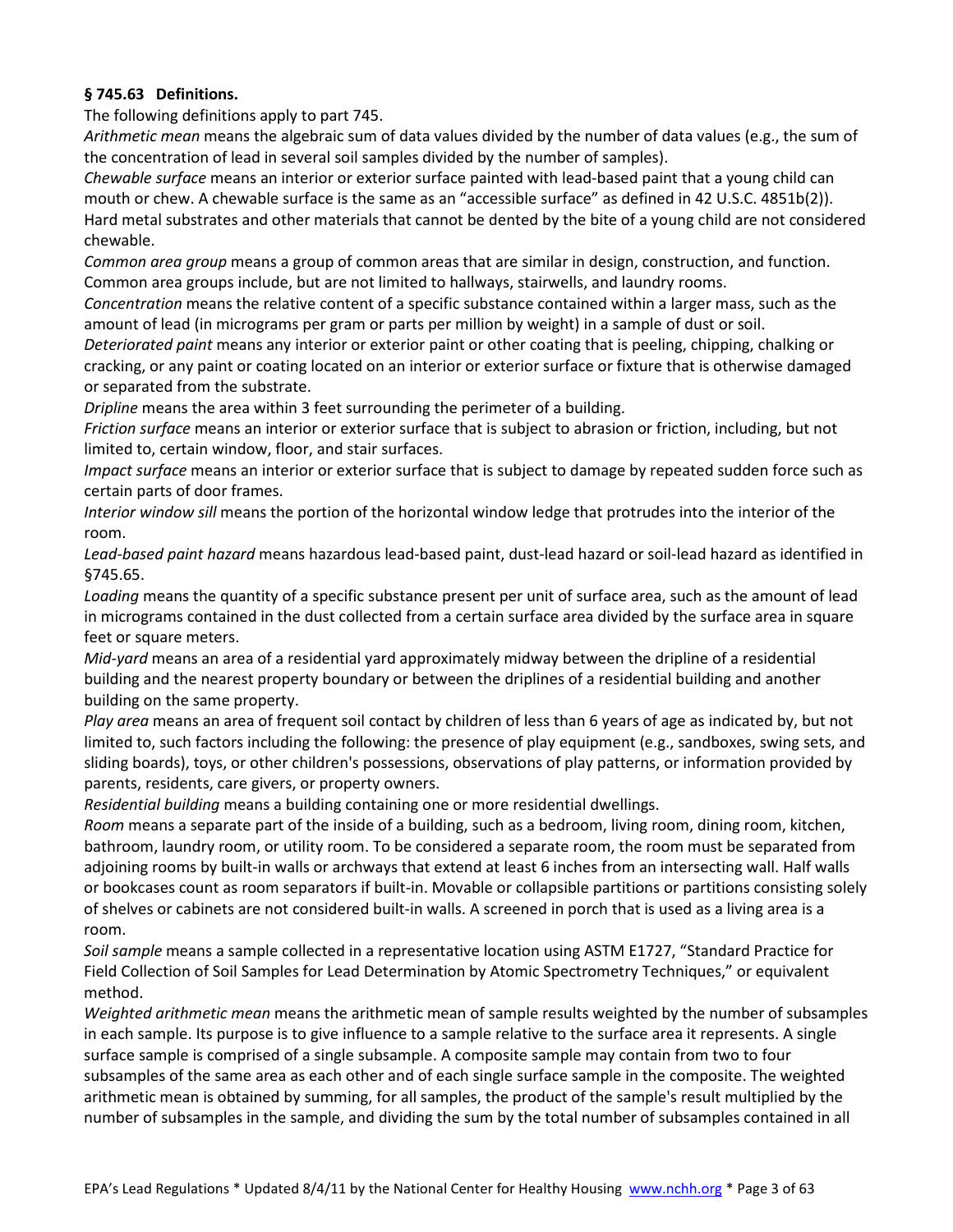**§ 745.63 Definitions.**

The following definitions apply to part 745.

*Arithmetic mean* means the algebraic sum of data values divided by the number of data values (e.g., the sum of the concentration of lead in several soil samples divided by the number of samples).

*Chewable surface* means an interior or exterior surface painted with lead-based paint that a young child can mouth or chew. A chewable surface is the same as an "accessible surface" as defined in 42 U.S.C. 4851b(2)). Hard metal substrates and other materials that cannot be dented by the bite of a young child are not considered chewable.

*Common area group* means a group of common areas that are similar in design, construction, and function. Common area groups include, but are not limited to hallways, stairwells, and laundry rooms.

*Concentration* means the relative content of a specific substance contained within a larger mass, such as the amount of lead (in micrograms per gram or parts per million by weight) in a sample of dust or soil.

*Deteriorated paint* means any interior or exterior paint or other coating that is peeling, chipping, chalking or cracking, or any paint or coating located on an interior or exterior surface or fixture that is otherwise damaged or separated from the substrate.

*Dripline* means the area within 3 feet surrounding the perimeter of a building.

*Friction surface* means an interior or exterior surface that is subject to abrasion or friction, including, but not limited to, certain window, floor, and stair surfaces.

*Impact surface* means an interior or exterior surface that is subject to damage by repeated sudden force such as certain parts of door frames.

*Interior window sill* means the portion of the horizontal window ledge that protrudes into the interior of the room.

*Lead-based paint hazard* means hazardous lead-based paint, dust-lead hazard or soil-lead hazard as identified in §745.65.

*Loading* means the quantity of a specific substance present per unit of surface area, such as the amount of lead in micrograms contained in the dust collected from a certain surface area divided by the surface area in square feet or square meters.

*Mid-yard* means an area of a residential yard approximately midway between the dripline of a residential building and the nearest property boundary or between the driplines of a residential building and another building on the same property.

*Play area* means an area of frequent soil contact by children of less than 6 years of age as indicated by, but not limited to, such factors including the following: the presence of play equipment (e.g., sandboxes, swing sets, and sliding boards), toys, or other children's possessions, observations of play patterns, or information provided by parents, residents, care givers, or property owners.

*Residential building* means a building containing one or more residential dwellings.

*Room* means a separate part of the inside of a building, such as a bedroom, living room, dining room, kitchen, bathroom, laundry room, or utility room. To be considered a separate room, the room must be separated from adjoining rooms by built-in walls or archways that extend at least 6 inches from an intersecting wall. Half walls or bookcases count as room separators if built-in. Movable or collapsible partitions or partitions consisting solely of shelves or cabinets are not considered built-in walls. A screened in porch that is used as a living area is a room.

*Soil sample* means a sample collected in a representative location using ASTM E1727, "Standard Practice for Field Collection of Soil Samples for Lead Determination by Atomic Spectrometry Techniques," or equivalent method.

*Weighted arithmetic mean* means the arithmetic mean of sample results weighted by the number of subsamples in each sample. Its purpose is to give influence to a sample relative to the surface area it represents. A single surface sample is comprised of a single subsample. A composite sample may contain from two to four subsamples of the same area as each other and of each single surface sample in the composite. The weighted arithmetic mean is obtained by summing, for all samples, the product of the sample's result multiplied by the number of subsamples in the sample, and dividing the sum by the total number of subsamples contained in all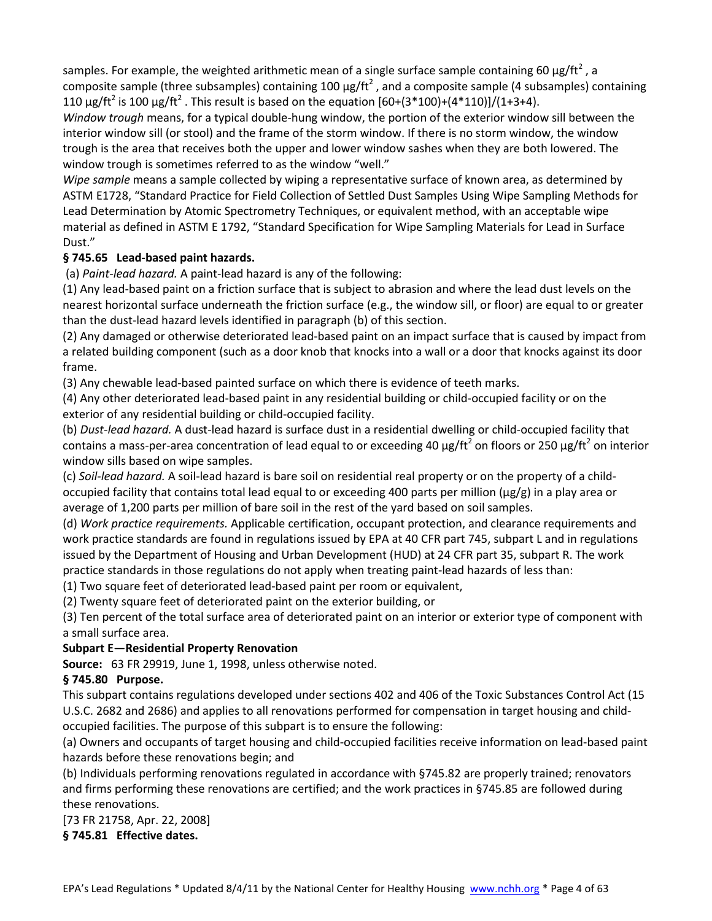samples. For example, the weighted arithmetic mean of a single surface sample containing 60 $\mu g/ft^2$, a composite sample (three subsamples) containing 100 $\mu g/ft^2$, and a composite sample (4 subsamples) containing 110 $\mu g/ft^2$ is 100 $\mu g/ft^2$. This result is based on the equation [60+(3*100)+(4*110)]/(1+3+4).

*Window trough* means, for a typical double-hung window, the portion of the exterior window sill between the interior window sill (or stool) and the frame of the storm window. If there is no storm window, the window trough is the area that receives both the upper and lower window sashes when they are both lowered. The window trough is sometimes referred to as the window "well."

*Wipe sample* means a sample collected by wiping a representative surface of known area, as determined by ASTM E1728, "Standard Practice for Field Collection of Settled Dust Samples Using Wipe Sampling Methods for Lead Determination by Atomic Spectrometry Techniques, or equivalent method, with an acceptable wipe material as defined in ASTM E 1792, "Standard Specification for Wipe Sampling Materials for Lead in Surface Dust."

**§ 745.65 Lead-based paint hazards.**

(a) *Paint-lead hazard.* A paint-lead hazard is any of the following:

(1) Any lead-based paint on a friction surface that is subject to abrasion and where the lead dust levels on the nearest horizontal surface underneath the friction surface (e.g., the window sill, or floor) are equal to or greater than the dust-lead hazard levels identified in paragraph (b) of this section.

(2) Any damaged or otherwise deteriorated lead-based paint on an impact surface that is caused by impact from a related building component (such as a door knob that knocks into a wall or a door that knocks against its door frame.

(3) Any chewable lead-based painted surface on which there is evidence of teeth marks.

(4) Any other deteriorated lead-based paint in any residential building or child-occupied facility or on the exterior of any residential building or child-occupied facility.

(b) *Dust-lead hazard.* A dust-lead hazard is surface dust in a residential dwelling or child-occupied facility that contains a mass-per-area concentration of lead equal to or exceeding 40 $\mu g/ft^2$ on floors or 250 $\mu g/ft^2$ on interior window sills based on wipe samples.

(c) *Soil-lead hazard.* A soil-lead hazard is bare soil on residential real property or on the property of a child-occupied facility that contains total lead equal to or exceeding 400 parts per million ($\mu g/g$) in a play area or average of 1,200 parts per million of bare soil in the rest of the yard based on soil samples.

(d) *Work practice requirements.* Applicable certification, occupant protection, and clearance requirements and work practice standards are found in regulations issued by EPA at 40 CFR part 745, subpart L and in regulations issued by the Department of Housing and Urban Development (HUD) at 24 CFR part 35, subpart R. The work practice standards in those regulations do not apply when treating paint-lead hazards of less than:

(1) Two square feet of deteriorated lead-based paint per room or equivalent,

(2) Twenty square feet of deteriorated paint on the exterior building, or

(3) Ten percent of the total surface area of deteriorated paint on an interior or exterior type of component with a small surface area.

**Subpart E—Residential Property Renovation**

**Source:** 63 FR 29919, June 1, 1998, unless otherwise noted.

**§ 745.80 Purpose.**

This subpart contains regulations developed under sections 402 and 406 of the Toxic Substances Control Act (15 U.S.C. 2682 and 2686) and applies to all renovations performed for compensation in target housing and child-occupied facilities. The purpose of this subpart is to ensure the following:

(a) Owners and occupants of target housing and child-occupied facilities receive information on lead-based paint hazards before these renovations begin; and

(b) Individuals performing renovations regulated in accordance with §745.82 are properly trained; renovators and firms performing these renovations are certified; and the work practices in §745.85 are followed during these renovations.

[73 FR 21758, Apr. 22, 2008]

**§ 745.81 Effective dates.**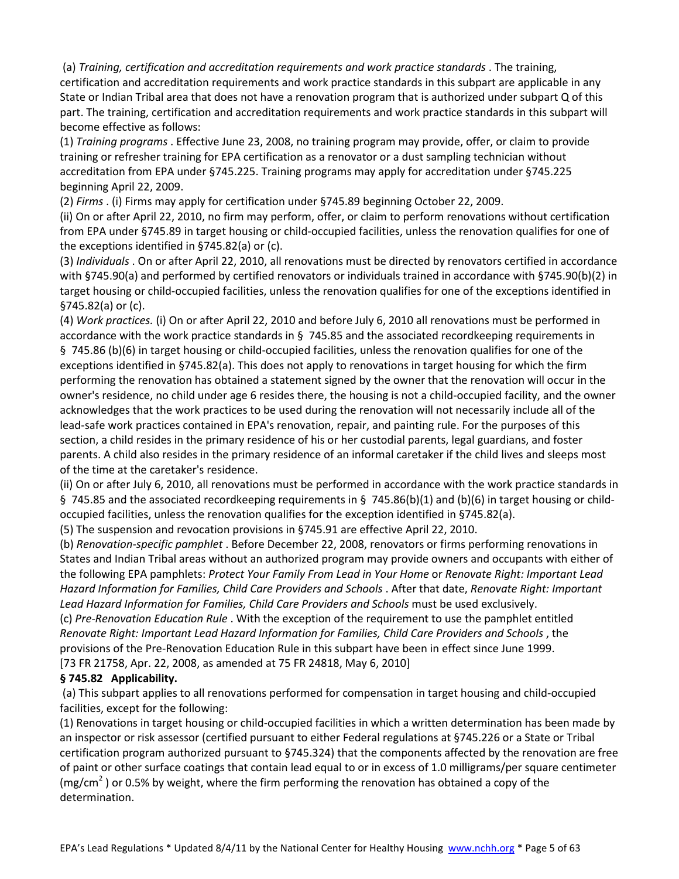(a) *Training, certification and accreditation requirements and work practice standards* . The training, certification and accreditation requirements and work practice standards in this subpart are applicable in any State or Indian Tribal area that does not have a renovation program that is authorized under subpart Q of this part. The training, certification and accreditation requirements and work practice standards in this subpart will become effective as follows:

(1) *Training programs* . Effective June 23, 2008, no training program may provide, offer, or claim to provide training or refresher training for EPA certification as a renovator or a dust sampling technician without accreditation from EPA under §745.225. Training programs may apply for accreditation under §745.225 beginning April 22, 2009.

(2) *Firms* . (i) Firms may apply for certification under §745.89 beginning October 22, 2009.

(ii) On or after April 22, 2010, no firm may perform, offer, or claim to perform renovations without certification from EPA under §745.89 in target housing or child-occupied facilities, unless the renovation qualifies for one of the exceptions identified in §745.82(a) or (c).

(3) *Individuals* . On or after April 22, 2010, all renovations must be directed by renovators certified in accordance with §745.90(a) and performed by certified renovators or individuals trained in accordance with §745.90(b)(2) in target housing or child-occupied facilities, unless the renovation qualifies for one of the exceptions identified in §745.82(a) or (c).

(4) *Work practices.* (i) On or after April 22, 2010 and before July 6, 2010 all renovations must be performed in accordance with the work practice standards in § 745.85 and the associated recordkeeping requirements in § 745.86 (b)(6) in target housing or child-occupied facilities, unless the renovation qualifies for one of the exceptions identified in §745.82(a). This does not apply to renovations in target housing for which the firm performing the renovation has obtained a statement signed by the owner that the renovation will occur in the owner's residence, no child under age 6 resides there, the housing is not a child-occupied facility, and the owner acknowledges that the work practices to be used during the renovation will not necessarily include all of the lead-safe work practices contained in EPA's renovation, repair, and painting rule. For the purposes of this section, a child resides in the primary residence of his or her custodial parents, legal guardians, and foster parents. A child also resides in the primary residence of an informal caretaker if the child lives and sleeps most of the time at the caretaker's residence.

(ii) On or after July 6, 2010, all renovations must be performed in accordance with the work practice standards in § 745.85 and the associated recordkeeping requirements in § 745.86(b)(1) and (b)(6) in target housing or child-occupied facilities, unless the renovation qualifies for the exception identified in §745.82(a).

(5) The suspension and revocation provisions in §745.91 are effective April 22, 2010.

(b) *Renovation-specific pamphlet* . Before December 22, 2008, renovators or firms performing renovations in States and Indian Tribal areas without an authorized program may provide owners and occupants with either of the following EPA pamphlets: *Protect Your Family From Lead in Your Home* or *Renovate Right: Important Lead Hazard Information for Families, Child Care Providers and Schools* . After that date, *Renovate Right: Important Lead Hazard Information for Families, Child Care Providers and Schools* must be used exclusively.

(c) *Pre-Renovation Education Rule* . With the exception of the requirement to use the pamphlet entitled *Renovate Right: Important Lead Hazard Information for Families, Child Care Providers and Schools* , the provisions of the Pre-Renovation Education Rule in this subpart have been in effect since June 1999.

[73 FR 21758, Apr. 22, 2008, as amended at 75 FR 24818, May 6, 2010]

**§ 745.82 Applicability.**

(a) This subpart applies to all renovations performed for compensation in target housing and child-occupied facilities, except for the following:

(1) Renovations in target housing or child-occupied facilities in which a written determination has been made by an inspector or risk assessor (certified pursuant to either Federal regulations at §745.226 or a State or Tribal certification program authorized pursuant to §745.324) that the components affected by the renovation are free of paint or other surface coatings that contain lead equal to or in excess of 1.0 milligrams/per square centimeter ($mg/cm^2$) or 0.5% by weight, where the firm performing the renovation has obtained a copy of the determination.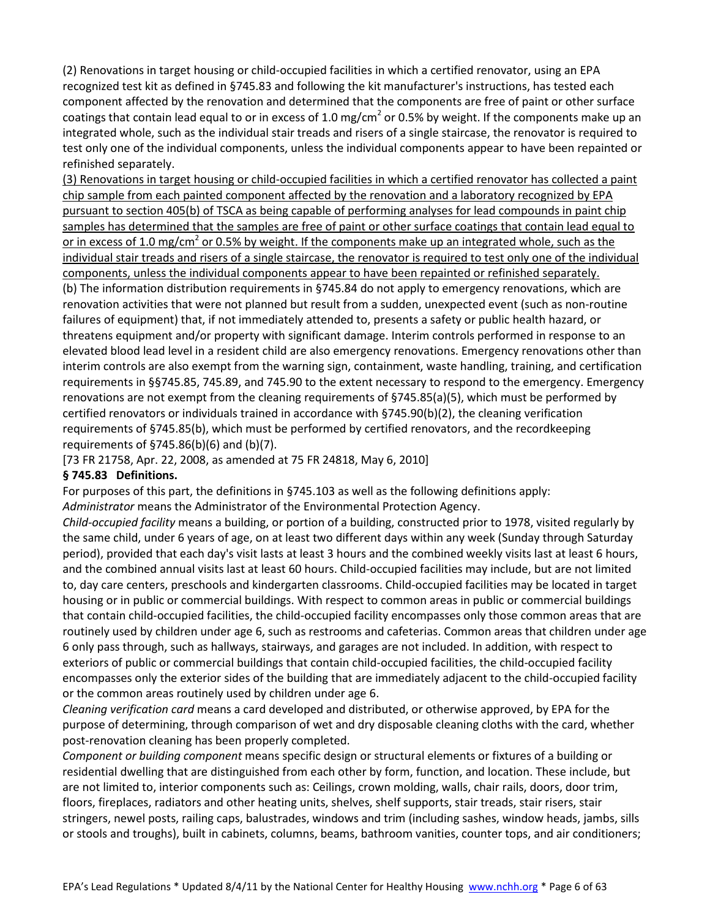(2) Renovations in target housing or child-occupied facilities in which a certified renovator, using an EPA recognized test kit as defined in §745.83 and following the kit manufacturer's instructions, has tested each component affected by the renovation and determined that the components are free of paint or other surface coatings that contain lead equal to or in excess of 1.0 mg/cm$^2$ or 0.5% by weight. If the components make up an integrated whole, such as the individual stair treads and risers of a single staircase, the renovator is required to test only one of the individual components, unless the individual components appear to have been repainted or refinished separately.

<u>(3) Renovations in target housing or child-occupied facilities in which a certified renovator has collected a paint chip sample from each painted component affected by the renovation and a laboratory recognized by EPA pursuant to section 405(b) of TSCA as being capable of performing analyses for lead compounds in paint chip samples has determined that the samples are free of paint or other surface coatings that contain lead equal to or in excess of 1.0 mg/cm$^2$ or 0.5% by weight. If the components make up an integrated whole, such as the individual stair treads and risers of a single staircase, the renovator is required to test only one of the individual components, unless the individual components appear to have been repainted or refinished separately.</u>

(b) The information distribution requirements in §745.84 do not apply to emergency renovations, which are renovation activities that were not planned but result from a sudden, unexpected event (such as non-routine failures of equipment) that, if not immediately attended to, presents a safety or public health hazard, or threatens equipment and/or property with significant damage. Interim controls performed in response to an elevated blood lead level in a resident child are also emergency renovations. Emergency renovations other than interim controls are also exempt from the warning sign, containment, waste handling, training, and certification requirements in §§745.85, 745.89, and 745.90 to the extent necessary to respond to the emergency. Emergency renovations are not exempt from the cleaning requirements of §745.85(a)(5), which must be performed by certified renovators or individuals trained in accordance with §745.90(b)(2), the cleaning verification requirements of §745.85(b), which must be performed by certified renovators, and the recordkeeping requirements of §745.86(b)(6) and (b)(7).

[73 FR 21758, Apr. 22, 2008, as amended at 75 FR 24818, May 6, 2010]

**§ 745.83 Definitions.**

For purposes of this part, the definitions in §745.103 as well as the following definitions apply:

*Administrator* means the Administrator of the Environmental Protection Agency.

*Child-occupied facility* means a building, or portion of a building, constructed prior to 1978, visited regularly by the same child, under 6 years of age, on at least two different days within any week (Sunday through Saturday period), provided that each day's visit lasts at least 3 hours and the combined weekly visits last at least 6 hours, and the combined annual visits last at least 60 hours. Child-occupied facilities may include, but are not limited to, day care centers, preschools and kindergarten classrooms. Child-occupied facilities may be located in target housing or in public or commercial buildings. With respect to common areas in public or commercial buildings that contain child-occupied facilities, the child-occupied facility encompasses only those common areas that are routinely used by children under age 6, such as restrooms and cafeterias. Common areas that children under age 6 only pass through, such as hallways, stairways, and garages are not included. In addition, with respect to exteriors of public or commercial buildings that contain child-occupied facilities, the child-occupied facility encompasses only the exterior sides of the building that are immediately adjacent to the child-occupied facility or the common areas routinely used by children under age 6.

*Cleaning verification card* means a card developed and distributed, or otherwise approved, by EPA for the purpose of determining, through comparison of wet and dry disposable cleaning cloths with the card, whether post-renovation cleaning has been properly completed.

*Component or building component* means specific design or structural elements or fixtures of a building or residential dwelling that are distinguished from each other by form, function, and location. These include, but are not limited to, interior components such as: Ceilings, crown molding, walls, chair rails, doors, door trim, floors, fireplaces, radiators and other heating units, shelves, shelf supports, stair treads, stair risers, stair stringers, newel posts, railing caps, balustrades, windows and trim (including sashes, window heads, jambs, sills or stools and troughs), built in cabinets, columns, beams, bathroom vanities, counter tops, and air conditioners;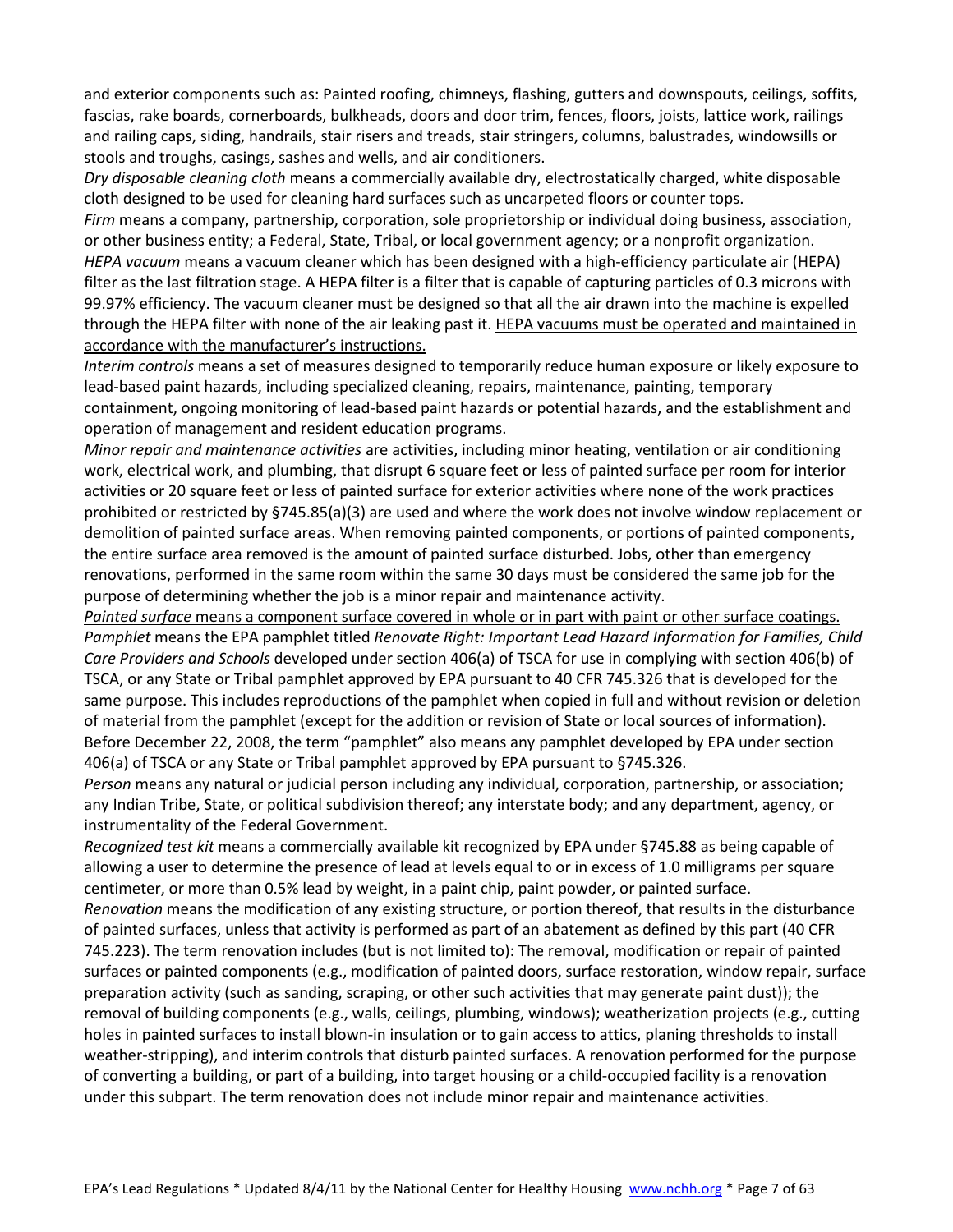and exterior components such as: Painted roofing, chimneys, flashing, gutters and downspouts, ceilings, soffits, fascias, rake boards, cornerboards, bulkheads, doors and door trim, fences, floors, joists, lattice work, railings and railing caps, siding, handrails, stair risers and treads, stair stringers, columns, balustrades, windowsills or stools and troughs, casings, sashes and wells, and air conditioners.

*Dry disposable cleaning cloth* means a commercially available dry, electrostatically charged, white disposable cloth designed to be used for cleaning hard surfaces such as uncarpeted floors or counter tops.

*Firm* means a company, partnership, corporation, sole proprietorship or individual doing business, association, or other business entity; a Federal, State, Tribal, or local government agency; or a nonprofit organization.

*HEPA vacuum* means a vacuum cleaner which has been designed with a high-efficiency particulate air (HEPA) filter as the last filtration stage. A HEPA filter is a filter that is capable of capturing particles of 0.3 microns with 99.97% efficiency. The vacuum cleaner must be designed so that all the air drawn into the machine is expelled through the HEPA filter with none of the air leaking past it. <u>HEPA vacuums must be operated and maintained in accordance with the manufacturer's instructions.</u>

*Interim controls* means a set of measures designed to temporarily reduce human exposure or likely exposure to lead-based paint hazards, including specialized cleaning, repairs, maintenance, painting, temporary containment, ongoing monitoring of lead-based paint hazards or potential hazards, and the establishment and operation of management and resident education programs.

*Minor repair and maintenance activities* are activities, including minor heating, ventilation or air conditioning work, electrical work, and plumbing, that disrupt 6 square feet or less of painted surface per room for interior activities or 20 square feet or less of painted surface for exterior activities where none of the work practices prohibited or restricted by §745.85(a)(3) are used and where the work does not involve window replacement or demolition of painted surface areas. When removing painted components, or portions of painted components, the entire surface area removed is the amount of painted surface disturbed. Jobs, other than emergency renovations, performed in the same room within the same 30 days must be considered the same job for the purpose of determining whether the job is a minor repair and maintenance activity.

<u>*Painted surface* means a component surface covered in whole or in part with paint or other surface coatings.</u>

*Pamphlet* means the EPA pamphlet titled *Renovate Right: Important Lead Hazard Information for Families, Child Care Providers and Schools* developed under section 406(a) of TSCA for use in complying with section 406(b) of TSCA, or any State or Tribal pamphlet approved by EPA pursuant to 40 CFR 745.326 that is developed for the same purpose. This includes reproductions of the pamphlet when copied in full and without revision or deletion of material from the pamphlet (except for the addition or revision of State or local sources of information). Before December 22, 2008, the term "pamphlet" also means any pamphlet developed by EPA under section 406(a) of TSCA or any State or Tribal pamphlet approved by EPA pursuant to §745.326.

*Person* means any natural or judicial person including any individual, corporation, partnership, or association; any Indian Tribe, State, or political subdivision thereof; any interstate body; and any department, agency, or instrumentality of the Federal Government.

*Recognized test kit* means a commercially available kit recognized by EPA under §745.88 as being capable of allowing a user to determine the presence of lead at levels equal to or in excess of 1.0 milligrams per square centimeter, or more than 0.5% lead by weight, in a paint chip, paint powder, or painted surface.

*Renovation* means the modification of any existing structure, or portion thereof, that results in the disturbance of painted surfaces, unless that activity is performed as part of an abatement as defined by this part (40 CFR 745.223). The term renovation includes (but is not limited to): The removal, modification or repair of painted surfaces or painted components (e.g., modification of painted doors, surface restoration, window repair, surface preparation activity (such as sanding, scraping, or other such activities that may generate paint dust)); the removal of building components (e.g., walls, ceilings, plumbing, windows); weatherization projects (e.g., cutting holes in painted surfaces to install blown-in insulation or to gain access to attics, planing thresholds to install weather-stripping), and interim controls that disturb painted surfaces. A renovation performed for the purpose of converting a building, or part of a building, into target housing or a child-occupied facility is a renovation under this subpart. The term renovation does not include minor repair and maintenance activities.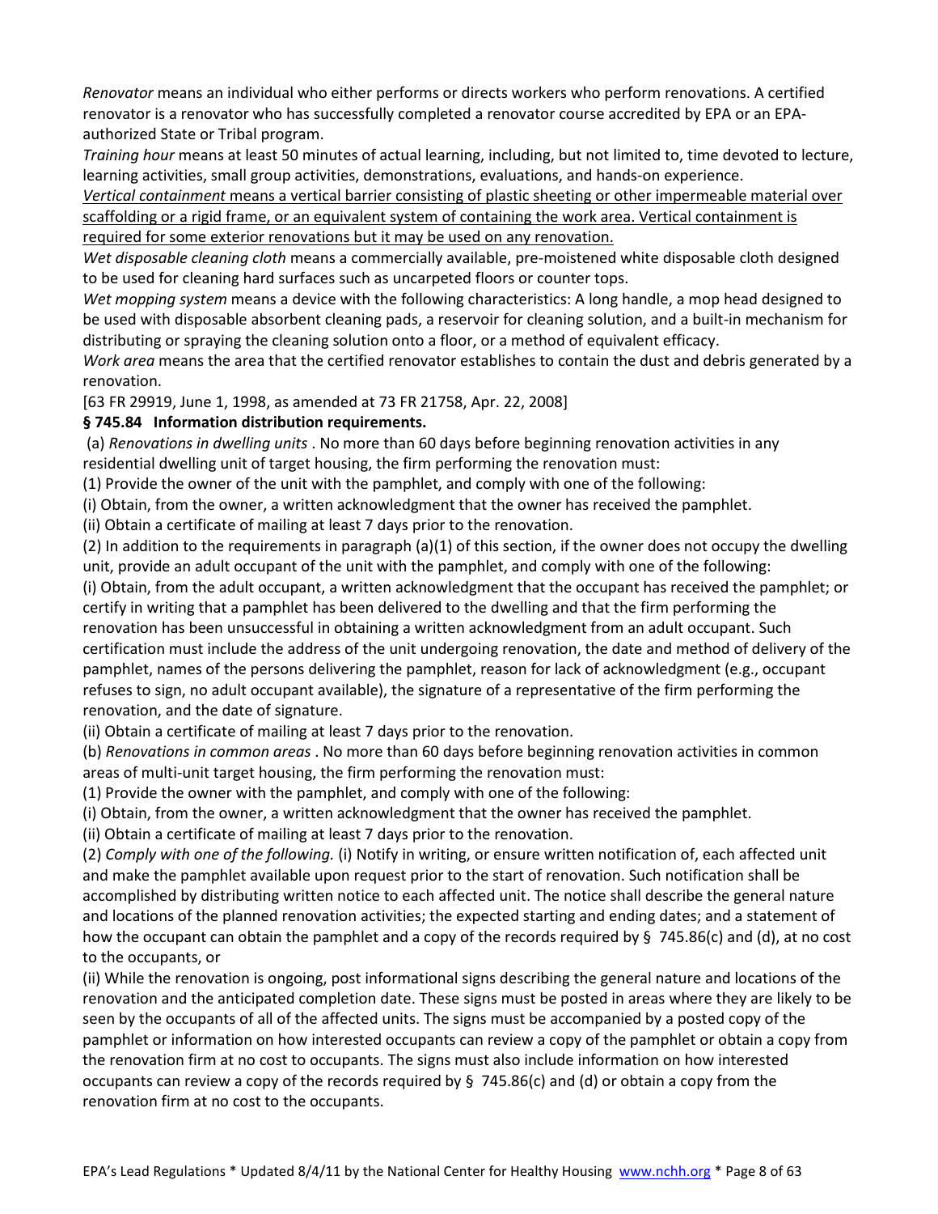*Renovator* means an individual who either performs or directs workers who perform renovations. A certified renovator is a renovator who has successfully completed a renovator course accredited by EPA or an EPA-authorized State or Tribal program.

*Training hour* means at least 50 minutes of actual learning, including, but not limited to, time devoted to lecture, learning activities, small group activities, demonstrations, evaluations, and hands-on experience.

<u>*Vertical containment* means a vertical barrier consisting of plastic sheeting or other impermeable material over scaffolding or a rigid frame, or an equivalent system of containing the work area. Vertical containment is required for some exterior renovations but it may be used on any renovation.</u>

*Wet disposable cleaning cloth* means a commercially available, pre-moistened white disposable cloth designed to be used for cleaning hard surfaces such as uncarpeted floors or counter tops.

*Wet mopping system* means a device with the following characteristics: A long handle, a mop head designed to be used with disposable absorbent cleaning pads, a reservoir for cleaning solution, and a built-in mechanism for distributing or spraying the cleaning solution onto a floor, or a method of equivalent efficacy.

*Work area* means the area that the certified renovator establishes to contain the dust and debris generated by a renovation.

[63 FR 29919, June 1, 1998, as amended at 73 FR 21758, Apr. 22, 2008]

**§ 745.84 Information distribution requirements.**

(a) *Renovations in dwelling units* . No more than 60 days before beginning renovation activities in any residential dwelling unit of target housing, the firm performing the renovation must:

(1) Provide the owner of the unit with the pamphlet, and comply with one of the following:

(i) Obtain, from the owner, a written acknowledgment that the owner has received the pamphlet.

(ii) Obtain a certificate of mailing at least 7 days prior to the renovation.

(2) In addition to the requirements in paragraph (a)(1) of this section, if the owner does not occupy the dwelling unit, provide an adult occupant of the unit with the pamphlet, and comply with one of the following:

(i) Obtain, from the adult occupant, a written acknowledgment that the occupant has received the pamphlet; or certify in writing that a pamphlet has been delivered to the dwelling and that the firm performing the renovation has been unsuccessful in obtaining a written acknowledgment from an adult occupant. Such certification must include the address of the unit undergoing renovation, the date and method of delivery of the pamphlet, names of the persons delivering the pamphlet, reason for lack of acknowledgment (e.g., occupant refuses to sign, no adult occupant available), the signature of a representative of the firm performing the renovation, and the date of signature.

(ii) Obtain a certificate of mailing at least 7 days prior to the renovation.

(b) *Renovations in common areas* . No more than 60 days before beginning renovation activities in common areas of multi-unit target housing, the firm performing the renovation must:

(1) Provide the owner with the pamphlet, and comply with one of the following:

(i) Obtain, from the owner, a written acknowledgment that the owner has received the pamphlet.

(ii) Obtain a certificate of mailing at least 7 days prior to the renovation.

(2) *Comply with one of the following.* (i) Notify in writing, or ensure written notification of, each affected unit and make the pamphlet available upon request prior to the start of renovation. Such notification shall be accomplished by distributing written notice to each affected unit. The notice shall describe the general nature and locations of the planned renovation activities; the expected starting and ending dates; and a statement of how the occupant can obtain the pamphlet and a copy of the records required by § 745.86(c) and (d), at no cost to the occupants, or

(ii) While the renovation is ongoing, post informational signs describing the general nature and locations of the renovation and the anticipated completion date. These signs must be posted in areas where they are likely to be seen by the occupants of all of the affected units. The signs must be accompanied by a posted copy of the pamphlet or information on how interested occupants can review a copy of the pamphlet or obtain a copy from the renovation firm at no cost to occupants. The signs must also include information on how interested occupants can review a copy of the records required by § 745.86(c) and (d) or obtain a copy from the renovation firm at no cost to the occupants.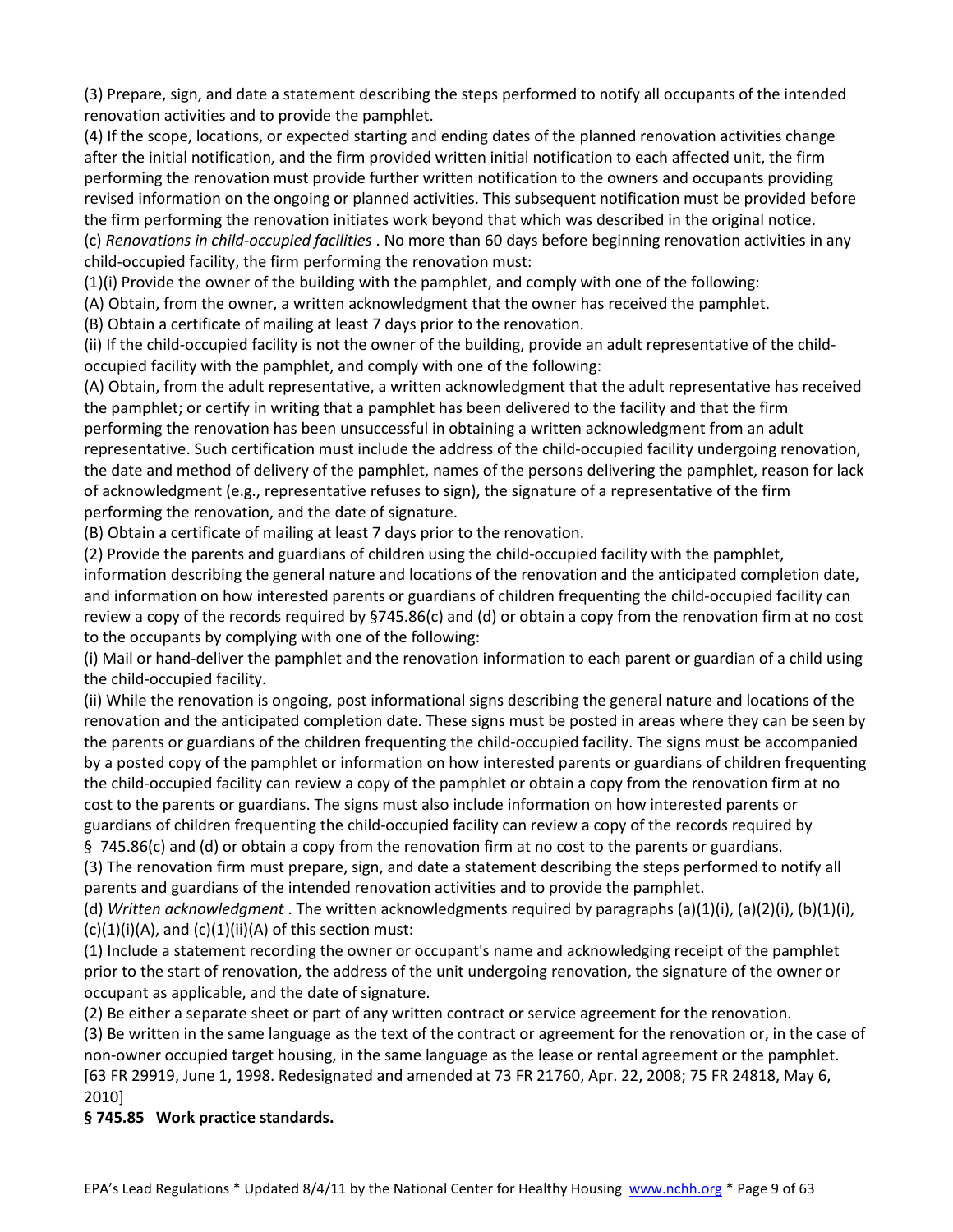(3) Prepare, sign, and date a statement describing the steps performed to notify all occupants of the intended renovation activities and to provide the pamphlet.

(4) If the scope, locations, or expected starting and ending dates of the planned renovation activities change after the initial notification, and the firm provided written initial notification to each affected unit, the firm performing the renovation must provide further written notification to the owners and occupants providing revised information on the ongoing or planned activities. This subsequent notification must be provided before the firm performing the renovation initiates work beyond that which was described in the original notice.

(c) *Renovations in child-occupied facilities* . No more than 60 days before beginning renovation activities in any child-occupied facility, the firm performing the renovation must:

(1)(i) Provide the owner of the building with the pamphlet, and comply with one of the following:

(A) Obtain, from the owner, a written acknowledgment that the owner has received the pamphlet.

(B) Obtain a certificate of mailing at least 7 days prior to the renovation.

(ii) If the child-occupied facility is not the owner of the building, provide an adult representative of the child-occupied facility with the pamphlet, and comply with one of the following:

(A) Obtain, from the adult representative, a written acknowledgment that the adult representative has received the pamphlet; or certify in writing that a pamphlet has been delivered to the facility and that the firm performing the renovation has been unsuccessful in obtaining a written acknowledgment from an adult representative. Such certification must include the address of the child-occupied facility undergoing renovation, the date and method of delivery of the pamphlet, names of the persons delivering the pamphlet, reason for lack of acknowledgment (e.g., representative refuses to sign), the signature of a representative of the firm performing the renovation, and the date of signature.

(B) Obtain a certificate of mailing at least 7 days prior to the renovation.

(2) Provide the parents and guardians of children using the child-occupied facility with the pamphlet, information describing the general nature and locations of the renovation and the anticipated completion date, and information on how interested parents or guardians of children frequenting the child-occupied facility can review a copy of the records required by §745.86(c) and (d) or obtain a copy from the renovation firm at no cost to the occupants by complying with one of the following:

(i) Mail or hand-deliver the pamphlet and the renovation information to each parent or guardian of a child using the child-occupied facility.

(ii) While the renovation is ongoing, post informational signs describing the general nature and locations of the renovation and the anticipated completion date. These signs must be posted in areas where they can be seen by the parents or guardians of the children frequenting the child-occupied facility. The signs must be accompanied by a posted copy of the pamphlet or information on how interested parents or guardians of children frequenting the child-occupied facility can review a copy of the pamphlet or obtain a copy from the renovation firm at no cost to the parents or guardians. The signs must also include information on how interested parents or guardians of children frequenting the child-occupied facility can review a copy of the records required by § 745.86(c) and (d) or obtain a copy from the renovation firm at no cost to the parents or guardians.

(3) The renovation firm must prepare, sign, and date a statement describing the steps performed to notify all parents and guardians of the intended renovation activities and to provide the pamphlet.

(d) *Written acknowledgment* . The written acknowledgments required by paragraphs (a)(1)(i), (a)(2)(i), (b)(1)(i), (c)(1)(i)(A), and (c)(1)(ii)(A) of this section must:

(1) Include a statement recording the owner or occupant's name and acknowledging receipt of the pamphlet prior to the start of renovation, the address of the unit undergoing renovation, the signature of the owner or occupant as applicable, and the date of signature.

(2) Be either a separate sheet or part of any written contract or service agreement for the renovation.

(3) Be written in the same language as the text of the contract or agreement for the renovation or, in the case of non-owner occupied target housing, in the same language as the lease or rental agreement or the pamphlet.

[63 FR 29919, June 1, 1998. Redesignated and amended at 73 FR 21760, Apr. 22, 2008; 75 FR 24818, May 6, 2010]

**§ 745.85 Work practice standards.**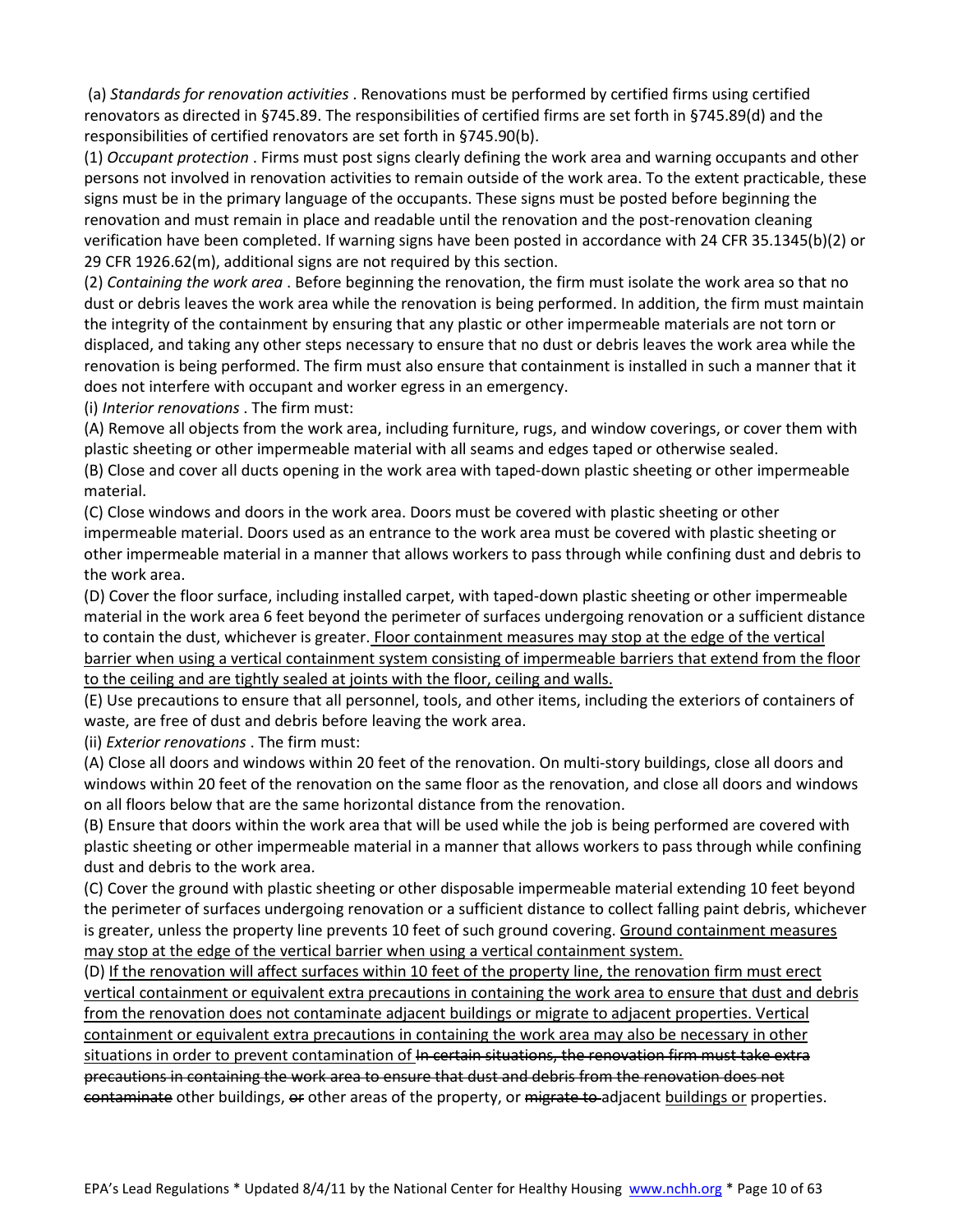(a) *Standards for renovation activities* . Renovations must be performed by certified firms using certified renovators as directed in §745.89. The responsibilities of certified firms are set forth in §745.89(d) and the responsibilities of certified renovators are set forth in §745.90(b).

(1) *Occupant protection* . Firms must post signs clearly defining the work area and warning occupants and other persons not involved in renovation activities to remain outside of the work area. To the extent practicable, these signs must be in the primary language of the occupants. These signs must be posted before beginning the renovation and must remain in place and readable until the renovation and the post-renovation cleaning verification have been completed. If warning signs have been posted in accordance with 24 CFR 35.1345(b)(2) or 29 CFR 1926.62(m), additional signs are not required by this section.

(2) *Containing the work area* . Before beginning the renovation, the firm must isolate the work area so that no dust or debris leaves the work area while the renovation is being performed. In addition, the firm must maintain the integrity of the containment by ensuring that any plastic or other impermeable materials are not torn or displaced, and taking any other steps necessary to ensure that no dust or debris leaves the work area while the renovation is being performed. The firm must also ensure that containment is installed in such a manner that it does not interfere with occupant and worker egress in an emergency.

(i) *Interior renovations* . The firm must:

(A) Remove all objects from the work area, including furniture, rugs, and window coverings, or cover them with plastic sheeting or other impermeable material with all seams and edges taped or otherwise sealed.

(B) Close and cover all ducts opening in the work area with taped-down plastic sheeting or other impermeable material.

(C) Close windows and doors in the work area. Doors must be covered with plastic sheeting or other impermeable material. Doors used as an entrance to the work area must be covered with plastic sheeting or other impermeable material in a manner that allows workers to pass through while confining dust and debris to the work area.

(D) Cover the floor surface, including installed carpet, with taped-down plastic sheeting or other impermeable material in the work area 6 feet beyond the perimeter of surfaces undergoing renovation or a sufficient distance to contain the dust, whichever is greater. <u>Floor containment measures may stop at the edge of the vertical barrier when using a vertical containment system consisting of impermeable barriers that extend from the floor to the ceiling and are tightly sealed at joints with the floor, ceiling and walls.</u>

(E) Use precautions to ensure that all personnel, tools, and other items, including the exteriors of containers of waste, are free of dust and debris before leaving the work area.

(ii) *Exterior renovations* . The firm must:

(A) Close all doors and windows within 20 feet of the renovation. On multi-story buildings, close all doors and windows within 20 feet of the renovation on the same floor as the renovation, and close all doors and windows on all floors below that are the same horizontal distance from the renovation.

(B) Ensure that doors within the work area that will be used while the job is being performed are covered with plastic sheeting or other impermeable material in a manner that allows workers to pass through while confining dust and debris to the work area.

(C) Cover the ground with plastic sheeting or other disposable impermeable material extending 10 feet beyond the perimeter of surfaces undergoing renovation or a sufficient distance to collect falling paint debris, whichever is greater, unless the property line prevents 10 feet of such ground covering. <u>Ground containment measures may stop at the edge of the vertical barrier when using a vertical containment system.</u>

(D) <u>If the renovation will affect surfaces within 10 feet of the property line, the renovation firm must erect vertical containment or equivalent extra precautions in containing the work area to ensure that dust and debris from the renovation does not contaminate adjacent buildings or migrate to adjacent properties. Vertical containment or equivalent extra precautions in containing the work area may also be necessary in other situations in order to prevent contamination of</u> ~~In certain situations, the renovation firm must take extra precautions in containing the work area to ensure that dust and debris from the renovation does not contaminate~~ other buildings, ~~or~~ other areas of the property, or ~~migrate to~~ adjacent <u>buildings or</u> properties.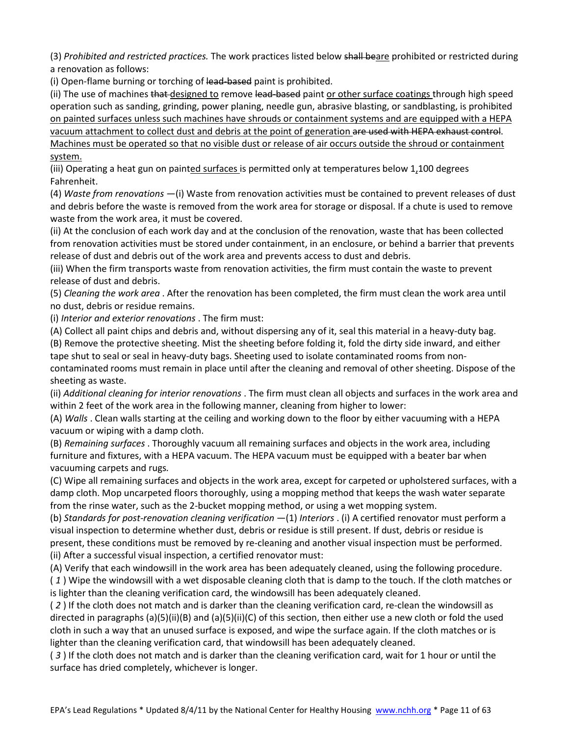(3) *Prohibited and restricted practices.* The work practices listed below ~~shall be~~<u>are</u> prohibited or restricted during a renovation as follows:

(i) Open-flame burning or torching of ~~lead-based~~ paint is prohibited.

(ii) The use of machines ~~that~~ <u>designed to</u> remove ~~lead-based~~ paint <u>or other surface coatings</u> through high speed operation such as sanding, grinding, power planing, needle gun, abrasive blasting, or sandblasting, is prohibited <u>on painted surfaces unless such machines have shrouds or containment systems and are equipped with a HEPA vacuum attachment to collect dust and debris at the point of generation</u> ~~are used with HEPA exhaust control~~. <u>Machines must be operated so that no visible dust or release of air occurs outside the shroud or containment system.</u>

(iii) Operating a heat gun on paint<u>ed surfaces</u> is permitted only at temperatures below 1,100 degrees Fahrenheit.

(4) *Waste from renovations* —(i) Waste from renovation activities must be contained to prevent releases of dust and debris before the waste is removed from the work area for storage or disposal. If a chute is used to remove waste from the work area, it must be covered.

(ii) At the conclusion of each work day and at the conclusion of the renovation, waste that has been collected from renovation activities must be stored under containment, in an enclosure, or behind a barrier that prevents release of dust and debris out of the work area and prevents access to dust and debris.

(iii) When the firm transports waste from renovation activities, the firm must contain the waste to prevent release of dust and debris.

(5) *Cleaning the work area* . After the renovation has been completed, the firm must clean the work area until no dust, debris or residue remains.

(i) *Interior and exterior renovations* . The firm must:

(A) Collect all paint chips and debris and, without dispersing any of it, seal this material in a heavy-duty bag.

(B) Remove the protective sheeting. Mist the sheeting before folding it, fold the dirty side inward, and either tape shut to seal or seal in heavy-duty bags. Sheeting used to isolate contaminated rooms from non-contaminated rooms must remain in place until after the cleaning and removal of other sheeting. Dispose of the sheeting as waste.

(ii) *Additional cleaning for interior renovations* . The firm must clean all objects and surfaces in the work area and within 2 feet of the work area in the following manner, cleaning from higher to lower:

(A) *Walls* . Clean walls starting at the ceiling and working down to the floor by either vacuuming with a HEPA vacuum or wiping with a damp cloth.

(B) *Remaining surfaces* . Thoroughly vacuum all remaining surfaces and objects in the work area, including furniture and fixtures, with a HEPA vacuum. The HEPA vacuum must be equipped with a beater bar when vacuuming carpets and rugs.

(C) Wipe all remaining surfaces and objects in the work area, except for carpeted or upholstered surfaces, with a damp cloth. Mop uncarpeted floors thoroughly, using a mopping method that keeps the wash water separate from the rinse water, such as the 2-bucket mopping method, or using a wet mopping system.

(b) *Standards for post-renovation cleaning verification* —(1) *Interiors* . (i) A certified renovator must perform a visual inspection to determine whether dust, debris or residue is still present. If dust, debris or residue is present, these conditions must be removed by re-cleaning and another visual inspection must be performed.

(ii) After a successful visual inspection, a certified renovator must:

(A) Verify that each windowsill in the work area has been adequately cleaned, using the following procedure.

( *1* ) Wipe the windowsill with a wet disposable cleaning cloth that is damp to the touch. If the cloth matches or is lighter than the cleaning verification card, the windowsill has been adequately cleaned.

( *2* ) If the cloth does not match and is darker than the cleaning verification card, re-clean the windowsill as directed in paragraphs (a)(5)(ii)(B) and (a)(5)(ii)(C) of this section, then either use a new cloth or fold the used cloth in such a way that an unused surface is exposed, and wipe the surface again. If the cloth matches or is lighter than the cleaning verification card, that windowsill has been adequately cleaned.

( *3* ) If the cloth does not match and is darker than the cleaning verification card, wait for 1 hour or until the surface has dried completely, whichever is longer.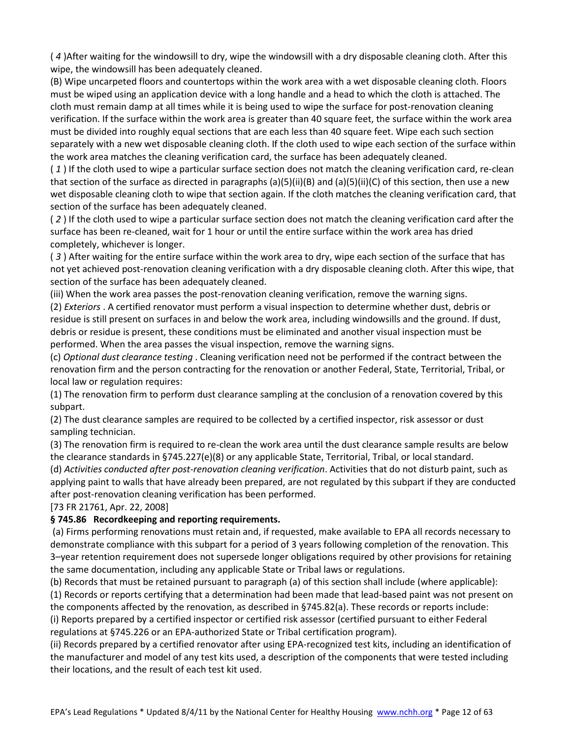( *4* )After waiting for the windowsill to dry, wipe the windowsill with a dry disposable cleaning cloth. After this wipe, the windowsill has been adequately cleaned.

(B) Wipe uncarpeted floors and countertops within the work area with a wet disposable cleaning cloth. Floors must be wiped using an application device with a long handle and a head to which the cloth is attached. The cloth must remain damp at all times while it is being used to wipe the surface for post-renovation cleaning verification. If the surface within the work area is greater than 40 square feet, the surface within the work area must be divided into roughly equal sections that are each less than 40 square feet. Wipe each such section separately with a new wet disposable cleaning cloth. If the cloth used to wipe each section of the surface within the work area matches the cleaning verification card, the surface has been adequately cleaned.

( *1* ) If the cloth used to wipe a particular surface section does not match the cleaning verification card, re-clean that section of the surface as directed in paragraphs (a)(5)(ii)(B) and (a)(5)(ii)(C) of this section, then use a new wet disposable cleaning cloth to wipe that section again. If the cloth matches the cleaning verification card, that section of the surface has been adequately cleaned.

( *2* ) If the cloth used to wipe a particular surface section does not match the cleaning verification card after the surface has been re-cleaned, wait for 1 hour or until the entire surface within the work area has dried completely, whichever is longer.

( *3* ) After waiting for the entire surface within the work area to dry, wipe each section of the surface that has not yet achieved post-renovation cleaning verification with a dry disposable cleaning cloth. After this wipe, that section of the surface has been adequately cleaned.

(iii) When the work area passes the post-renovation cleaning verification, remove the warning signs.

(2) *Exteriors* . A certified renovator must perform a visual inspection to determine whether dust, debris or residue is still present on surfaces in and below the work area, including windowsills and the ground. If dust, debris or residue is present, these conditions must be eliminated and another visual inspection must be performed. When the area passes the visual inspection, remove the warning signs.

(c) *Optional dust clearance testing* . Cleaning verification need not be performed if the contract between the renovation firm and the person contracting for the renovation or another Federal, State, Territorial, Tribal, or local law or regulation requires:

(1) The renovation firm to perform dust clearance sampling at the conclusion of a renovation covered by this subpart.

(2) The dust clearance samples are required to be collected by a certified inspector, risk assessor or dust sampling technician.

(3) The renovation firm is required to re-clean the work area until the dust clearance sample results are below the clearance standards in §745.227(e)(8) or any applicable State, Territorial, Tribal, or local standard.

(d) *Activities conducted after post-renovation cleaning verification*. Activities that do not disturb paint, such as applying paint to walls that have already been prepared, are not regulated by this subpart if they are conducted after post-renovation cleaning verification has been performed.

[73 FR 21761, Apr. 22, 2008]

**§ 745.86 Recordkeeping and reporting requirements.**

(a) Firms performing renovations must retain and, if requested, make available to EPA all records necessary to demonstrate compliance with this subpart for a period of 3 years following completion of the renovation. This 3–year retention requirement does not supersede longer obligations required by other provisions for retaining the same documentation, including any applicable State or Tribal laws or regulations.

(b) Records that must be retained pursuant to paragraph (a) of this section shall include (where applicable):

(1) Records or reports certifying that a determination had been made that lead-based paint was not present on the components affected by the renovation, as described in §745.82(a). These records or reports include:

(i) Reports prepared by a certified inspector or certified risk assessor (certified pursuant to either Federal regulations at §745.226 or an EPA-authorized State or Tribal certification program).

(ii) Records prepared by a certified renovator after using EPA-recognized test kits, including an identification of the manufacturer and model of any test kits used, a description of the components that were tested including their locations, and the result of each test kit used.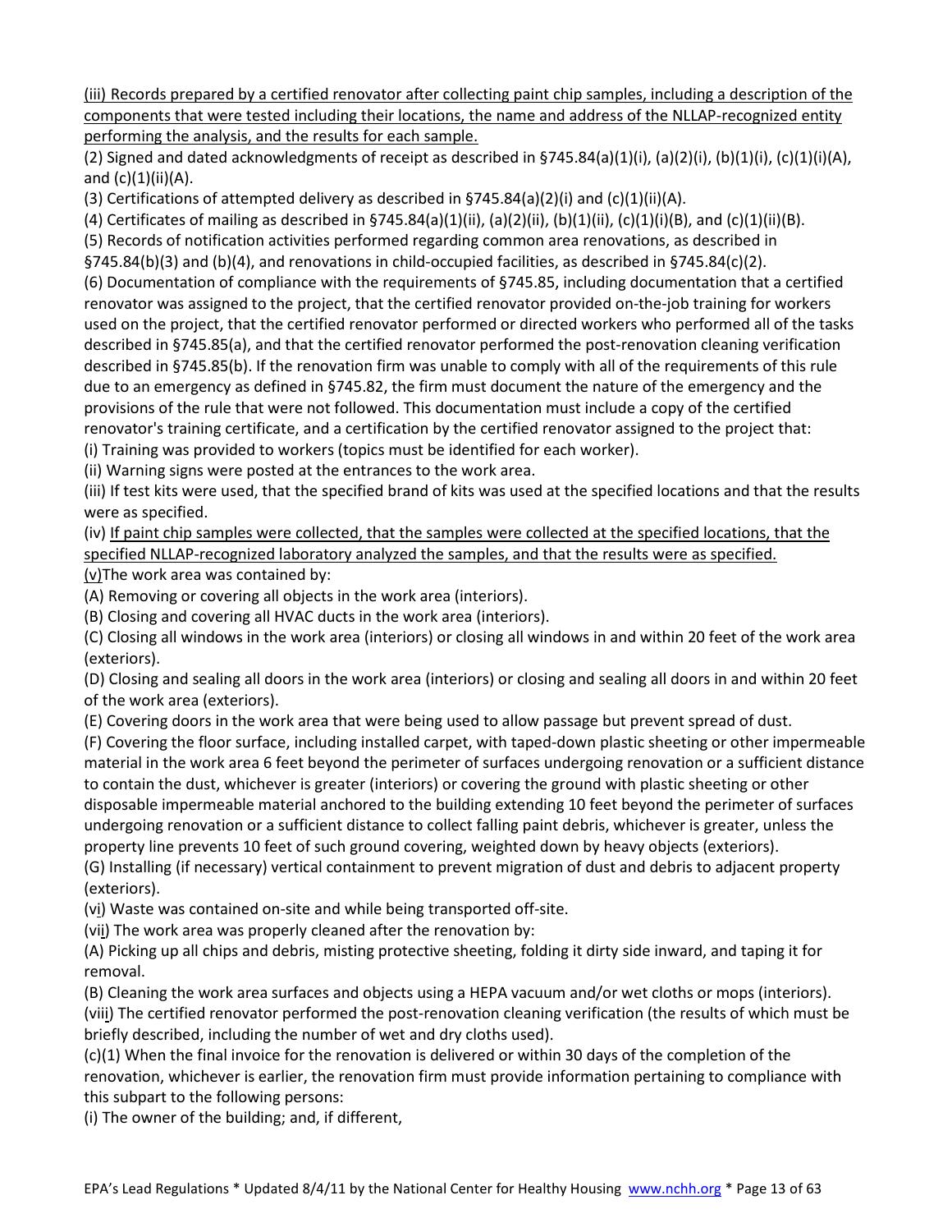(iii) Records prepared by a certified renovator after collecting paint chip samples, including a description of the components that were tested including their locations, the name and address of the NLLAP-recognized entity performing the analysis, and the results for each sample.

(2) Signed and dated acknowledgments of receipt as described in §745.84(a)(1)(i), (a)(2)(i), (b)(1)(i), (c)(1)(i)(A), and (c)(1)(ii)(A).

(3) Certifications of attempted delivery as described in §745.84(a)(2)(i) and (c)(1)(ii)(A).

(4) Certificates of mailing as described in §745.84(a)(1)(ii), (a)(2)(ii), (b)(1)(ii), (c)(1)(i)(B), and (c)(1)(ii)(B).

(5) Records of notification activities performed regarding common area renovations, as described in §745.84(b)(3) and (b)(4), and renovations in child-occupied facilities, as described in §745.84(c)(2).

(6) Documentation of compliance with the requirements of §745.85, including documentation that a certified renovator was assigned to the project, that the certified renovator provided on-the-job training for workers used on the project, that the certified renovator performed or directed workers who performed all of the tasks described in §745.85(a), and that the certified renovator performed the post-renovation cleaning verification described in §745.85(b). If the renovation firm was unable to comply with all of the requirements of this rule due to an emergency as defined in §745.82, the firm must document the nature of the emergency and the provisions of the rule that were not followed. This documentation must include a copy of the certified renovator's training certificate, and a certification by the certified renovator assigned to the project that:

(i) Training was provided to workers (topics must be identified for each worker).

(ii) Warning signs were posted at the entrances to the work area.

(iii) If test kits were used, that the specified brand of kits was used at the specified locations and that the results were as specified.

(iv) If paint chip samples were collected, that the samples were collected at the specified locations, that the specified NLLAP-recognized laboratory analyzed the samples, and that the results were as specified.

(v)The work area was contained by:

(A) Removing or covering all objects in the work area (interiors).

(B) Closing and covering all HVAC ducts in the work area (interiors).

(C) Closing all windows in the work area (interiors) or closing all windows in and within 20 feet of the work area (exteriors).

(D) Closing and sealing all doors in the work area (interiors) or closing and sealing all doors in and within 20 feet of the work area (exteriors).

(E) Covering doors in the work area that were being used to allow passage but prevent spread of dust.

(F) Covering the floor surface, including installed carpet, with taped-down plastic sheeting or other impermeable material in the work area 6 feet beyond the perimeter of surfaces undergoing renovation or a sufficient distance to contain the dust, whichever is greater (interiors) or covering the ground with plastic sheeting or other disposable impermeable material anchored to the building extending 10 feet beyond the perimeter of surfaces undergoing renovation or a sufficient distance to collect falling paint debris, whichever is greater, unless the property line prevents 10 feet of such ground covering, weighted down by heavy objects (exteriors).

(G) Installing (if necessary) vertical containment to prevent migration of dust and debris to adjacent property (exteriors).

(vi) Waste was contained on-site and while being transported off-site.

(vii) The work area was properly cleaned after the renovation by:

(A) Picking up all chips and debris, misting protective sheeting, folding it dirty side inward, and taping it for removal.

(B) Cleaning the work area surfaces and objects using a HEPA vacuum and/or wet cloths or mops (interiors).

(viii) The certified renovator performed the post-renovation cleaning verification (the results of which must be briefly described, including the number of wet and dry cloths used).

(c)(1) When the final invoice for the renovation is delivered or within 30 days of the completion of the renovation, whichever is earlier, the renovation firm must provide information pertaining to compliance with this subpart to the following persons:

(i) The owner of the building; and, if different,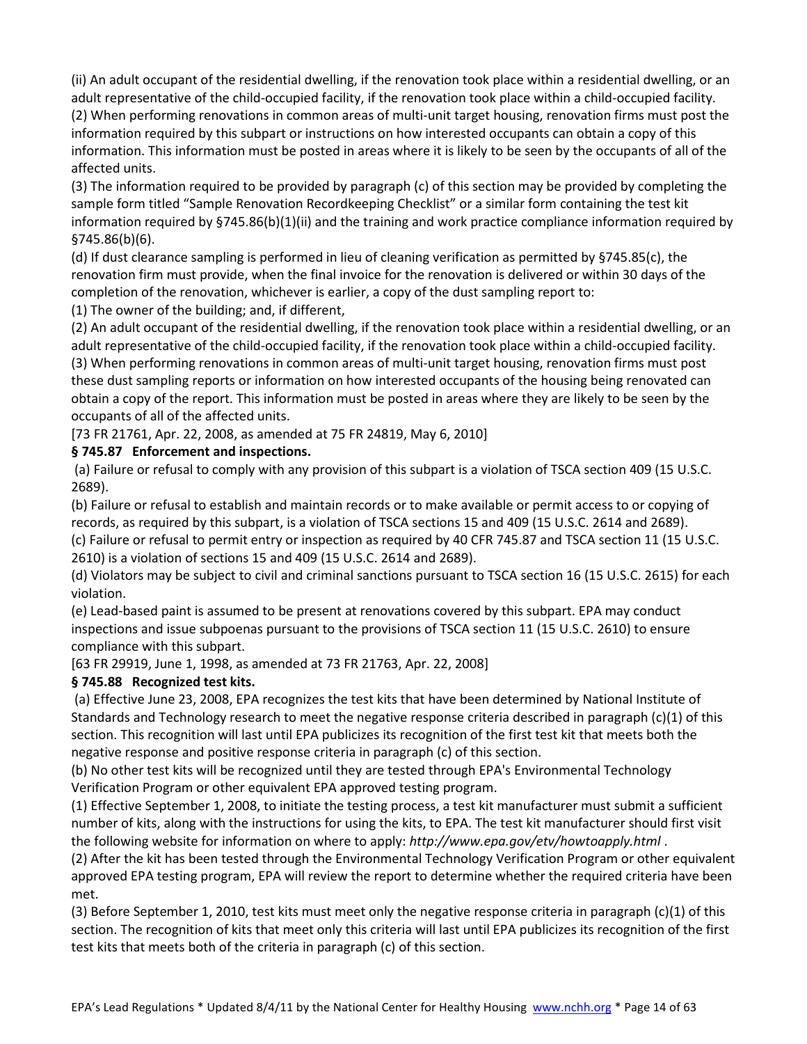(ii) An adult occupant of the residential dwelling, if the renovation took place within a residential dwelling, or an adult representative of the child-occupied facility, if the renovation took place within a child-occupied facility.

(2) When performing renovations in common areas of multi-unit target housing, renovation firms must post the information required by this subpart or instructions on how interested occupants can obtain a copy of this information. This information must be posted in areas where it is likely to be seen by the occupants of all of the affected units.

(3) The information required to be provided by paragraph (c) of this section may be provided by completing the sample form titled "Sample Renovation Recordkeeping Checklist" or a similar form containing the test kit information required by §745.86(b)(1)(ii) and the training and work practice compliance information required by §745.86(b)(6).

(d) If dust clearance sampling is performed in lieu of cleaning verification as permitted by §745.85(c), the renovation firm must provide, when the final invoice for the renovation is delivered or within 30 days of the completion of the renovation, whichever is earlier, a copy of the dust sampling report to:

(1) The owner of the building; and, if different,

(2) An adult occupant of the residential dwelling, if the renovation took place within a residential dwelling, or an adult representative of the child-occupied facility, if the renovation took place within a child-occupied facility.

(3) When performing renovations in common areas of multi-unit target housing, renovation firms must post these dust sampling reports or information on how interested occupants of the housing being renovated can obtain a copy of the report. This information must be posted in areas where they are likely to be seen by the occupants of all of the affected units.

[73 FR 21761, Apr. 22, 2008, as amended at 75 FR 24819, May 6, 2010]

**§ 745.87 Enforcement and inspections.**

(a) Failure or refusal to comply with any provision of this subpart is a violation of TSCA section 409 (15 U.S.C. 2689).

(b) Failure or refusal to establish and maintain records or to make available or permit access to or copying of records, as required by this subpart, is a violation of TSCA sections 15 and 409 (15 U.S.C. 2614 and 2689).

(c) Failure or refusal to permit entry or inspection as required by 40 CFR 745.87 and TSCA section 11 (15 U.S.C. 2610) is a violation of sections 15 and 409 (15 U.S.C. 2614 and 2689).

(d) Violators may be subject to civil and criminal sanctions pursuant to TSCA section 16 (15 U.S.C. 2615) for each violation.

(e) Lead-based paint is assumed to be present at renovations covered by this subpart. EPA may conduct inspections and issue subpoenas pursuant to the provisions of TSCA section 11 (15 U.S.C. 2610) to ensure compliance with this subpart.

[63 FR 29919, June 1, 1998, as amended at 73 FR 21763, Apr. 22, 2008]

**§ 745.88 Recognized test kits.**

(a) Effective June 23, 2008, EPA recognizes the test kits that have been determined by National Institute of Standards and Technology research to meet the negative response criteria described in paragraph (c)(1) of this section. This recognition will last until EPA publicizes its recognition of the first test kit that meets both the negative response and positive response criteria in paragraph (c) of this section.

(b) No other test kits will be recognized until they are tested through EPA's Environmental Technology Verification Program or other equivalent EPA approved testing program.

(1) Effective September 1, 2008, to initiate the testing process, a test kit manufacturer must submit a sufficient number of kits, along with the instructions for using the kits, to EPA. The test kit manufacturer should first visit the following website for information on where to apply: *http://www.epa.gov/etv/howtoapply.html* .

(2) After the kit has been tested through the Environmental Technology Verification Program or other equivalent approved EPA testing program, EPA will review the report to determine whether the required criteria have been met.

(3) Before September 1, 2010, test kits must meet only the negative response criteria in paragraph (c)(1) of this section. The recognition of kits that meet only this criteria will last until EPA publicizes its recognition of the first test kits that meets both of the criteria in paragraph (c) of this section.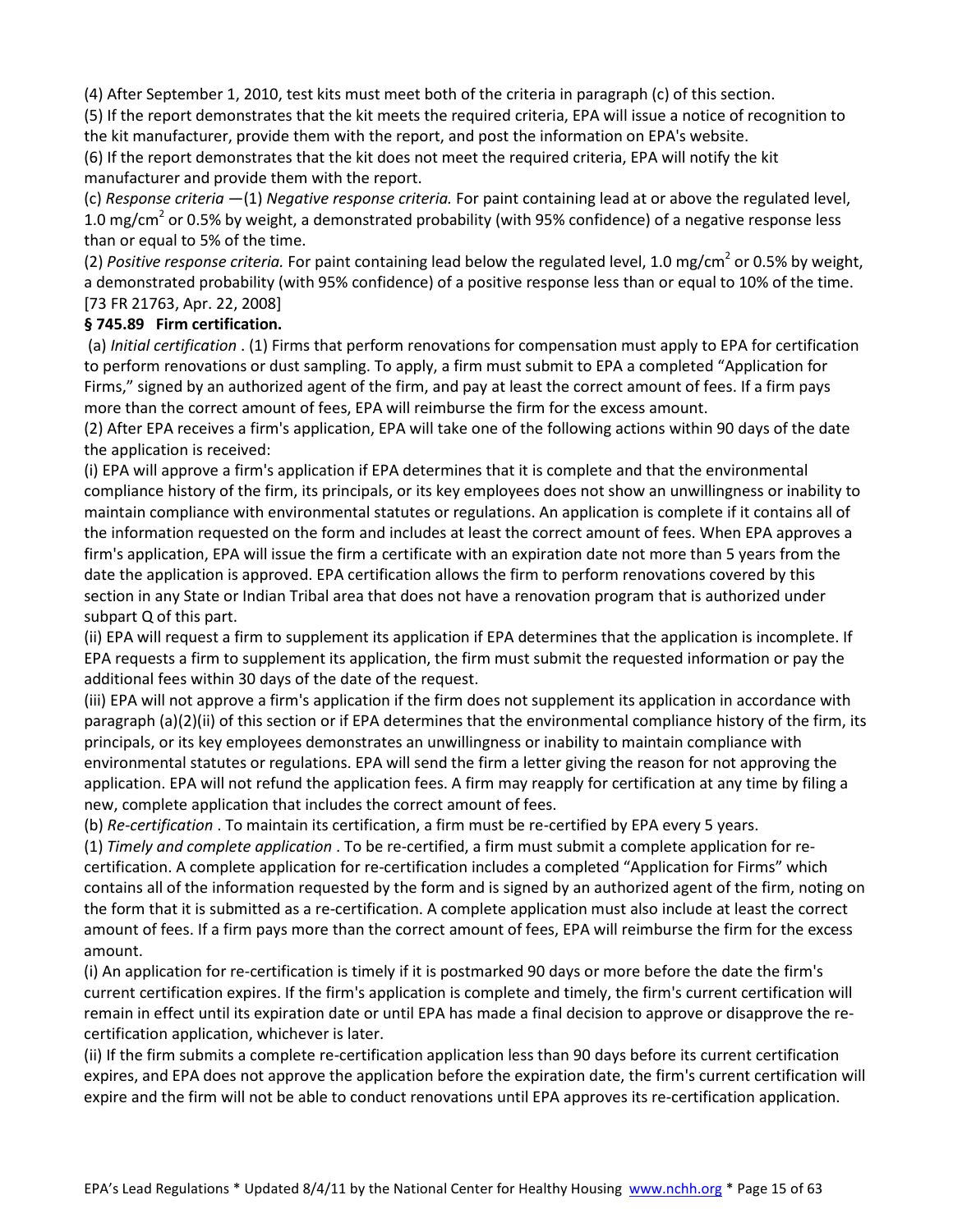(4) After September 1, 2010, test kits must meet both of the criteria in paragraph (c) of this section.
(5) If the report demonstrates that the kit meets the required criteria, EPA will issue a notice of recognition to the kit manufacturer, provide them with the report, and post the information on EPA's website.
(6) If the report demonstrates that the kit does not meet the required criteria, EPA will notify the kit manufacturer and provide them with the report.
(c) *Response criteria* —(1) *Negative response criteria.* For paint containing lead at or above the regulated level, 1.0 mg/cm$^2$ or 0.5% by weight, a demonstrated probability (with 95% confidence) of a negative response less than or equal to 5% of the time.
(2) *Positive response criteria.* For paint containing lead below the regulated level, 1.0 mg/cm$^2$ or 0.5% by weight, a demonstrated probability (with 95% confidence) of a positive response less than or equal to 10% of the time.
[73 FR 21763, Apr. 22, 2008]

**§ 745.89 Firm certification.**

(a) *Initial certification* . (1) Firms that perform renovations for compensation must apply to EPA for certification to perform renovations or dust sampling. To apply, a firm must submit to EPA a completed "Application for Firms," signed by an authorized agent of the firm, and pay at least the correct amount of fees. If a firm pays more than the correct amount of fees, EPA will reimburse the firm for the excess amount.
(2) After EPA receives a firm's application, EPA will take one of the following actions within 90 days of the date the application is received:
(i) EPA will approve a firm's application if EPA determines that it is complete and that the environmental compliance history of the firm, its principals, or its key employees does not show an unwillingness or inability to maintain compliance with environmental statutes or regulations. An application is complete if it contains all of the information requested on the form and includes at least the correct amount of fees. When EPA approves a firm's application, EPA will issue the firm a certificate with an expiration date not more than 5 years from the date the application is approved. EPA certification allows the firm to perform renovations covered by this section in any State or Indian Tribal area that does not have a renovation program that is authorized under subpart Q of this part.
(ii) EPA will request a firm to supplement its application if EPA determines that the application is incomplete. If EPA requests a firm to supplement its application, the firm must submit the requested information or pay the additional fees within 30 days of the date of the request.
(iii) EPA will not approve a firm's application if the firm does not supplement its application in accordance with paragraph (a)(2)(ii) of this section or if EPA determines that the environmental compliance history of the firm, its principals, or its key employees demonstrates an unwillingness or inability to maintain compliance with environmental statutes or regulations. EPA will send the firm a letter giving the reason for not approving the application. EPA will not refund the application fees. A firm may reapply for certification at any time by filing a new, complete application that includes the correct amount of fees.
(b) *Re-certification* . To maintain its certification, a firm must be re-certified by EPA every 5 years.
(1) *Timely and complete application* . To be re-certified, a firm must submit a complete application for re-certification. A complete application for re-certification includes a completed "Application for Firms" which contains all of the information requested by the form and is signed by an authorized agent of the firm, noting on the form that it is submitted as a re-certification. A complete application must also include at least the correct amount of fees. If a firm pays more than the correct amount of fees, EPA will reimburse the firm for the excess amount.
(i) An application for re-certification is timely if it is postmarked 90 days or more before the date the firm's current certification expires. If the firm's application is complete and timely, the firm's current certification will remain in effect until its expiration date or until EPA has made a final decision to approve or disapprove the re-certification application, whichever is later.
(ii) If the firm submits a complete re-certification application less than 90 days before its current certification expires, and EPA does not approve the application before the expiration date, the firm's current certification will expire and the firm will not be able to conduct renovations until EPA approves its re-certification application.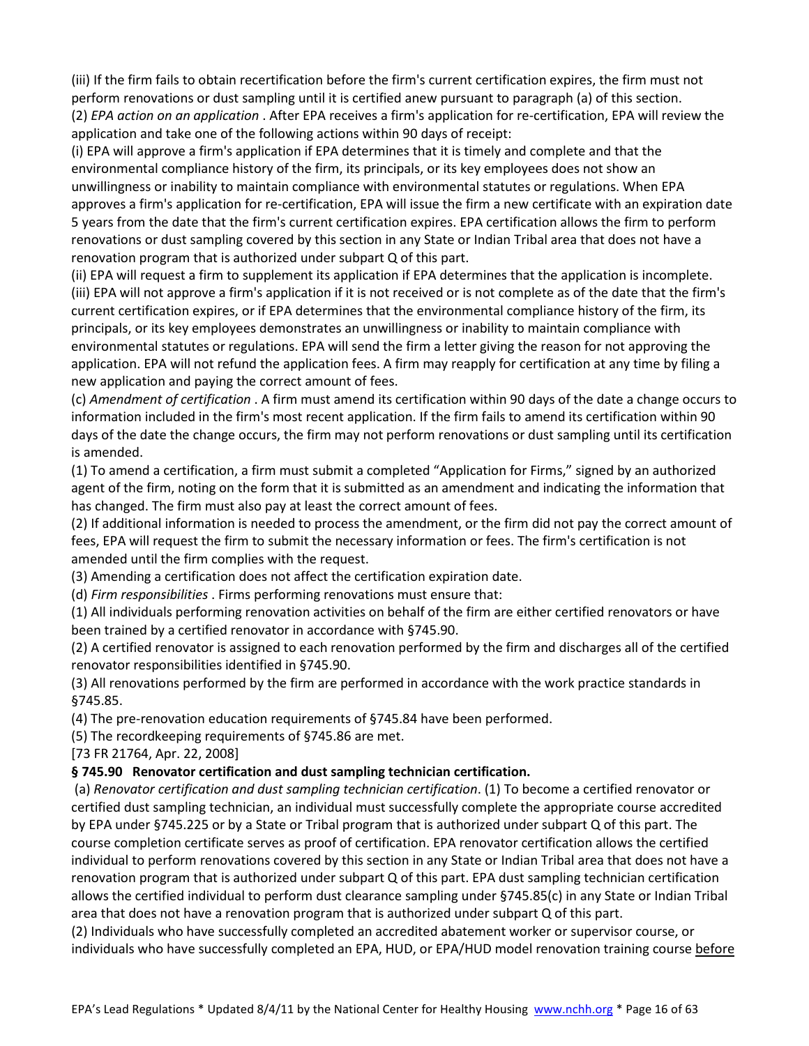(iii) If the firm fails to obtain recertification before the firm's current certification expires, the firm must not perform renovations or dust sampling until it is certified anew pursuant to paragraph (a) of this section.

(2) *EPA action on an application* . After EPA receives a firm's application for re-certification, EPA will review the application and take one of the following actions within 90 days of receipt:

(i) EPA will approve a firm's application if EPA determines that it is timely and complete and that the environmental compliance history of the firm, its principals, or its key employees does not show an unwillingness or inability to maintain compliance with environmental statutes or regulations. When EPA approves a firm's application for re-certification, EPA will issue the firm a new certificate with an expiration date 5 years from the date that the firm's current certification expires. EPA certification allows the firm to perform renovations or dust sampling covered by this section in any State or Indian Tribal area that does not have a renovation program that is authorized under subpart Q of this part.

(ii) EPA will request a firm to supplement its application if EPA determines that the application is incomplete.

(iii) EPA will not approve a firm's application if it is not received or is not complete as of the date that the firm's current certification expires, or if EPA determines that the environmental compliance history of the firm, its principals, or its key employees demonstrates an unwillingness or inability to maintain compliance with environmental statutes or regulations. EPA will send the firm a letter giving the reason for not approving the application. EPA will not refund the application fees. A firm may reapply for certification at any time by filing a new application and paying the correct amount of fees.

(c) *Amendment of certification* . A firm must amend its certification within 90 days of the date a change occurs to information included in the firm's most recent application. If the firm fails to amend its certification within 90 days of the date the change occurs, the firm may not perform renovations or dust sampling until its certification is amended.

(1) To amend a certification, a firm must submit a completed "Application for Firms," signed by an authorized agent of the firm, noting on the form that it is submitted as an amendment and indicating the information that has changed. The firm must also pay at least the correct amount of fees.

(2) If additional information is needed to process the amendment, or the firm did not pay the correct amount of fees, EPA will request the firm to submit the necessary information or fees. The firm's certification is not amended until the firm complies with the request.

(3) Amending a certification does not affect the certification expiration date.

(d) *Firm responsibilities* . Firms performing renovations must ensure that:

(1) All individuals performing renovation activities on behalf of the firm are either certified renovators or have been trained by a certified renovator in accordance with §745.90.

(2) A certified renovator is assigned to each renovation performed by the firm and discharges all of the certified renovator responsibilities identified in §745.90.

(3) All renovations performed by the firm are performed in accordance with the work practice standards in §745.85.

(4) The pre-renovation education requirements of §745.84 have been performed.

(5) The recordkeeping requirements of §745.86 are met.

[73 FR 21764, Apr. 22, 2008]

**§ 745.90 Renovator certification and dust sampling technician certification.**

(a) *Renovator certification and dust sampling technician certification*. (1) To become a certified renovator or certified dust sampling technician, an individual must successfully complete the appropriate course accredited by EPA under §745.225 or by a State or Tribal program that is authorized under subpart Q of this part. The course completion certificate serves as proof of certification. EPA renovator certification allows the certified individual to perform renovations covered by this section in any State or Indian Tribal area that does not have a renovation program that is authorized under subpart Q of this part. EPA dust sampling technician certification allows the certified individual to perform dust clearance sampling under §745.85(c) in any State or Indian Tribal area that does not have a renovation program that is authorized under subpart Q of this part.

(2) Individuals who have successfully completed an accredited abatement worker or supervisor course, or individuals who have successfully completed an EPA, HUD, or EPA/HUD model renovation training course <u>before</u>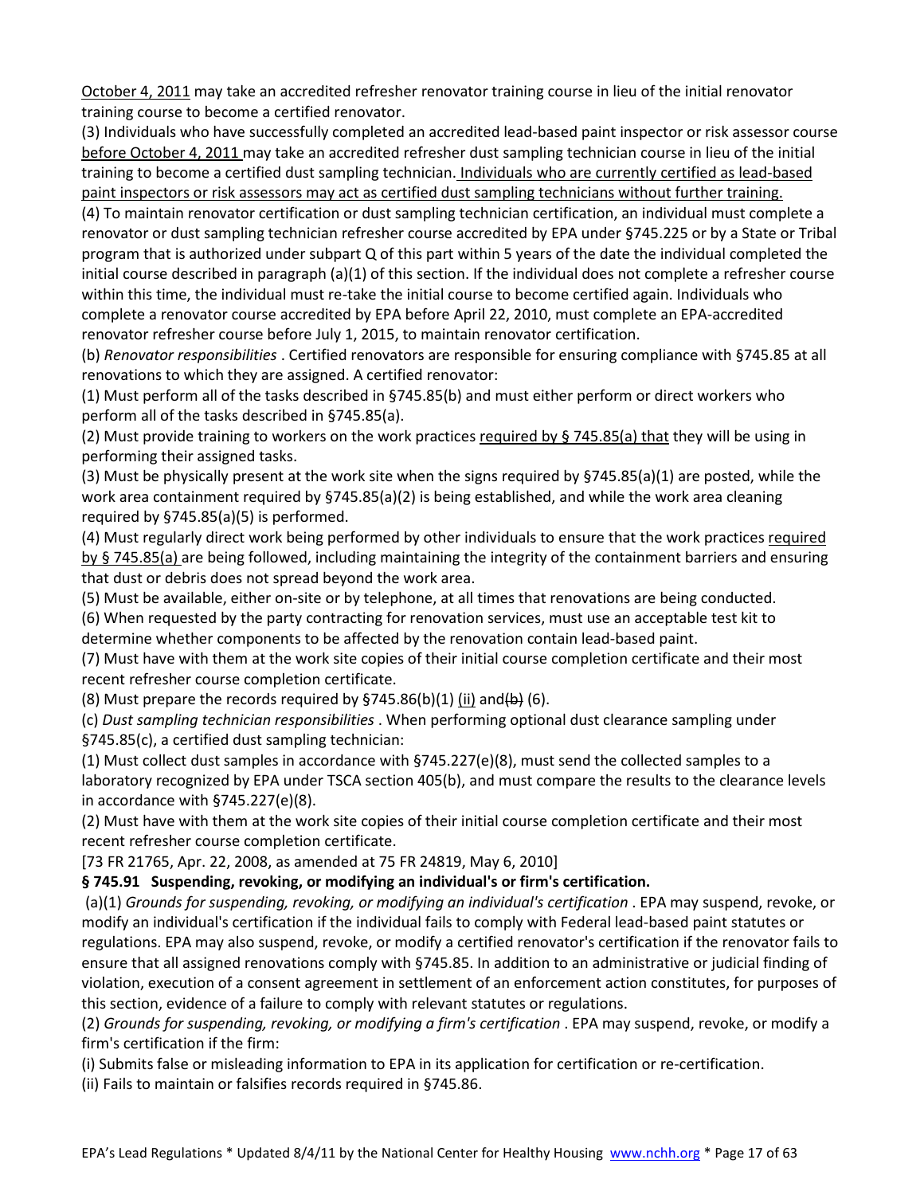October 4, 2011 may take an accredited refresher renovator training course in lieu of the initial renovator training course to become a certified renovator.

(3) Individuals who have successfully completed an accredited lead-based paint inspector or risk assessor course before October 4, 2011 may take an accredited refresher dust sampling technician course in lieu of the initial training to become a certified dust sampling technician. Individuals who are currently certified as lead-based paint inspectors or risk assessors may act as certified dust sampling technicians without further training.

(4) To maintain renovator certification or dust sampling technician certification, an individual must complete a renovator or dust sampling technician refresher course accredited by EPA under §745.225 or by a State or Tribal program that is authorized under subpart Q of this part within 5 years of the date the individual completed the initial course described in paragraph (a)(1) of this section. If the individual does not complete a refresher course within this time, the individual must re-take the initial course to become certified again. Individuals who complete a renovator course accredited by EPA before April 22, 2010, must complete an EPA-accredited renovator refresher course before July 1, 2015, to maintain renovator certification.

(b) *Renovator responsibilities* . Certified renovators are responsible for ensuring compliance with §745.85 at all renovations to which they are assigned. A certified renovator:

(1) Must perform all of the tasks described in §745.85(b) and must either perform or direct workers who perform all of the tasks described in §745.85(a).

(2) Must provide training to workers on the work practices required by § 745.85(a) that they will be using in performing their assigned tasks.

(3) Must be physically present at the work site when the signs required by §745.85(a)(1) are posted, while the work area containment required by §745.85(a)(2) is being established, and while the work area cleaning required by §745.85(a)(5) is performed.

(4) Must regularly direct work being performed by other individuals to ensure that the work practices required by § 745.85(a) are being followed, including maintaining the integrity of the containment barriers and ensuring that dust or debris does not spread beyond the work area.

(5) Must be available, either on-site or by telephone, at all times that renovations are being conducted.

(6) When requested by the party contracting for renovation services, must use an acceptable test kit to determine whether components to be affected by the renovation contain lead-based paint.

(7) Must have with them at the work site copies of their initial course completion certificate and their most recent refresher course completion certificate.

(8) Must prepare the records required by §745.86(b)(1) (ii) and ~~(b)~~ (6).

(c) *Dust sampling technician responsibilities* . When performing optional dust clearance sampling under §745.85(c), a certified dust sampling technician:

(1) Must collect dust samples in accordance with §745.227(e)(8), must send the collected samples to a laboratory recognized by EPA under TSCA section 405(b), and must compare the results to the clearance levels in accordance with §745.227(e)(8).

(2) Must have with them at the work site copies of their initial course completion certificate and their most recent refresher course completion certificate.

[73 FR 21765, Apr. 22, 2008, as amended at 75 FR 24819, May 6, 2010]

**§ 745.91 Suspending, revoking, or modifying an individual's or firm's certification.**

(a)(1) *Grounds for suspending, revoking, or modifying an individual's certification* . EPA may suspend, revoke, or modify an individual's certification if the individual fails to comply with Federal lead-based paint statutes or regulations. EPA may also suspend, revoke, or modify a certified renovator's certification if the renovator fails to ensure that all assigned renovations comply with §745.85. In addition to an administrative or judicial finding of violation, execution of a consent agreement in settlement of an enforcement action constitutes, for purposes of this section, evidence of a failure to comply with relevant statutes or regulations.

(2) *Grounds for suspending, revoking, or modifying a firm's certification* . EPA may suspend, revoke, or modify a firm's certification if the firm:

(i) Submits false or misleading information to EPA in its application for certification or re-certification.

(ii) Fails to maintain or falsifies records required in §745.86.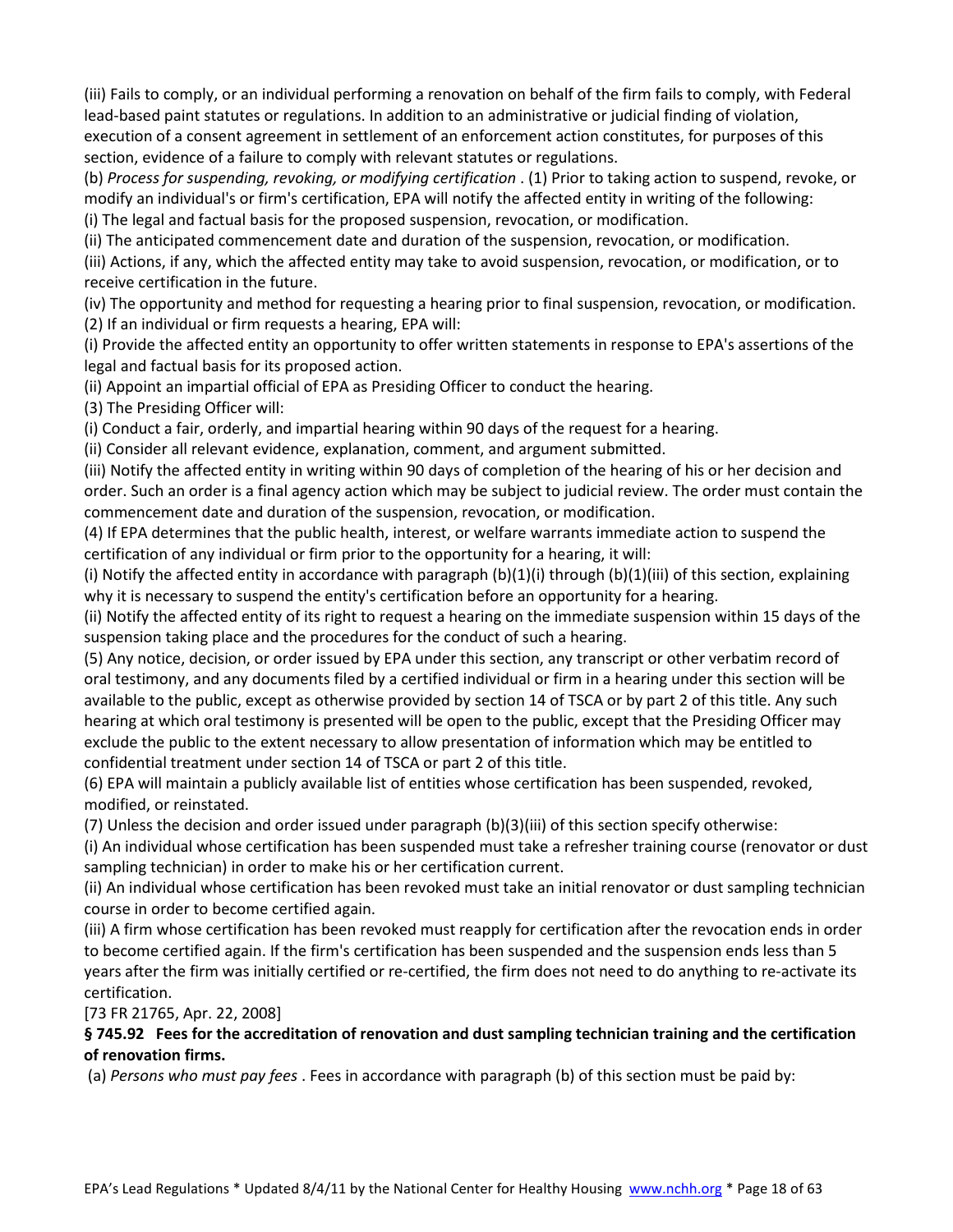(iii) Fails to comply, or an individual performing a renovation on behalf of the firm fails to comply, with Federal lead-based paint statutes or regulations. In addition to an administrative or judicial finding of violation, execution of a consent agreement in settlement of an enforcement action constitutes, for purposes of this section, evidence of a failure to comply with relevant statutes or regulations.

(b) *Process for suspending, revoking, or modifying certification* . (1) Prior to taking action to suspend, revoke, or modify an individual's or firm's certification, EPA will notify the affected entity in writing of the following:

(i) The legal and factual basis for the proposed suspension, revocation, or modification.

(ii) The anticipated commencement date and duration of the suspension, revocation, or modification.

(iii) Actions, if any, which the affected entity may take to avoid suspension, revocation, or modification, or to receive certification in the future.

(iv) The opportunity and method for requesting a hearing prior to final suspension, revocation, or modification.

(2) If an individual or firm requests a hearing, EPA will:

(i) Provide the affected entity an opportunity to offer written statements in response to EPA's assertions of the legal and factual basis for its proposed action.

(ii) Appoint an impartial official of EPA as Presiding Officer to conduct the hearing.

(3) The Presiding Officer will:

(i) Conduct a fair, orderly, and impartial hearing within 90 days of the request for a hearing.

(ii) Consider all relevant evidence, explanation, comment, and argument submitted.

(iii) Notify the affected entity in writing within 90 days of completion of the hearing of his or her decision and order. Such an order is a final agency action which may be subject to judicial review. The order must contain the commencement date and duration of the suspension, revocation, or modification.

(4) If EPA determines that the public health, interest, or welfare warrants immediate action to suspend the certification of any individual or firm prior to the opportunity for a hearing, it will:

(i) Notify the affected entity in accordance with paragraph (b)(1)(i) through (b)(1)(iii) of this section, explaining why it is necessary to suspend the entity's certification before an opportunity for a hearing.

(ii) Notify the affected entity of its right to request a hearing on the immediate suspension within 15 days of the suspension taking place and the procedures for the conduct of such a hearing.

(5) Any notice, decision, or order issued by EPA under this section, any transcript or other verbatim record of oral testimony, and any documents filed by a certified individual or firm in a hearing under this section will be available to the public, except as otherwise provided by section 14 of TSCA or by part 2 of this title. Any such hearing at which oral testimony is presented will be open to the public, except that the Presiding Officer may exclude the public to the extent necessary to allow presentation of information which may be entitled to confidential treatment under section 14 of TSCA or part 2 of this title.

(6) EPA will maintain a publicly available list of entities whose certification has been suspended, revoked, modified, or reinstated.

(7) Unless the decision and order issued under paragraph (b)(3)(iii) of this section specify otherwise:

(i) An individual whose certification has been suspended must take a refresher training course (renovator or dust sampling technician) in order to make his or her certification current.

(ii) An individual whose certification has been revoked must take an initial renovator or dust sampling technician course in order to become certified again.

(iii) A firm whose certification has been revoked must reapply for certification after the revocation ends in order to become certified again. If the firm's certification has been suspended and the suspension ends less than 5 years after the firm was initially certified or re-certified, the firm does not need to do anything to re-activate its certification.

[73 FR 21765, Apr. 22, 2008]

**§ 745.92 Fees for the accreditation of renovation and dust sampling technician training and the certification of renovation firms.**

(a) *Persons who must pay fees* . Fees in accordance with paragraph (b) of this section must be paid by: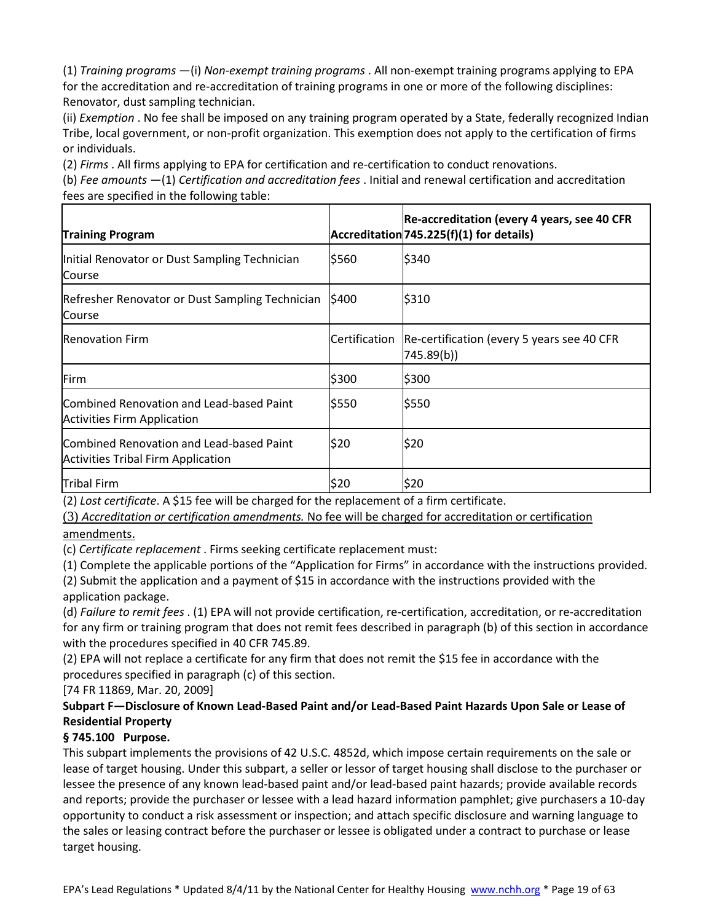(1) *Training programs* —(i) *Non-exempt training programs* . All non-exempt training programs applying to EPA for the accreditation and re-accreditation of training programs in one or more of the following disciplines: Renovator, dust sampling technician.

(ii) *Exemption* . No fee shall be imposed on any training program operated by a State, federally recognized Indian Tribe, local government, or non-profit organization. This exemption does not apply to the certification of firms or individuals.

(2) *Firms* . All firms applying to EPA for certification and re-certification to conduct renovations.

(b) *Fee amounts* —(1) *Certification and accreditation fees* . Initial and renewal certification and accreditation fees are specified in the following table:

| **Training Program** | **Accreditation** | **Re-accreditation (every 4 years, see 40 CFR 745.225(f)(1) for details)** |
|---|---|---|
| Initial Renovator or Dust Sampling Technician Course | $560 | $340 |
| Refresher Renovator or Dust Sampling Technician Course | $400 | $310 |
| Renovation Firm | Certification | Re-certification (every 5 years see 40 CFR 745.89(b)) |
| Firm | $300 | $300 |
| Combined Renovation and Lead-based Paint Activities Firm Application | $550 | $550 |
| Combined Renovation and Lead-based Paint Activities Tribal Firm Application | $20 | $20 |
| Tribal Firm | $20 | $20 |

(2) *Lost certificate*. A $15 fee will be charged for the replacement of a firm certificate.

(3) *Accreditation or certification amendments.* No fee will be charged for accreditation or certification amendments.

(c) *Certificate replacement* . Firms seeking certificate replacement must:

(1) Complete the applicable portions of the "Application for Firms" in accordance with the instructions provided.

(2) Submit the application and a payment of $15 in accordance with the instructions provided with the application package.

(d) *Failure to remit fees* . (1) EPA will not provide certification, re-certification, accreditation, or re-accreditation for any firm or training program that does not remit fees described in paragraph (b) of this section in accordance with the procedures specified in 40 CFR 745.89.

(2) EPA will not replace a certificate for any firm that does not remit the $15 fee in accordance with the procedures specified in paragraph (c) of this section.

[74 FR 11869, Mar. 20, 2009]

## Subpart F—Disclosure of Known Lead-Based Paint and/or Lead-Based Paint Hazards Upon Sale or Lease of Residential Property

### § 745.100 Purpose.

This subpart implements the provisions of 42 U.S.C. 4852d, which impose certain requirements on the sale or lease of target housing. Under this subpart, a seller or lessor of target housing shall disclose to the purchaser or lessee the presence of any known lead-based paint and/or lead-based paint hazards; provide available records and reports; provide the purchaser or lessee with a lead hazard information pamphlet; give purchasers a 10-day opportunity to conduct a risk assessment or inspection; and attach specific disclosure and warning language to the sales or leasing contract before the purchaser or lessee is obligated under a contract to purchase or lease target housing.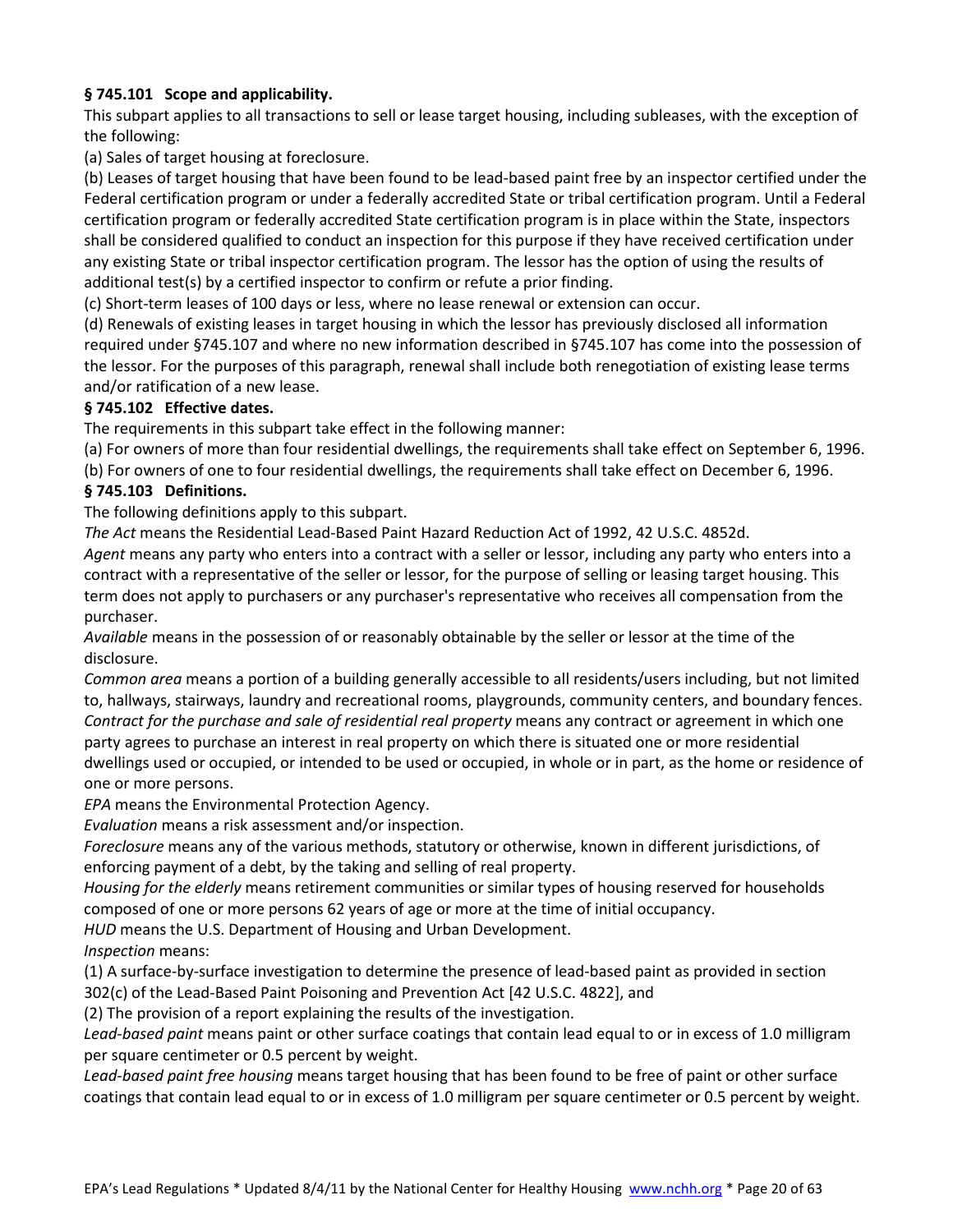**§ 745.101 Scope and applicability.**

This subpart applies to all transactions to sell or lease target housing, including subleases, with the exception of the following:

(a) Sales of target housing at foreclosure.

(b) Leases of target housing that have been found to be lead-based paint free by an inspector certified under the Federal certification program or under a federally accredited State or tribal certification program. Until a Federal certification program or federally accredited State certification program is in place within the State, inspectors shall be considered qualified to conduct an inspection for this purpose if they have received certification under any existing State or tribal inspector certification program. The lessor has the option of using the results of additional test(s) by a certified inspector to confirm or refute a prior finding.

(c) Short-term leases of 100 days or less, where no lease renewal or extension can occur.

(d) Renewals of existing leases in target housing in which the lessor has previously disclosed all information required under §745.107 and where no new information described in §745.107 has come into the possession of the lessor. For the purposes of this paragraph, renewal shall include both renegotiation of existing lease terms and/or ratification of a new lease.

**§ 745.102 Effective dates.**

The requirements in this subpart take effect in the following manner:

(a) For owners of more than four residential dwellings, the requirements shall take effect on September 6, 1996.

(b) For owners of one to four residential dwellings, the requirements shall take effect on December 6, 1996.

**§ 745.103 Definitions.**

The following definitions apply to this subpart.

*The Act* means the Residential Lead-Based Paint Hazard Reduction Act of 1992, 42 U.S.C. 4852d.

*Agent* means any party who enters into a contract with a seller or lessor, including any party who enters into a contract with a representative of the seller or lessor, for the purpose of selling or leasing target housing. This term does not apply to purchasers or any purchaser's representative who receives all compensation from the purchaser.

*Available* means in the possession of or reasonably obtainable by the seller or lessor at the time of the disclosure.

*Common area* means a portion of a building generally accessible to all residents/users including, but not limited to, hallways, stairways, laundry and recreational rooms, playgrounds, community centers, and boundary fences.

*Contract for the purchase and sale of residential real property* means any contract or agreement in which one party agrees to purchase an interest in real property on which there is situated one or more residential dwellings used or occupied, or intended to be used or occupied, in whole or in part, as the home or residence of one or more persons.

*EPA* means the Environmental Protection Agency.

*Evaluation* means a risk assessment and/or inspection.

*Foreclosure* means any of the various methods, statutory or otherwise, known in different jurisdictions, of enforcing payment of a debt, by the taking and selling of real property.

*Housing for the elderly* means retirement communities or similar types of housing reserved for households composed of one or more persons 62 years of age or more at the time of initial occupancy.

*HUD* means the U.S. Department of Housing and Urban Development.

*Inspection* means:

(1) A surface-by-surface investigation to determine the presence of lead-based paint as provided in section 302(c) of the Lead-Based Paint Poisoning and Prevention Act [42 U.S.C. 4822], and

(2) The provision of a report explaining the results of the investigation.

*Lead-based paint* means paint or other surface coatings that contain lead equal to or in excess of 1.0 milligram per square centimeter or 0.5 percent by weight.

*Lead-based paint free housing* means target housing that has been found to be free of paint or other surface coatings that contain lead equal to or in excess of 1.0 milligram per square centimeter or 0.5 percent by weight.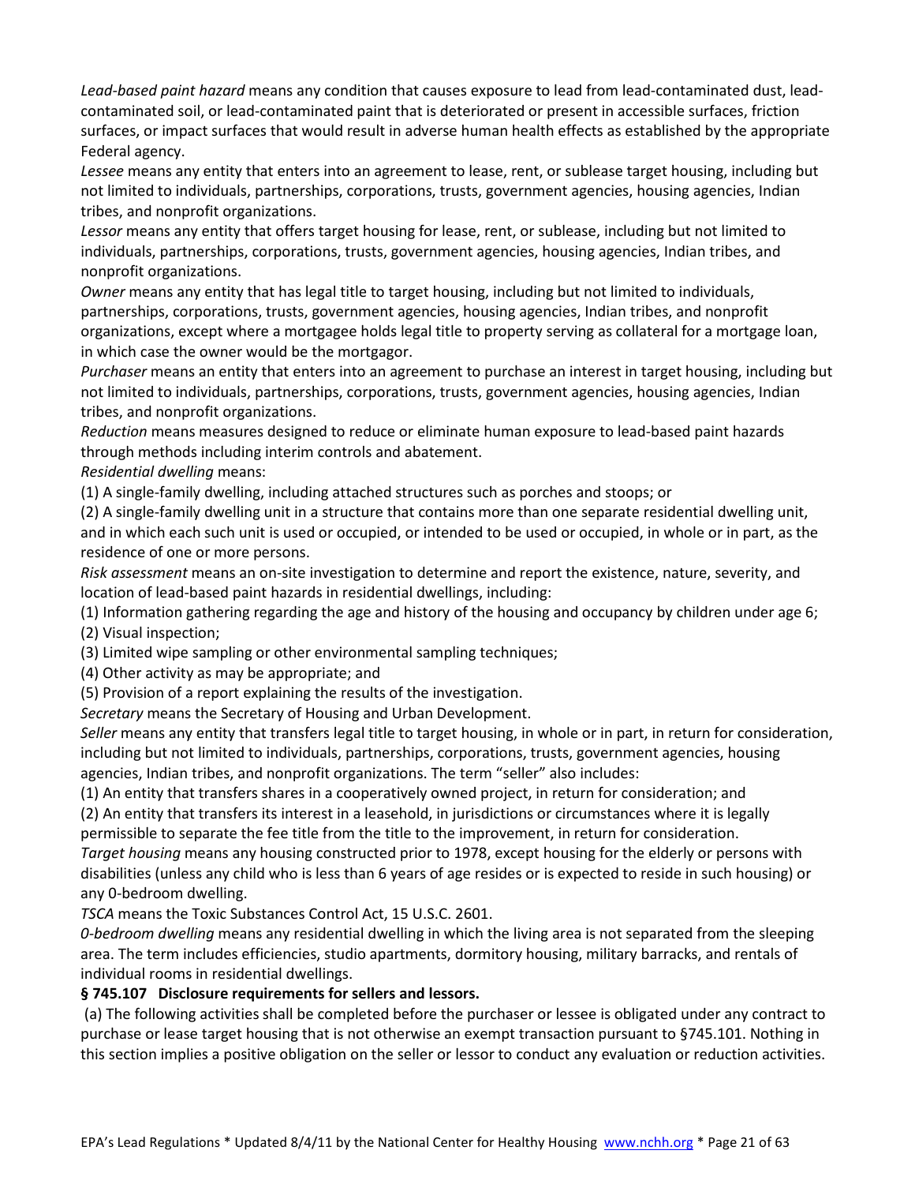*Lead-based paint hazard* means any condition that causes exposure to lead from lead-contaminated dust, lead-contaminated soil, or lead-contaminated paint that is deteriorated or present in accessible surfaces, friction surfaces, or impact surfaces that would result in adverse human health effects as established by the appropriate Federal agency.

*Lessee* means any entity that enters into an agreement to lease, rent, or sublease target housing, including but not limited to individuals, partnerships, corporations, trusts, government agencies, housing agencies, Indian tribes, and nonprofit organizations.

*Lessor* means any entity that offers target housing for lease, rent, or sublease, including but not limited to individuals, partnerships, corporations, trusts, government agencies, housing agencies, Indian tribes, and nonprofit organizations.

*Owner* means any entity that has legal title to target housing, including but not limited to individuals, partnerships, corporations, trusts, government agencies, housing agencies, Indian tribes, and nonprofit organizations, except where a mortgagee holds legal title to property serving as collateral for a mortgage loan, in which case the owner would be the mortgagor.

*Purchaser* means an entity that enters into an agreement to purchase an interest in target housing, including but not limited to individuals, partnerships, corporations, trusts, government agencies, housing agencies, Indian tribes, and nonprofit organizations.

*Reduction* means measures designed to reduce or eliminate human exposure to lead-based paint hazards through methods including interim controls and abatement.

*Residential dwelling* means:

(1) A single-family dwelling, including attached structures such as porches and stoops; or

(2) A single-family dwelling unit in a structure that contains more than one separate residential dwelling unit, and in which each such unit is used or occupied, or intended to be used or occupied, in whole or in part, as the residence of one or more persons.

*Risk assessment* means an on-site investigation to determine and report the existence, nature, severity, and location of lead-based paint hazards in residential dwellings, including:

(1) Information gathering regarding the age and history of the housing and occupancy by children under age 6;

(2) Visual inspection;

(3) Limited wipe sampling or other environmental sampling techniques;

(4) Other activity as may be appropriate; and

(5) Provision of a report explaining the results of the investigation.

*Secretary* means the Secretary of Housing and Urban Development.

*Seller* means any entity that transfers legal title to target housing, in whole or in part, in return for consideration, including but not limited to individuals, partnerships, corporations, trusts, government agencies, housing agencies, Indian tribes, and nonprofit organizations. The term "seller" also includes:

(1) An entity that transfers shares in a cooperatively owned project, in return for consideration; and

(2) An entity that transfers its interest in a leasehold, in jurisdictions or circumstances where it is legally permissible to separate the fee title from the title to the improvement, in return for consideration.

*Target housing* means any housing constructed prior to 1978, except housing for the elderly or persons with disabilities (unless any child who is less than 6 years of age resides or is expected to reside in such housing) or any 0-bedroom dwelling.

*TSCA* means the Toxic Substances Control Act, 15 U.S.C. 2601.

*0-bedroom dwelling* means any residential dwelling in which the living area is not separated from the sleeping area. The term includes efficiencies, studio apartments, dormitory housing, military barracks, and rentals of individual rooms in residential dwellings.

**§ 745.107 Disclosure requirements for sellers and lessors.**

(a) The following activities shall be completed before the purchaser or lessee is obligated under any contract to purchase or lease target housing that is not otherwise an exempt transaction pursuant to §745.101. Nothing in this section implies a positive obligation on the seller or lessor to conduct any evaluation or reduction activities.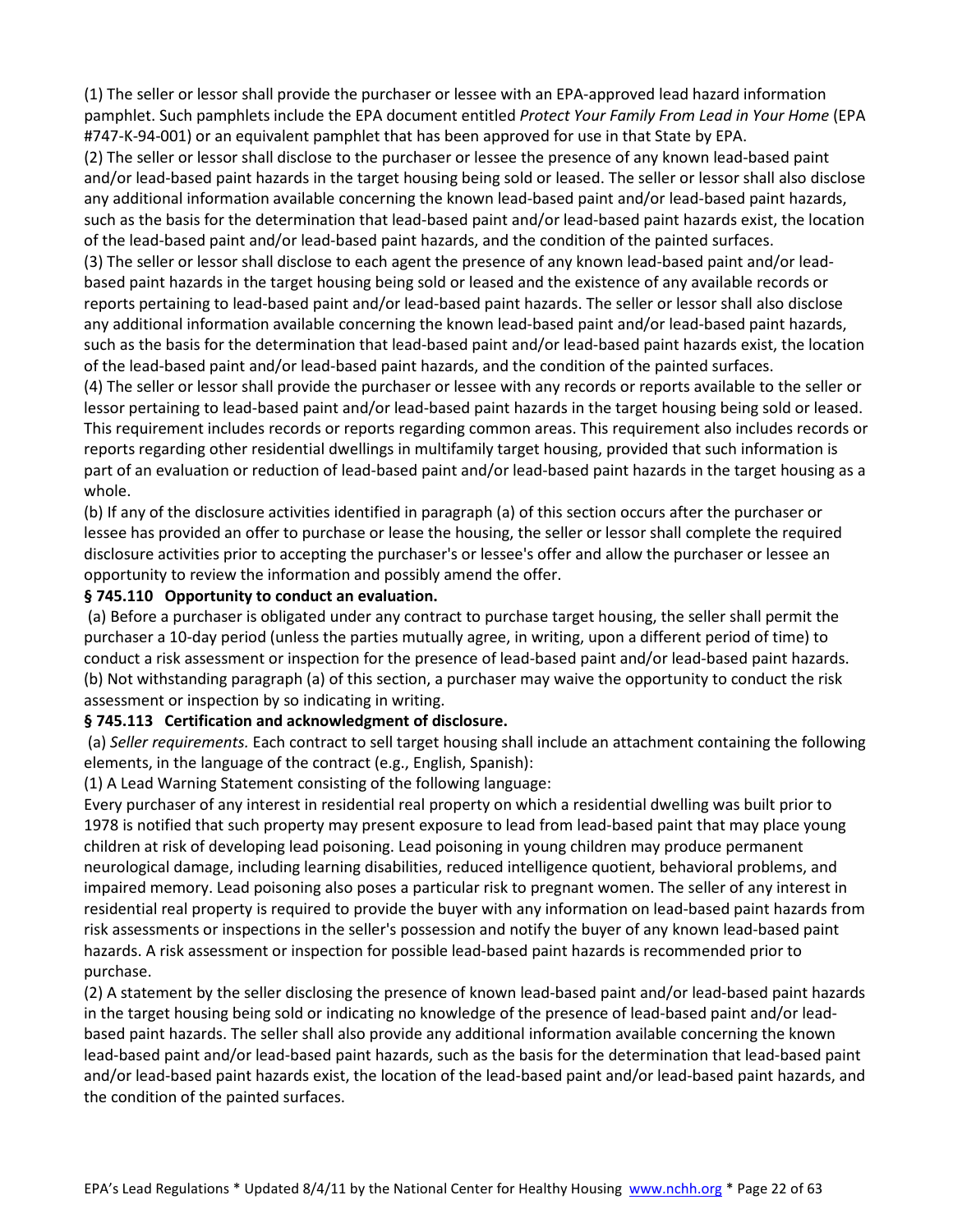(1) The seller or lessor shall provide the purchaser or lessee with an EPA-approved lead hazard information pamphlet. Such pamphlets include the EPA document entitled *Protect Your Family From Lead in Your Home* (EPA #747-K-94-001) or an equivalent pamphlet that has been approved for use in that State by EPA.

(2) The seller or lessor shall disclose to the purchaser or lessee the presence of any known lead-based paint and/or lead-based paint hazards in the target housing being sold or leased. The seller or lessor shall also disclose any additional information available concerning the known lead-based paint and/or lead-based paint hazards, such as the basis for the determination that lead-based paint and/or lead-based paint hazards exist, the location of the lead-based paint and/or lead-based paint hazards, and the condition of the painted surfaces.

(3) The seller or lessor shall disclose to each agent the presence of any known lead-based paint and/or lead-based paint hazards in the target housing being sold or leased and the existence of any available records or reports pertaining to lead-based paint and/or lead-based paint hazards. The seller or lessor shall also disclose any additional information available concerning the known lead-based paint and/or lead-based paint hazards, such as the basis for the determination that lead-based paint and/or lead-based paint hazards exist, the location of the lead-based paint and/or lead-based paint hazards, and the condition of the painted surfaces.

(4) The seller or lessor shall provide the purchaser or lessee with any records or reports available to the seller or lessor pertaining to lead-based paint and/or lead-based paint hazards in the target housing being sold or leased. This requirement includes records or reports regarding common areas. This requirement also includes records or reports regarding other residential dwellings in multifamily target housing, provided that such information is part of an evaluation or reduction of lead-based paint and/or lead-based paint hazards in the target housing as a whole.

(b) If any of the disclosure activities identified in paragraph (a) of this section occurs after the purchaser or lessee has provided an offer to purchase or lease the housing, the seller or lessor shall complete the required disclosure activities prior to accepting the purchaser's or lessee's offer and allow the purchaser or lessee an opportunity to review the information and possibly amend the offer.

**§ 745.110 Opportunity to conduct an evaluation.**

(a) Before a purchaser is obligated under any contract to purchase target housing, the seller shall permit the purchaser a 10-day period (unless the parties mutually agree, in writing, upon a different period of time) to conduct a risk assessment or inspection for the presence of lead-based paint and/or lead-based paint hazards.

(b) Not withstanding paragraph (a) of this section, a purchaser may waive the opportunity to conduct the risk assessment or inspection by so indicating in writing.

**§ 745.113 Certification and acknowledgment of disclosure.**

(a) *Seller requirements.* Each contract to sell target housing shall include an attachment containing the following elements, in the language of the contract (e.g., English, Spanish):

(1) A Lead Warning Statement consisting of the following language:

Every purchaser of any interest in residential real property on which a residential dwelling was built prior to 1978 is notified that such property may present exposure to lead from lead-based paint that may place young children at risk of developing lead poisoning. Lead poisoning in young children may produce permanent neurological damage, including learning disabilities, reduced intelligence quotient, behavioral problems, and impaired memory. Lead poisoning also poses a particular risk to pregnant women. The seller of any interest in residential real property is required to provide the buyer with any information on lead-based paint hazards from risk assessments or inspections in the seller's possession and notify the buyer of any known lead-based paint hazards. A risk assessment or inspection for possible lead-based paint hazards is recommended prior to purchase.

(2) A statement by the seller disclosing the presence of known lead-based paint and/or lead-based paint hazards in the target housing being sold or indicating no knowledge of the presence of lead-based paint and/or lead-based paint hazards. The seller shall also provide any additional information available concerning the known lead-based paint and/or lead-based paint hazards, such as the basis for the determination that lead-based paint and/or lead-based paint hazards exist, the location of the lead-based paint and/or lead-based paint hazards, and the condition of the painted surfaces.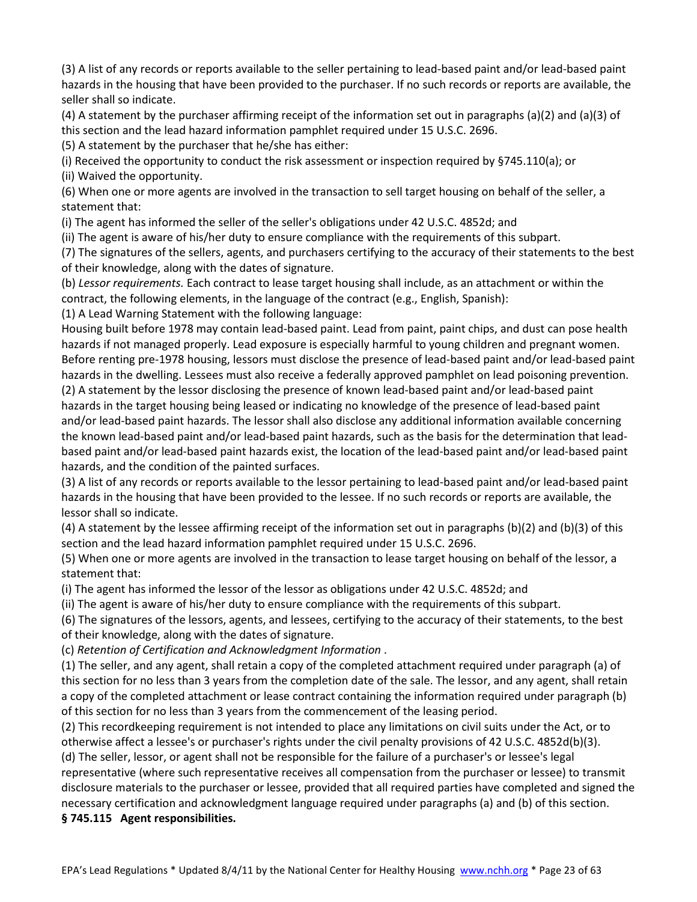(3) A list of any records or reports available to the seller pertaining to lead-based paint and/or lead-based paint hazards in the housing that have been provided to the purchaser. If no such records or reports are available, the seller shall so indicate.

(4) A statement by the purchaser affirming receipt of the information set out in paragraphs (a)(2) and (a)(3) of this section and the lead hazard information pamphlet required under 15 U.S.C. 2696.

(5) A statement by the purchaser that he/she has either:

(i) Received the opportunity to conduct the risk assessment or inspection required by §745.110(a); or

(ii) Waived the opportunity.

(6) When one or more agents are involved in the transaction to sell target housing on behalf of the seller, a statement that:

(i) The agent has informed the seller of the seller's obligations under 42 U.S.C. 4852d; and

(ii) The agent is aware of his/her duty to ensure compliance with the requirements of this subpart.

(7) The signatures of the sellers, agents, and purchasers certifying to the accuracy of their statements to the best of their knowledge, along with the dates of signature.

(b) *Lessor requirements.* Each contract to lease target housing shall include, as an attachment or within the contract, the following elements, in the language of the contract (e.g., English, Spanish):

(1) A Lead Warning Statement with the following language:

Housing built before 1978 may contain lead-based paint. Lead from paint, paint chips, and dust can pose health hazards if not managed properly. Lead exposure is especially harmful to young children and pregnant women. Before renting pre-1978 housing, lessors must disclose the presence of lead-based paint and/or lead-based paint hazards in the dwelling. Lessees must also receive a federally approved pamphlet on lead poisoning prevention.

(2) A statement by the lessor disclosing the presence of known lead-based paint and/or lead-based paint hazards in the target housing being leased or indicating no knowledge of the presence of lead-based paint and/or lead-based paint hazards. The lessor shall also disclose any additional information available concerning the known lead-based paint and/or lead-based paint hazards, such as the basis for the determination that lead-based paint and/or lead-based paint hazards exist, the location of the lead-based paint and/or lead-based paint hazards, and the condition of the painted surfaces.

(3) A list of any records or reports available to the lessor pertaining to lead-based paint and/or lead-based paint hazards in the housing that have been provided to the lessee. If no such records or reports are available, the lessor shall so indicate.

(4) A statement by the lessee affirming receipt of the information set out in paragraphs (b)(2) and (b)(3) of this section and the lead hazard information pamphlet required under 15 U.S.C. 2696.

(5) When one or more agents are involved in the transaction to lease target housing on behalf of the lessor, a statement that:

(i) The agent has informed the lessor of the lessor as obligations under 42 U.S.C. 4852d; and

(ii) The agent is aware of his/her duty to ensure compliance with the requirements of this subpart.

(6) The signatures of the lessors, agents, and lessees, certifying to the accuracy of their statements, to the best of their knowledge, along with the dates of signature.

(c) *Retention of Certification and Acknowledgment Information* .

(1) The seller, and any agent, shall retain a copy of the completed attachment required under paragraph (a) of this section for no less than 3 years from the completion date of the sale. The lessor, and any agent, shall retain a copy of the completed attachment or lease contract containing the information required under paragraph (b) of this section for no less than 3 years from the commencement of the leasing period.

(2) This recordkeeping requirement is not intended to place any limitations on civil suits under the Act, or to otherwise affect a lessee's or purchaser's rights under the civil penalty provisions of 42 U.S.C. 4852d(b)(3).

(d) The seller, lessor, or agent shall not be responsible for the failure of a purchaser's or lessee's legal representative (where such representative receives all compensation from the purchaser or lessee) to transmit disclosure materials to the purchaser or lessee, provided that all required parties have completed and signed the necessary certification and acknowledgment language required under paragraphs (a) and (b) of this section.

**§ 745.115 Agent responsibilities.**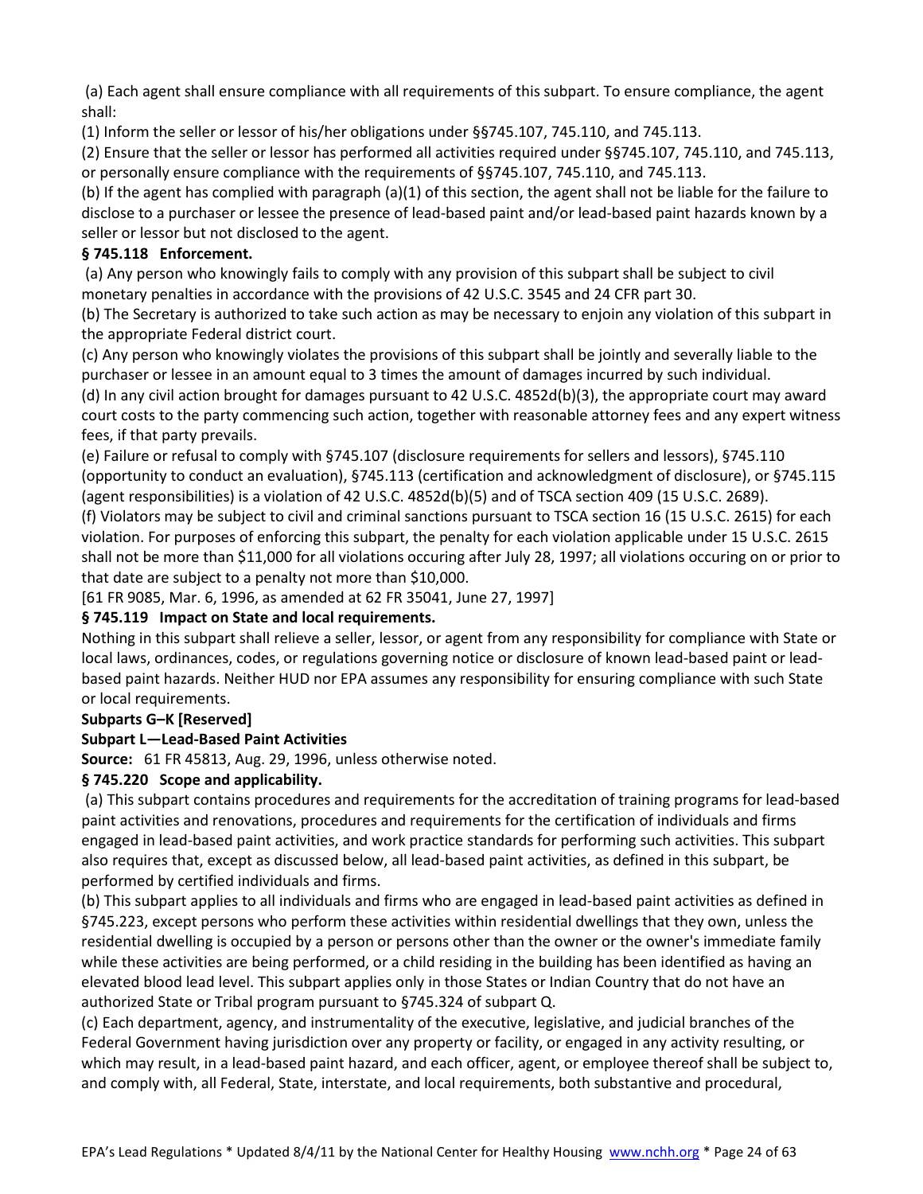(a) Each agent shall ensure compliance with all requirements of this subpart. To ensure compliance, the agent shall:

(1) Inform the seller or lessor of his/her obligations under §§745.107, 745.110, and 745.113.

(2) Ensure that the seller or lessor has performed all activities required under §§745.107, 745.110, and 745.113, or personally ensure compliance with the requirements of §§745.107, 745.110, and 745.113.

(b) If the agent has complied with paragraph (a)(1) of this section, the agent shall not be liable for the failure to disclose to a purchaser or lessee the presence of lead-based paint and/or lead-based paint hazards known by a seller or lessor but not disclosed to the agent.

**§ 745.118 Enforcement.**

(a) Any person who knowingly fails to comply with any provision of this subpart shall be subject to civil monetary penalties in accordance with the provisions of 42 U.S.C. 3545 and 24 CFR part 30.

(b) The Secretary is authorized to take such action as may be necessary to enjoin any violation of this subpart in the appropriate Federal district court.

(c) Any person who knowingly violates the provisions of this subpart shall be jointly and severally liable to the purchaser or lessee in an amount equal to 3 times the amount of damages incurred by such individual.

(d) In any civil action brought for damages pursuant to 42 U.S.C. 4852d(b)(3), the appropriate court may award court costs to the party commencing such action, together with reasonable attorney fees and any expert witness fees, if that party prevails.

(e) Failure or refusal to comply with §745.107 (disclosure requirements for sellers and lessors), §745.110 (opportunity to conduct an evaluation), §745.113 (certification and acknowledgment of disclosure), or §745.115 (agent responsibilities) is a violation of 42 U.S.C. 4852d(b)(5) and of TSCA section 409 (15 U.S.C. 2689).

(f) Violators may be subject to civil and criminal sanctions pursuant to TSCA section 16 (15 U.S.C. 2615) for each violation. For purposes of enforcing this subpart, the penalty for each violation applicable under 15 U.S.C. 2615 shall not be more than $11,000 for all violations occuring after July 28, 1997; all violations occuring on or prior to that date are subject to a penalty not more than $10,000.

[61 FR 9085, Mar. 6, 1996, as amended at 62 FR 35041, June 27, 1997]

**§ 745.119 Impact on State and local requirements.**

Nothing in this subpart shall relieve a seller, lessor, or agent from any responsibility for compliance with State or local laws, ordinances, codes, or regulations governing notice or disclosure of known lead-based paint or lead-based paint hazards. Neither HUD nor EPA assumes any responsibility for ensuring compliance with such State or local requirements.

**Subparts G–K [Reserved]**

**Subpart L—Lead-Based Paint Activities**

**Source:** 61 FR 45813, Aug. 29, 1996, unless otherwise noted.

**§ 745.220 Scope and applicability.**

(a) This subpart contains procedures and requirements for the accreditation of training programs for lead-based paint activities and renovations, procedures and requirements for the certification of individuals and firms engaged in lead-based paint activities, and work practice standards for performing such activities. This subpart also requires that, except as discussed below, all lead-based paint activities, as defined in this subpart, be performed by certified individuals and firms.

(b) This subpart applies to all individuals and firms who are engaged in lead-based paint activities as defined in §745.223, except persons who perform these activities within residential dwellings that they own, unless the residential dwelling is occupied by a person or persons other than the owner or the owner's immediate family while these activities are being performed, or a child residing in the building has been identified as having an elevated blood lead level. This subpart applies only in those States or Indian Country that do not have an authorized State or Tribal program pursuant to §745.324 of subpart Q.

(c) Each department, agency, and instrumentality of the executive, legislative, and judicial branches of the Federal Government having jurisdiction over any property or facility, or engaged in any activity resulting, or which may result, in a lead-based paint hazard, and each officer, agent, or employee thereof shall be subject to, and comply with, all Federal, State, interstate, and local requirements, both substantive and procedural,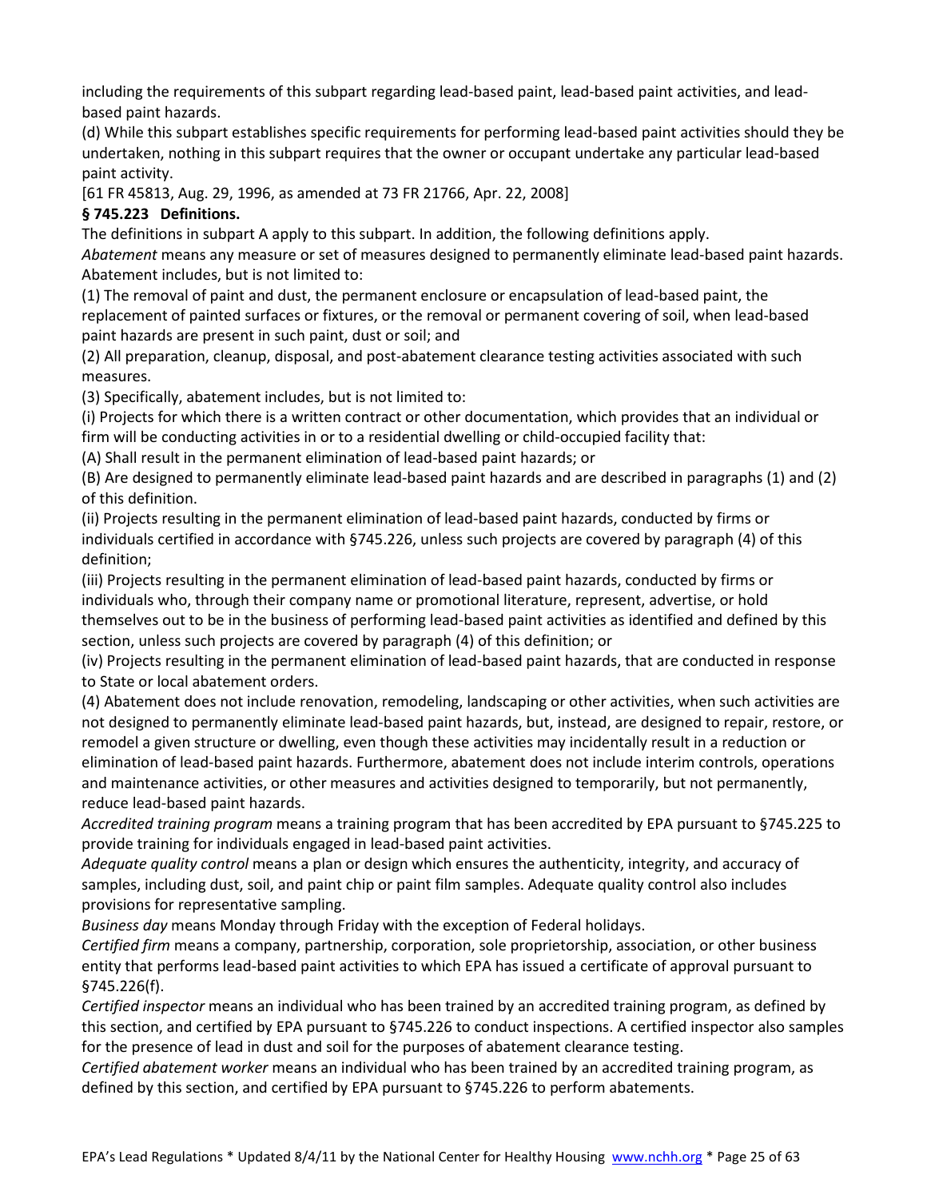including the requirements of this subpart regarding lead-based paint, lead-based paint activities, and lead-based paint hazards.

(d) While this subpart establishes specific requirements for performing lead-based paint activities should they be undertaken, nothing in this subpart requires that the owner or occupant undertake any particular lead-based paint activity.

[61 FR 45813, Aug. 29, 1996, as amended at 73 FR 21766, Apr. 22, 2008]

**§ 745.223 Definitions.**

The definitions in subpart A apply to this subpart. In addition, the following definitions apply.

*Abatement* means any measure or set of measures designed to permanently eliminate lead-based paint hazards. Abatement includes, but is not limited to:

(1) The removal of paint and dust, the permanent enclosure or encapsulation of lead-based paint, the replacement of painted surfaces or fixtures, or the removal or permanent covering of soil, when lead-based paint hazards are present in such paint, dust or soil; and

(2) All preparation, cleanup, disposal, and post-abatement clearance testing activities associated with such measures.

(3) Specifically, abatement includes, but is not limited to:

(i) Projects for which there is a written contract or other documentation, which provides that an individual or firm will be conducting activities in or to a residential dwelling or child-occupied facility that:

(A) Shall result in the permanent elimination of lead-based paint hazards; or

(B) Are designed to permanently eliminate lead-based paint hazards and are described in paragraphs (1) and (2) of this definition.

(ii) Projects resulting in the permanent elimination of lead-based paint hazards, conducted by firms or individuals certified in accordance with §745.226, unless such projects are covered by paragraph (4) of this definition;

(iii) Projects resulting in the permanent elimination of lead-based paint hazards, conducted by firms or individuals who, through their company name or promotional literature, represent, advertise, or hold themselves out to be in the business of performing lead-based paint activities as identified and defined by this section, unless such projects are covered by paragraph (4) of this definition; or

(iv) Projects resulting in the permanent elimination of lead-based paint hazards, that are conducted in response to State or local abatement orders.

(4) Abatement does not include renovation, remodeling, landscaping or other activities, when such activities are not designed to permanently eliminate lead-based paint hazards, but, instead, are designed to repair, restore, or remodel a given structure or dwelling, even though these activities may incidentally result in a reduction or elimination of lead-based paint hazards. Furthermore, abatement does not include interim controls, operations and maintenance activities, or other measures and activities designed to temporarily, but not permanently, reduce lead-based paint hazards.

*Accredited training program* means a training program that has been accredited by EPA pursuant to §745.225 to provide training for individuals engaged in lead-based paint activities.

*Adequate quality control* means a plan or design which ensures the authenticity, integrity, and accuracy of samples, including dust, soil, and paint chip or paint film samples. Adequate quality control also includes provisions for representative sampling.

*Business day* means Monday through Friday with the exception of Federal holidays.

*Certified firm* means a company, partnership, corporation, sole proprietorship, association, or other business entity that performs lead-based paint activities to which EPA has issued a certificate of approval pursuant to §745.226(f).

*Certified inspector* means an individual who has been trained by an accredited training program, as defined by this section, and certified by EPA pursuant to §745.226 to conduct inspections. A certified inspector also samples for the presence of lead in dust and soil for the purposes of abatement clearance testing.

*Certified abatement worker* means an individual who has been trained by an accredited training program, as defined by this section, and certified by EPA pursuant to §745.226 to perform abatements.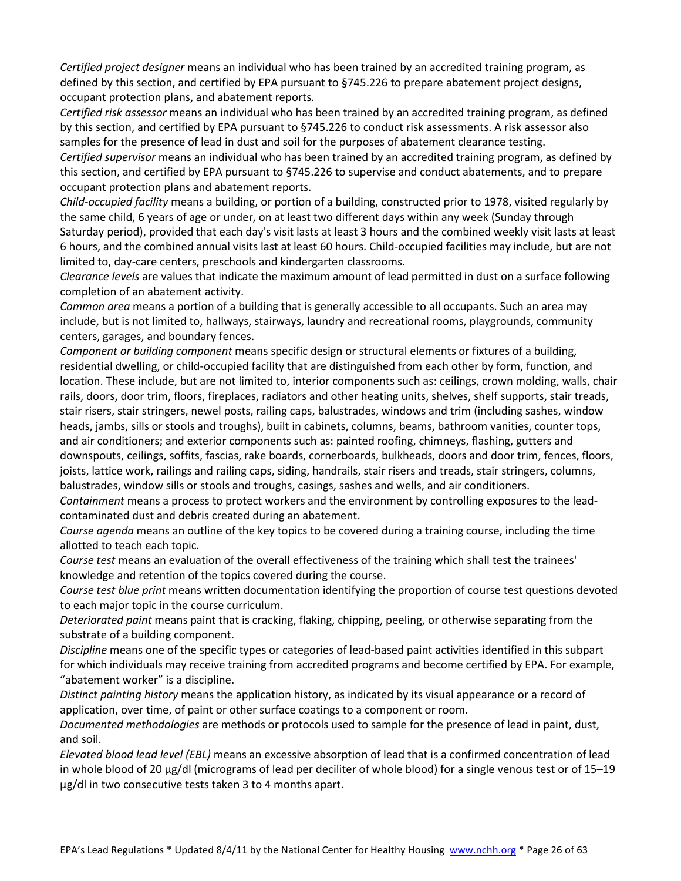*Certified project designer* means an individual who has been trained by an accredited training program, as defined by this section, and certified by EPA pursuant to §745.226 to prepare abatement project designs, occupant protection plans, and abatement reports.

*Certified risk assessor* means an individual who has been trained by an accredited training program, as defined by this section, and certified by EPA pursuant to §745.226 to conduct risk assessments. A risk assessor also samples for the presence of lead in dust and soil for the purposes of abatement clearance testing.

*Certified supervisor* means an individual who has been trained by an accredited training program, as defined by this section, and certified by EPA pursuant to §745.226 to supervise and conduct abatements, and to prepare occupant protection plans and abatement reports.

*Child-occupied facility* means a building, or portion of a building, constructed prior to 1978, visited regularly by the same child, 6 years of age or under, on at least two different days within any week (Sunday through Saturday period), provided that each day's visit lasts at least 3 hours and the combined weekly visit lasts at least 6 hours, and the combined annual visits last at least 60 hours. Child-occupied facilities may include, but are not limited to, day-care centers, preschools and kindergarten classrooms.

*Clearance levels* are values that indicate the maximum amount of lead permitted in dust on a surface following completion of an abatement activity.

*Common area* means a portion of a building that is generally accessible to all occupants. Such an area may include, but is not limited to, hallways, stairways, laundry and recreational rooms, playgrounds, community centers, garages, and boundary fences.

*Component or building component* means specific design or structural elements or fixtures of a building, residential dwelling, or child-occupied facility that are distinguished from each other by form, function, and location. These include, but are not limited to, interior components such as: ceilings, crown molding, walls, chair rails, doors, door trim, floors, fireplaces, radiators and other heating units, shelves, shelf supports, stair treads, stair risers, stair stringers, newel posts, railing caps, balustrades, windows and trim (including sashes, window heads, jambs, sills or stools and troughs), built in cabinets, columns, beams, bathroom vanities, counter tops, and air conditioners; and exterior components such as: painted roofing, chimneys, flashing, gutters and downspouts, ceilings, soffits, fascias, rake boards, cornerboards, bulkheads, doors and door trim, fences, floors, joists, lattice work, railings and railing caps, siding, handrails, stair risers and treads, stair stringers, columns, balustrades, window sills or stools and troughs, casings, sashes and wells, and air conditioners.

*Containment* means a process to protect workers and the environment by controlling exposures to the lead-contaminated dust and debris created during an abatement.

*Course agenda* means an outline of the key topics to be covered during a training course, including the time allotted to teach each topic.

*Course test* means an evaluation of the overall effectiveness of the training which shall test the trainees' knowledge and retention of the topics covered during the course.

*Course test blue print* means written documentation identifying the proportion of course test questions devoted to each major topic in the course curriculum.

*Deteriorated paint* means paint that is cracking, flaking, chipping, peeling, or otherwise separating from the substrate of a building component.

*Discipline* means one of the specific types or categories of lead-based paint activities identified in this subpart for which individuals may receive training from accredited programs and become certified by EPA. For example, "abatement worker" is a discipline.

*Distinct painting history* means the application history, as indicated by its visual appearance or a record of application, over time, of paint or other surface coatings to a component or room.

*Documented methodologies* are methods or protocols used to sample for the presence of lead in paint, dust, and soil.

*Elevated blood lead level (EBL)* means an excessive absorption of lead that is a confirmed concentration of lead in whole blood of 20 µg/dl (micrograms of lead per deciliter of whole blood) for a single venous test or of 15–19 µg/dl in two consecutive tests taken 3 to 4 months apart.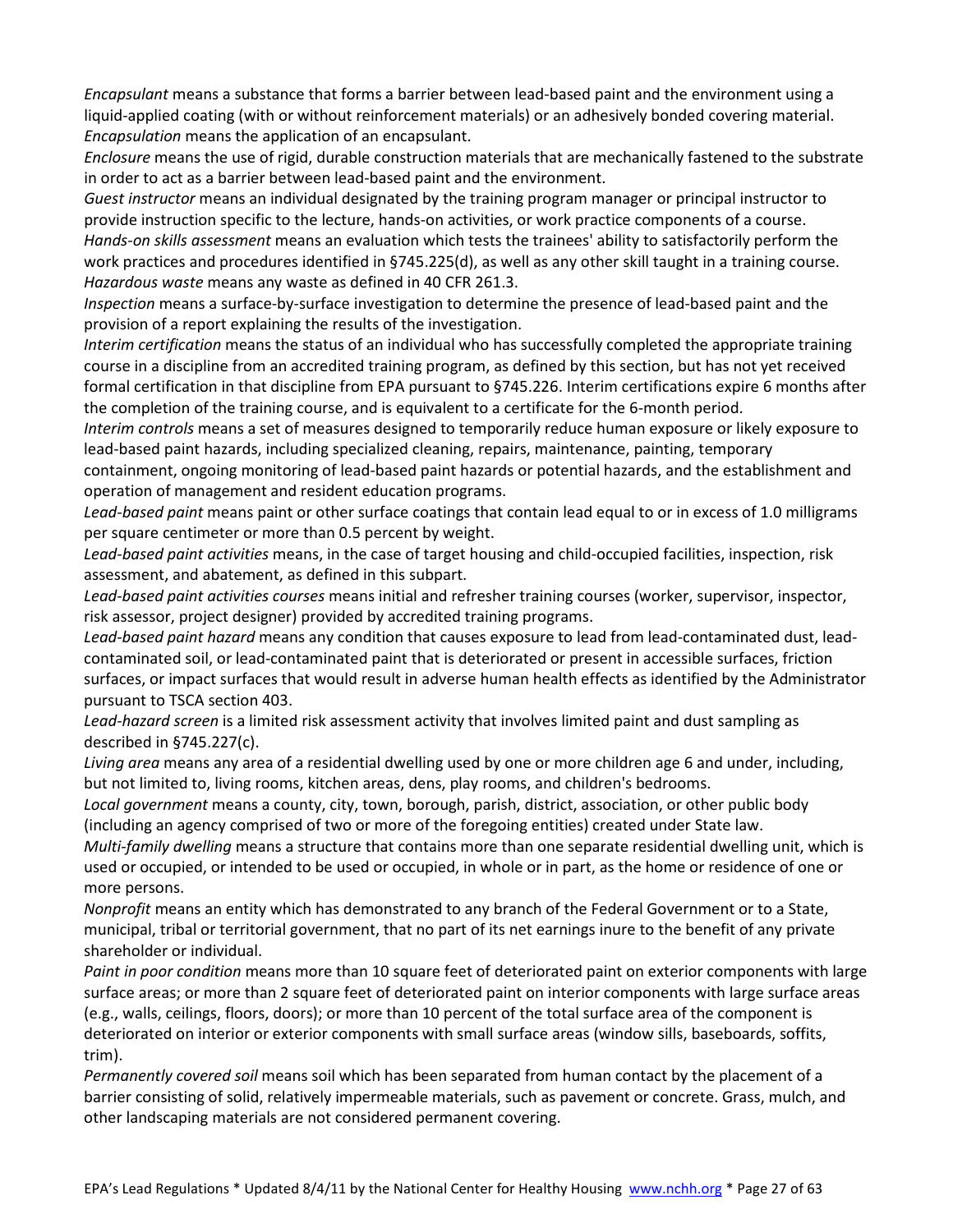*Encapsulant* means a substance that forms a barrier between lead-based paint and the environment using a liquid-applied coating (with or without reinforcement materials) or an adhesively bonded covering material.
*Encapsulation* means the application of an encapsulant.
*Enclosure* means the use of rigid, durable construction materials that are mechanically fastened to the substrate in order to act as a barrier between lead-based paint and the environment.
*Guest instructor* means an individual designated by the training program manager or principal instructor to provide instruction specific to the lecture, hands-on activities, or work practice components of a course.
*Hands-on skills assessment* means an evaluation which tests the trainees' ability to satisfactorily perform the work practices and procedures identified in §745.225(d), as well as any other skill taught in a training course.
*Hazardous waste* means any waste as defined in 40 CFR 261.3.
*Inspection* means a surface-by-surface investigation to determine the presence of lead-based paint and the provision of a report explaining the results of the investigation.
*Interim certification* means the status of an individual who has successfully completed the appropriate training course in a discipline from an accredited training program, as defined by this section, but has not yet received formal certification in that discipline from EPA pursuant to §745.226. Interim certifications expire 6 months after the completion of the training course, and is equivalent to a certificate for the 6-month period.
*Interim controls* means a set of measures designed to temporarily reduce human exposure or likely exposure to lead-based paint hazards, including specialized cleaning, repairs, maintenance, painting, temporary containment, ongoing monitoring of lead-based paint hazards or potential hazards, and the establishment and operation of management and resident education programs.
*Lead-based paint* means paint or other surface coatings that contain lead equal to or in excess of 1.0 milligrams per square centimeter or more than 0.5 percent by weight.
*Lead-based paint activities* means, in the case of target housing and child-occupied facilities, inspection, risk assessment, and abatement, as defined in this subpart.
*Lead-based paint activities courses* means initial and refresher training courses (worker, supervisor, inspector, risk assessor, project designer) provided by accredited training programs.
*Lead-based paint hazard* means any condition that causes exposure to lead from lead-contaminated dust, lead-contaminated soil, or lead-contaminated paint that is deteriorated or present in accessible surfaces, friction surfaces, or impact surfaces that would result in adverse human health effects as identified by the Administrator pursuant to TSCA section 403.
*Lead-hazard screen* is a limited risk assessment activity that involves limited paint and dust sampling as described in §745.227(c).
*Living area* means any area of a residential dwelling used by one or more children age 6 and under, including, but not limited to, living rooms, kitchen areas, dens, play rooms, and children's bedrooms.
*Local government* means a county, city, town, borough, parish, district, association, or other public body (including an agency comprised of two or more of the foregoing entities) created under State law.
*Multi-family dwelling* means a structure that contains more than one separate residential dwelling unit, which is used or occupied, or intended to be used or occupied, in whole or in part, as the home or residence of one or more persons.
*Nonprofit* means an entity which has demonstrated to any branch of the Federal Government or to a State, municipal, tribal or territorial government, that no part of its net earnings inure to the benefit of any private shareholder or individual.
*Paint in poor condition* means more than 10 square feet of deteriorated paint on exterior components with large surface areas; or more than 2 square feet of deteriorated paint on interior components with large surface areas (e.g., walls, ceilings, floors, doors); or more than 10 percent of the total surface area of the component is deteriorated on interior or exterior components with small surface areas (window sills, baseboards, soffits, trim).
*Permanently covered soil* means soil which has been separated from human contact by the placement of a barrier consisting of solid, relatively impermeable materials, such as pavement or concrete. Grass, mulch, and other landscaping materials are not considered permanent covering.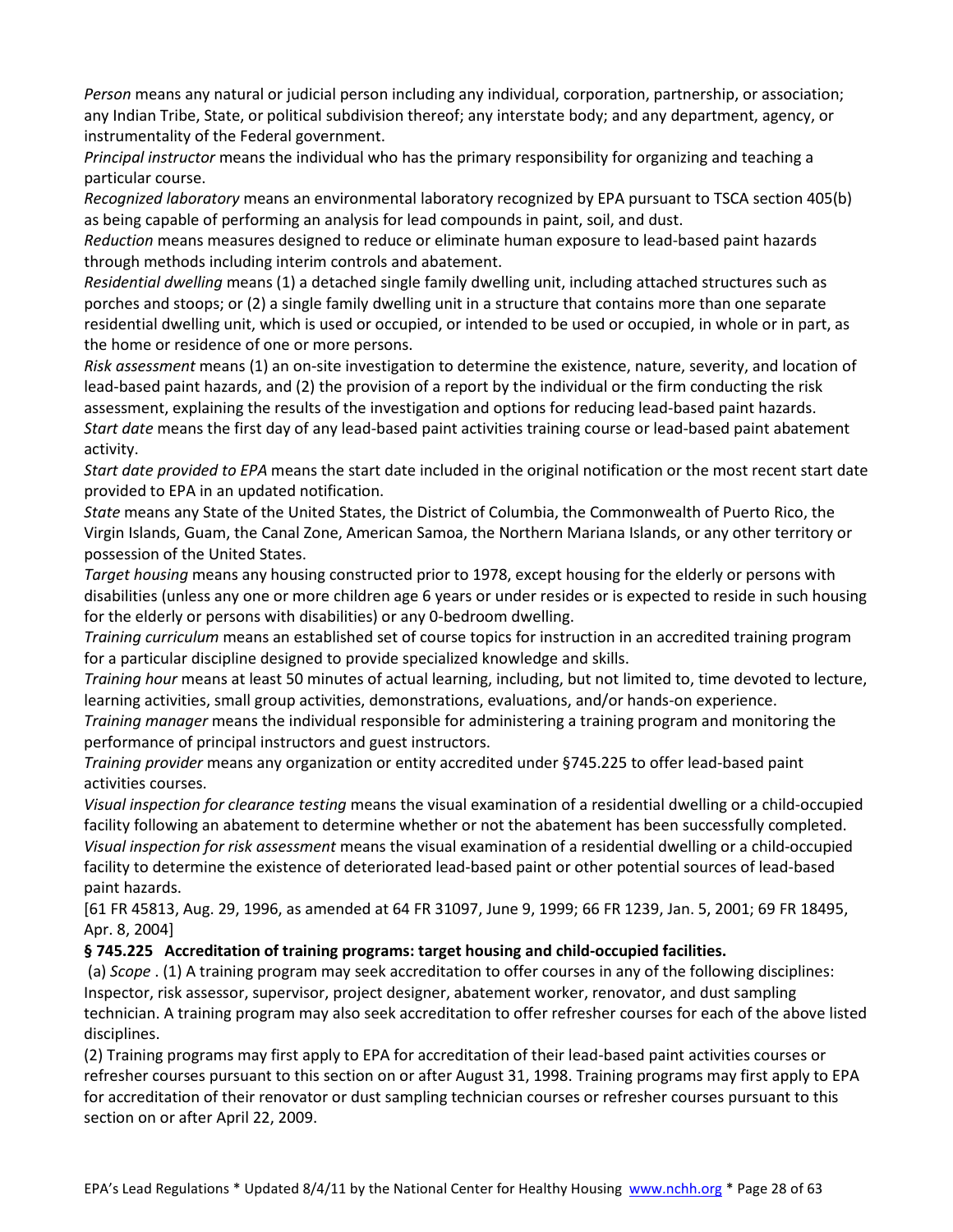*Person* means any natural or judicial person including any individual, corporation, partnership, or association; any Indian Tribe, State, or political subdivision thereof; any interstate body; and any department, agency, or instrumentality of the Federal government.

*Principal instructor* means the individual who has the primary responsibility for organizing and teaching a particular course.

*Recognized laboratory* means an environmental laboratory recognized by EPA pursuant to TSCA section 405(b) as being capable of performing an analysis for lead compounds in paint, soil, and dust.

*Reduction* means measures designed to reduce or eliminate human exposure to lead-based paint hazards through methods including interim controls and abatement.

*Residential dwelling* means (1) a detached single family dwelling unit, including attached structures such as porches and stoops; or (2) a single family dwelling unit in a structure that contains more than one separate residential dwelling unit, which is used or occupied, or intended to be used or occupied, in whole or in part, as the home or residence of one or more persons.

*Risk assessment* means (1) an on-site investigation to determine the existence, nature, severity, and location of lead-based paint hazards, and (2) the provision of a report by the individual or the firm conducting the risk assessment, explaining the results of the investigation and options for reducing lead-based paint hazards.

*Start date* means the first day of any lead-based paint activities training course or lead-based paint abatement activity.

*Start date provided to EPA* means the start date included in the original notification or the most recent start date provided to EPA in an updated notification.

*State* means any State of the United States, the District of Columbia, the Commonwealth of Puerto Rico, the Virgin Islands, Guam, the Canal Zone, American Samoa, the Northern Mariana Islands, or any other territory or possession of the United States.

*Target housing* means any housing constructed prior to 1978, except housing for the elderly or persons with disabilities (unless any one or more children age 6 years or under resides or is expected to reside in such housing for the elderly or persons with disabilities) or any 0-bedroom dwelling.

*Training curriculum* means an established set of course topics for instruction in an accredited training program for a particular discipline designed to provide specialized knowledge and skills.

*Training hour* means at least 50 minutes of actual learning, including, but not limited to, time devoted to lecture, learning activities, small group activities, demonstrations, evaluations, and/or hands-on experience.

*Training manager* means the individual responsible for administering a training program and monitoring the performance of principal instructors and guest instructors.

*Training provider* means any organization or entity accredited under §745.225 to offer lead-based paint activities courses.

*Visual inspection for clearance testing* means the visual examination of a residential dwelling or a child-occupied facility following an abatement to determine whether or not the abatement has been successfully completed.

*Visual inspection for risk assessment* means the visual examination of a residential dwelling or a child-occupied facility to determine the existence of deteriorated lead-based paint or other potential sources of lead-based paint hazards.

[61 FR 45813, Aug. 29, 1996, as amended at 64 FR 31097, June 9, 1999; 66 FR 1239, Jan. 5, 2001; 69 FR 18495, Apr. 8, 2004]

### § 745.225 Accreditation of training programs: target housing and child-occupied facilities.

(a) *Scope* . (1) A training program may seek accreditation to offer courses in any of the following disciplines: Inspector, risk assessor, supervisor, project designer, abatement worker, renovator, and dust sampling technician. A training program may also seek accreditation to offer refresher courses for each of the above listed disciplines.

(2) Training programs may first apply to EPA for accreditation of their lead-based paint activities courses or refresher courses pursuant to this section on or after August 31, 1998. Training programs may first apply to EPA for accreditation of their renovator or dust sampling technician courses or refresher courses pursuant to this section on or after April 22, 2009.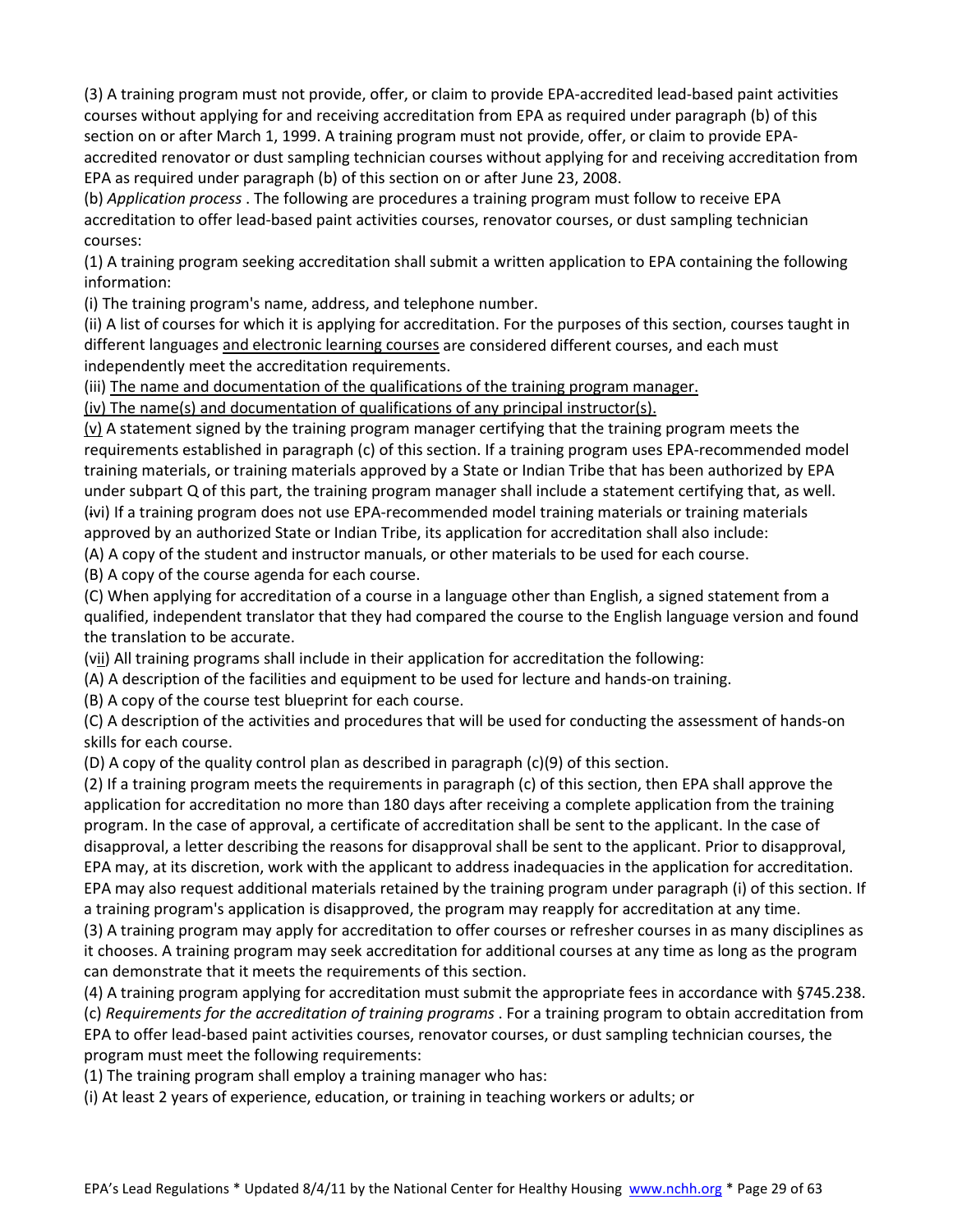(3) A training program must not provide, offer, or claim to provide EPA-accredited lead-based paint activities courses without applying for and receiving accreditation from EPA as required under paragraph (b) of this section on or after March 1, 1999. A training program must not provide, offer, or claim to provide EPA-accredited renovator or dust sampling technician courses without applying for and receiving accreditation from EPA as required under paragraph (b) of this section on or after June 23, 2008.

(b) *Application process* . The following are procedures a training program must follow to receive EPA accreditation to offer lead-based paint activities courses, renovator courses, or dust sampling technician courses:

(1) A training program seeking accreditation shall submit a written application to EPA containing the following information:

(i) The training program's name, address, and telephone number.

(ii) A list of courses for which it is applying for accreditation. For the purposes of this section, courses taught in different languages <u>and electronic learning courses</u> are considered different courses, and each must independently meet the accreditation requirements.

(iii) <u>The name and documentation of the qualifications of the training program manager.</u>

<u>(iv) The name(s) and documentation of qualifications of any principal instructor(s).</u>

<u>(v)</u> A statement signed by the training program manager certifying that the training program meets the requirements established in paragraph (c) of this section. If a training program uses EPA-recommended model training materials, or training materials approved by a State or Indian Tribe that has been authorized by EPA under subpart Q of this part, the training program manager shall include a statement certifying that, as well.

(~~i~~vi) If a training program does not use EPA-recommended model training materials or training materials approved by an authorized State or Indian Tribe, its application for accreditation shall also include:

(A) A copy of the student and instructor manuals, or other materials to be used for each course.

(B) A copy of the course agenda for each course.

(C) When applying for accreditation of a course in a language other than English, a signed statement from a qualified, independent translator that they had compared the course to the English language version and found the translation to be accurate.

(v<u>ii</u>) All training programs shall include in their application for accreditation the following:

(A) A description of the facilities and equipment to be used for lecture and hands-on training.

(B) A copy of the course test blueprint for each course.

(C) A description of the activities and procedures that will be used for conducting the assessment of hands-on skills for each course.

(D) A copy of the quality control plan as described in paragraph (c)(9) of this section.

(2) If a training program meets the requirements in paragraph (c) of this section, then EPA shall approve the application for accreditation no more than 180 days after receiving a complete application from the training program. In the case of approval, a certificate of accreditation shall be sent to the applicant. In the case of disapproval, a letter describing the reasons for disapproval shall be sent to the applicant. Prior to disapproval, EPA may, at its discretion, work with the applicant to address inadequacies in the application for accreditation. EPA may also request additional materials retained by the training program under paragraph (i) of this section. If a training program's application is disapproved, the program may reapply for accreditation at any time.

(3) A training program may apply for accreditation to offer courses or refresher courses in as many disciplines as it chooses. A training program may seek accreditation for additional courses at any time as long as the program can demonstrate that it meets the requirements of this section.

(4) A training program applying for accreditation must submit the appropriate fees in accordance with §745.238.

(c) *Requirements for the accreditation of training programs* . For a training program to obtain accreditation from EPA to offer lead-based paint activities courses, renovator courses, or dust sampling technician courses, the program must meet the following requirements:

(1) The training program shall employ a training manager who has:

(i) At least 2 years of experience, education, or training in teaching workers or adults; or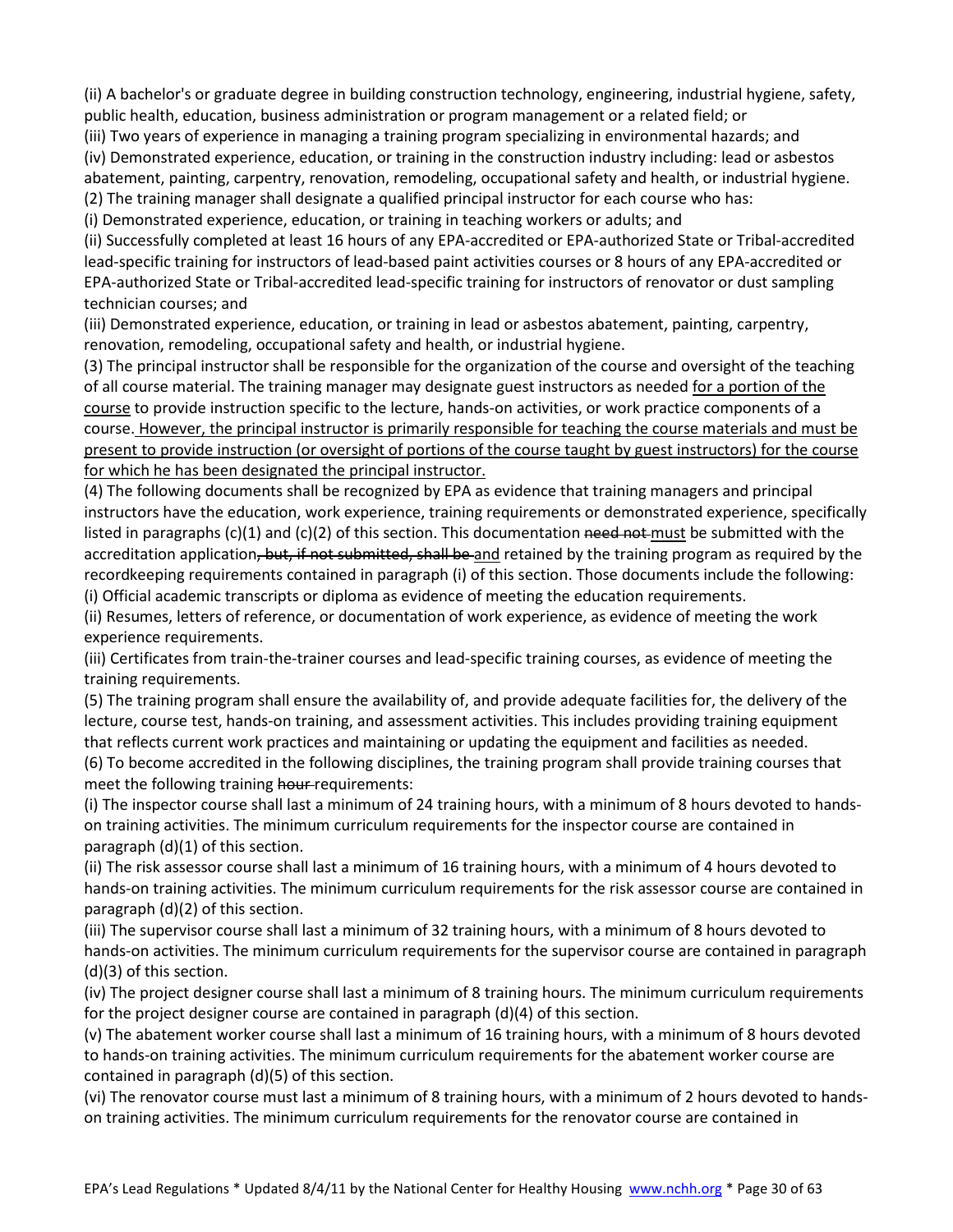(ii) A bachelor's or graduate degree in building construction technology, engineering, industrial hygiene, safety, public health, education, business administration or program management or a related field; or

(iii) Two years of experience in managing a training program specializing in environmental hazards; and

(iv) Demonstrated experience, education, or training in the construction industry including: lead or asbestos abatement, painting, carpentry, renovation, remodeling, occupational safety and health, or industrial hygiene.

(2) The training manager shall designate a qualified principal instructor for each course who has:

(i) Demonstrated experience, education, or training in teaching workers or adults; and

(ii) Successfully completed at least 16 hours of any EPA-accredited or EPA-authorized State or Tribal-accredited lead-specific training for instructors of lead-based paint activities courses or 8 hours of any EPA-accredited or EPA-authorized State or Tribal-accredited lead-specific training for instructors of renovator or dust sampling technician courses; and

(iii) Demonstrated experience, education, or training in lead or asbestos abatement, painting, carpentry, renovation, remodeling, occupational safety and health, or industrial hygiene.

(3) The principal instructor shall be responsible for the organization of the course and oversight of the teaching of all course material. The training manager may designate guest instructors as needed <u>for a portion of the course</u> to provide instruction specific to the lecture, hands-on activities, or work practice components of a course.<u> However, the principal instructor is primarily responsible for teaching the course materials and must be present to provide instruction (or oversight of portions of the course taught by guest instructors) for the course for which he has been designated the principal instructor.</u>

(4) The following documents shall be recognized by EPA as evidence that training managers and principal instructors have the education, work experience, training requirements or demonstrated experience, specifically listed in paragraphs (c)(1) and (c)(2) of this section. This documentation ~~need not~~ <u>must</u> be submitted with the accreditation application~~, but, if not submitted, shall be~~ <u>and</u> retained by the training program as required by the recordkeeping requirements contained in paragraph (i) of this section. Those documents include the following:

(i) Official academic transcripts or diploma as evidence of meeting the education requirements.

(ii) Resumes, letters of reference, or documentation of work experience, as evidence of meeting the work experience requirements.

(iii) Certificates from train-the-trainer courses and lead-specific training courses, as evidence of meeting the training requirements.

(5) The training program shall ensure the availability of, and provide adequate facilities for, the delivery of the lecture, course test, hands-on training, and assessment activities. This includes providing training equipment that reflects current work practices and maintaining or updating the equipment and facilities as needed.

(6) To become accredited in the following disciplines, the training program shall provide training courses that meet the following training ~~hour~~ requirements:

(i) The inspector course shall last a minimum of 24 training hours, with a minimum of 8 hours devoted to hands-on training activities. The minimum curriculum requirements for the inspector course are contained in paragraph (d)(1) of this section.

(ii) The risk assessor course shall last a minimum of 16 training hours, with a minimum of 4 hours devoted to hands-on training activities. The minimum curriculum requirements for the risk assessor course are contained in paragraph (d)(2) of this section.

(iii) The supervisor course shall last a minimum of 32 training hours, with a minimum of 8 hours devoted to hands-on activities. The minimum curriculum requirements for the supervisor course are contained in paragraph (d)(3) of this section.

(iv) The project designer course shall last a minimum of 8 training hours. The minimum curriculum requirements for the project designer course are contained in paragraph (d)(4) of this section.

(v) The abatement worker course shall last a minimum of 16 training hours, with a minimum of 8 hours devoted to hands-on training activities. The minimum curriculum requirements for the abatement worker course are contained in paragraph (d)(5) of this section.

(vi) The renovator course must last a minimum of 8 training hours, with a minimum of 2 hours devoted to hands-on training activities. The minimum curriculum requirements for the renovator course are contained in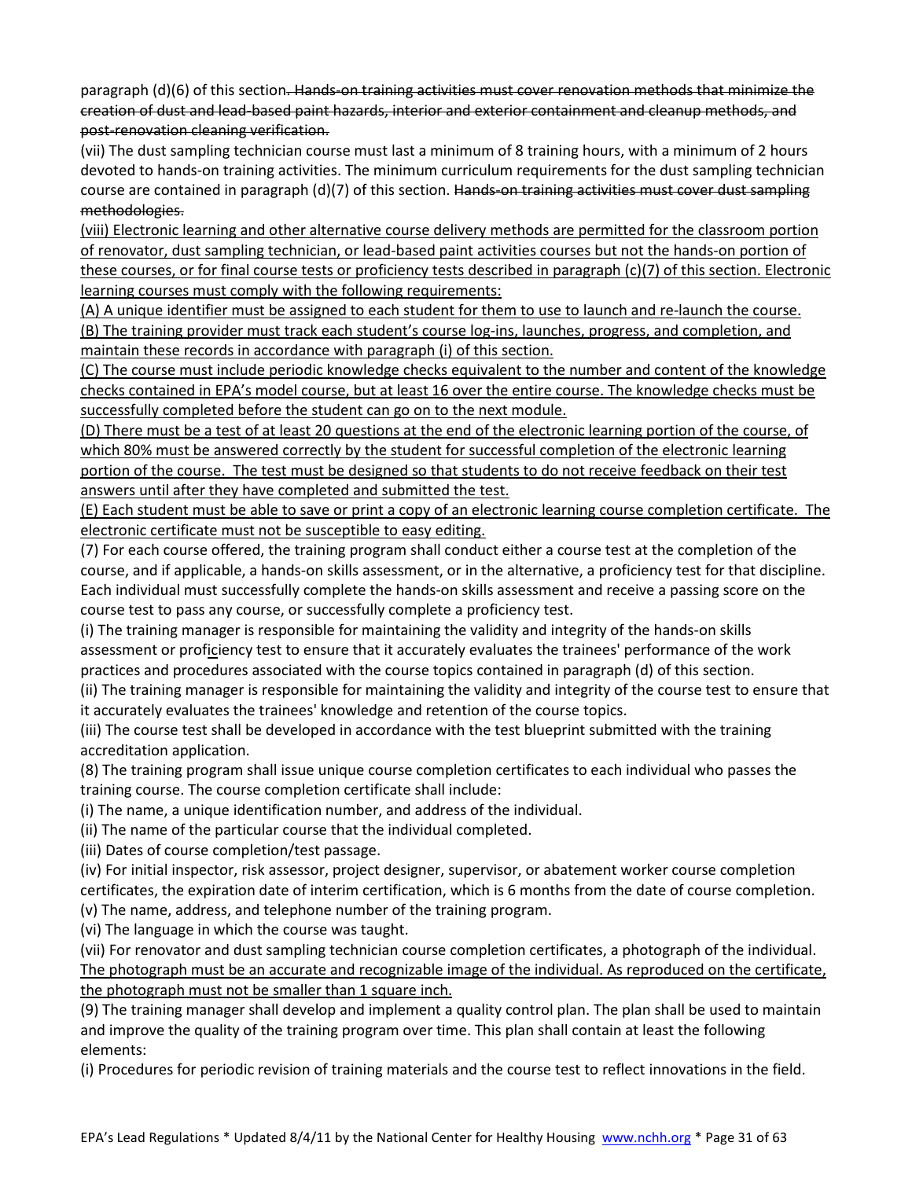paragraph (d)(6) of this section~~. Hands-on training activities must cover renovation methods that minimize the creation of dust and lead-based paint hazards, interior and exterior containment and cleanup methods, and post-renovation cleaning verification.~~

(vii) The dust sampling technician course must last a minimum of 8 training hours, with a minimum of 2 hours devoted to hands-on training activities. The minimum curriculum requirements for the dust sampling technician course are contained in paragraph (d)(7) of this section. ~~Hands-on training activities must cover dust sampling methodologies.~~

<u>(viii) Electronic learning and other alternative course delivery methods are permitted for the classroom portion of renovator, dust sampling technician, or lead-based paint activities courses but not the hands-on portion of these courses, or for final course tests or proficiency tests described in paragraph (c)(7) of this section. Electronic learning courses must comply with the following requirements:</u>

<u>(A) A unique identifier must be assigned to each student for them to use to launch and re-launch the course.</u>

<u>(B) The training provider must track each student's course log-ins, launches, progress, and completion, and maintain these records in accordance with paragraph (i) of this section.</u>

<u>(C) The course must include periodic knowledge checks equivalent to the number and content of the knowledge checks contained in EPA's model course, but at least 16 over the entire course. The knowledge checks must be successfully completed before the student can go on to the next module.</u>

<u>(D) There must be a test of at least 20 questions at the end of the electronic learning portion of the course, of which 80% must be answered correctly by the student for successful completion of the electronic learning portion of the course. The test must be designed so that students to do not receive feedback on their test answers until after they have completed and submitted the test.</u>

<u>(E) Each student must be able to save or print a copy of an electronic learning course completion certificate. The electronic certificate must not be susceptible to easy editing.</u>

(7) For each course offered, the training program shall conduct either a course test at the completion of the course, and if applicable, a hands-on skills assessment, or in the alternative, a proficiency test for that discipline. Each individual must successfully complete the hands-on skills assessment and receive a passing score on the course test to pass any course, or successfully complete a proficiency test.

(i) The training manager is responsible for maintaining the validity and integrity of the hands-on skills assessment or proficiency test to ensure that it accurately evaluates the trainees' performance of the work practices and procedures associated with the course topics contained in paragraph (d) of this section.

(ii) The training manager is responsible for maintaining the validity and integrity of the course test to ensure that it accurately evaluates the trainees' knowledge and retention of the course topics.

(iii) The course test shall be developed in accordance with the test blueprint submitted with the training accreditation application.

(8) The training program shall issue unique course completion certificates to each individual who passes the training course. The course completion certificate shall include:

(i) The name, a unique identification number, and address of the individual.

(ii) The name of the particular course that the individual completed.

(iii) Dates of course completion/test passage.

(iv) For initial inspector, risk assessor, project designer, supervisor, or abatement worker course completion certificates, the expiration date of interim certification, which is 6 months from the date of course completion.

(v) The name, address, and telephone number of the training program.

(vi) The language in which the course was taught.

(vii) For renovator and dust sampling technician course completion certificates, a photograph of the individual. <u>The photograph must be an accurate and recognizable image of the individual. As reproduced on the certificate, the photograph must not be smaller than 1 square inch.</u>

(9) The training manager shall develop and implement a quality control plan. The plan shall be used to maintain and improve the quality of the training program over time. This plan shall contain at least the following elements:

(i) Procedures for periodic revision of training materials and the course test to reflect innovations in the field.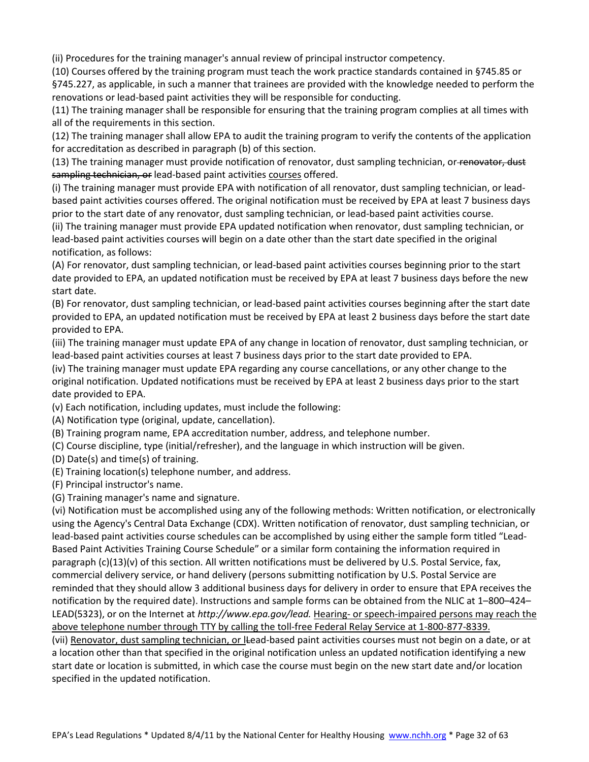(ii) Procedures for the training manager's annual review of principal instructor competency.

(10) Courses offered by the training program must teach the work practice standards contained in §745.85 or §745.227, as applicable, in such a manner that trainees are provided with the knowledge needed to perform the renovations or lead-based paint activities they will be responsible for conducting.

(11) The training manager shall be responsible for ensuring that the training program complies at all times with all of the requirements in this section.

(12) The training manager shall allow EPA to audit the training program to verify the contents of the application for accreditation as described in paragraph (b) of this section.

(13) The training manager must provide notification of renovator, dust sampling technician, or ~~renovator, dust sampling technician, or~~ lead-based paint activities courses offered.

(i) The training manager must provide EPA with notification of all renovator, dust sampling technician, or lead-based paint activities courses offered. The original notification must be received by EPA at least 7 business days prior to the start date of any renovator, dust sampling technician, or lead-based paint activities course.

(ii) The training manager must provide EPA updated notification when renovator, dust sampling technician, or lead-based paint activities courses will begin on a date other than the start date specified in the original notification, as follows:

(A) For renovator, dust sampling technician, or lead-based paint activities courses beginning prior to the start date provided to EPA, an updated notification must be received by EPA at least 7 business days before the new start date.

(B) For renovator, dust sampling technician, or lead-based paint activities courses beginning after the start date provided to EPA, an updated notification must be received by EPA at least 2 business days before the start date provided to EPA.

(iii) The training manager must update EPA of any change in location of renovator, dust sampling technician, or lead-based paint activities courses at least 7 business days prior to the start date provided to EPA.

(iv) The training manager must update EPA regarding any course cancellations, or any other change to the original notification. Updated notifications must be received by EPA at least 2 business days prior to the start date provided to EPA.

(v) Each notification, including updates, must include the following:

(A) Notification type (original, update, cancellation).

(B) Training program name, EPA accreditation number, address, and telephone number.

(C) Course discipline, type (initial/refresher), and the language in which instruction will be given.

(D) Date(s) and time(s) of training.

(E) Training location(s) telephone number, and address.

(F) Principal instructor's name.

(G) Training manager's name and signature.

(vi) Notification must be accomplished using any of the following methods: Written notification, or electronically using the Agency's Central Data Exchange (CDX). Written notification of renovator, dust sampling technician, or lead-based paint activities course schedules can be accomplished by using either the sample form titled "Lead-Based Paint Activities Training Course Schedule" or a similar form containing the information required in paragraph (c)(13)(v) of this section. All written notifications must be delivered by U.S. Postal Service, fax, commercial delivery service, or hand delivery (persons submitting notification by U.S. Postal Service are reminded that they should allow 3 additional business days for delivery in order to ensure that EPA receives the notification by the required date). Instructions and sample forms can be obtained from the NLIC at 1–800–424–LEAD(5323), or on the Internet at *http://www.epa.gov/lead.* Hearing- or speech-impaired persons may reach the above telephone number through TTY by calling the toll-free Federal Relay Service at 1-800-877-8339.

(vii) Renovator, dust sampling technician, or l~~L~~ead-based paint activities courses must not begin on a date, or at a location other than that specified in the original notification unless an updated notification identifying a new start date or location is submitted, in which case the course must begin on the new start date and/or location specified in the updated notification.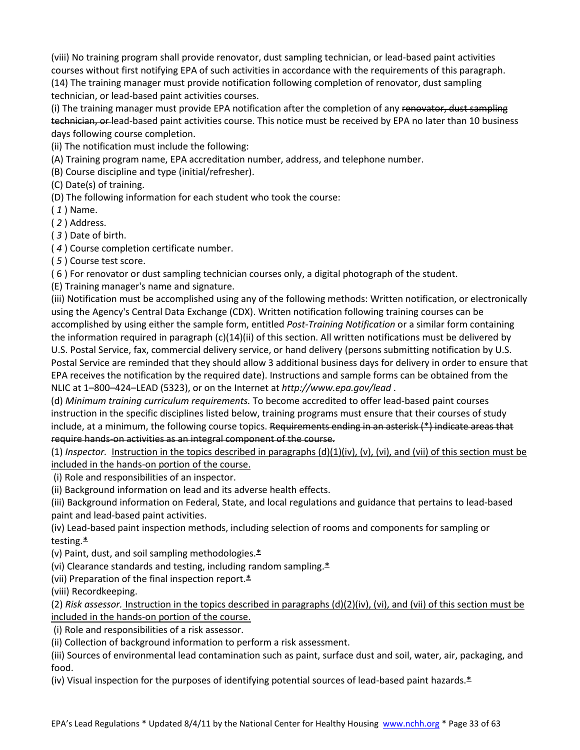(viii) No training program shall provide renovator, dust sampling technician, or lead-based paint activities courses without first notifying EPA of such activities in accordance with the requirements of this paragraph.

(14) The training manager must provide notification following completion of renovator, dust sampling technician, or lead-based paint activities courses.

(i) The training manager must provide EPA notification after the completion of any ~~renovator, dust sampling technician, or~~ lead-based paint activities course. This notice must be received by EPA no later than 10 business days following course completion.

(ii) The notification must include the following:

(A) Training program name, EPA accreditation number, address, and telephone number.

(B) Course discipline and type (initial/refresher).

(C) Date(s) of training.

(D) The following information for each student who took the course:

( *1* ) Name.

( *2* ) Address.

( *3* ) Date of birth.

( *4* ) Course completion certificate number.

( *5* ) Course test score.

( 6 ) For renovator or dust sampling technician courses only, a digital photograph of the student.

(E) Training manager's name and signature.

(iii) Notification must be accomplished using any of the following methods: Written notification, or electronically using the Agency's Central Data Exchange (CDX). Written notification following training courses can be accomplished by using either the sample form, entitled *Post-Training Notification* or a similar form containing the information required in paragraph (c)(14)(ii) of this section. All written notifications must be delivered by U.S. Postal Service, fax, commercial delivery service, or hand delivery (persons submitting notification by U.S. Postal Service are reminded that they should allow 3 additional business days for delivery in order to ensure that EPA receives the notification by the required date). Instructions and sample forms can be obtained from the NLIC at 1–800–424–LEAD (5323), or on the Internet at *http://www.epa.gov/lead* .

(d) *Minimum training curriculum requirements.* To become accredited to offer lead-based paint courses instruction in the specific disciplines listed below, training programs must ensure that their courses of study include, at a minimum, the following course topics. ~~Requirements ending in an asterisk (*) indicate areas that require hands-on activities as an integral component of the course.~~

(1) *Inspector.* <u>Instruction in the topics described in paragraphs (d)(1)(iv), (v), (vi), and (vii) of this section must be included in the hands-on portion of the course.</u>

(i) Role and responsibilities of an inspector.

(ii) Background information on lead and its adverse health effects.

(iii) Background information on Federal, State, and local regulations and guidance that pertains to lead-based paint and lead-based paint activities.

(iv) Lead-based paint inspection methods, including selection of rooms and components for sampling or testing.~~*~~

(v) Paint, dust, and soil sampling methodologies.~~*~~

(vi) Clearance standards and testing, including random sampling.~~*~~

(vii) Preparation of the final inspection report.~~*~~

(viii) Recordkeeping.

(2) *Risk assessor.* <u>Instruction in the topics described in paragraphs (d)(2)(iv), (vi), and (vii) of this section must be included in the hands-on portion of the course.</u>

(i) Role and responsibilities of a risk assessor.

(ii) Collection of background information to perform a risk assessment.

(iii) Sources of environmental lead contamination such as paint, surface dust and soil, water, air, packaging, and food.

(iv) Visual inspection for the purposes of identifying potential sources of lead-based paint hazards.~~*~~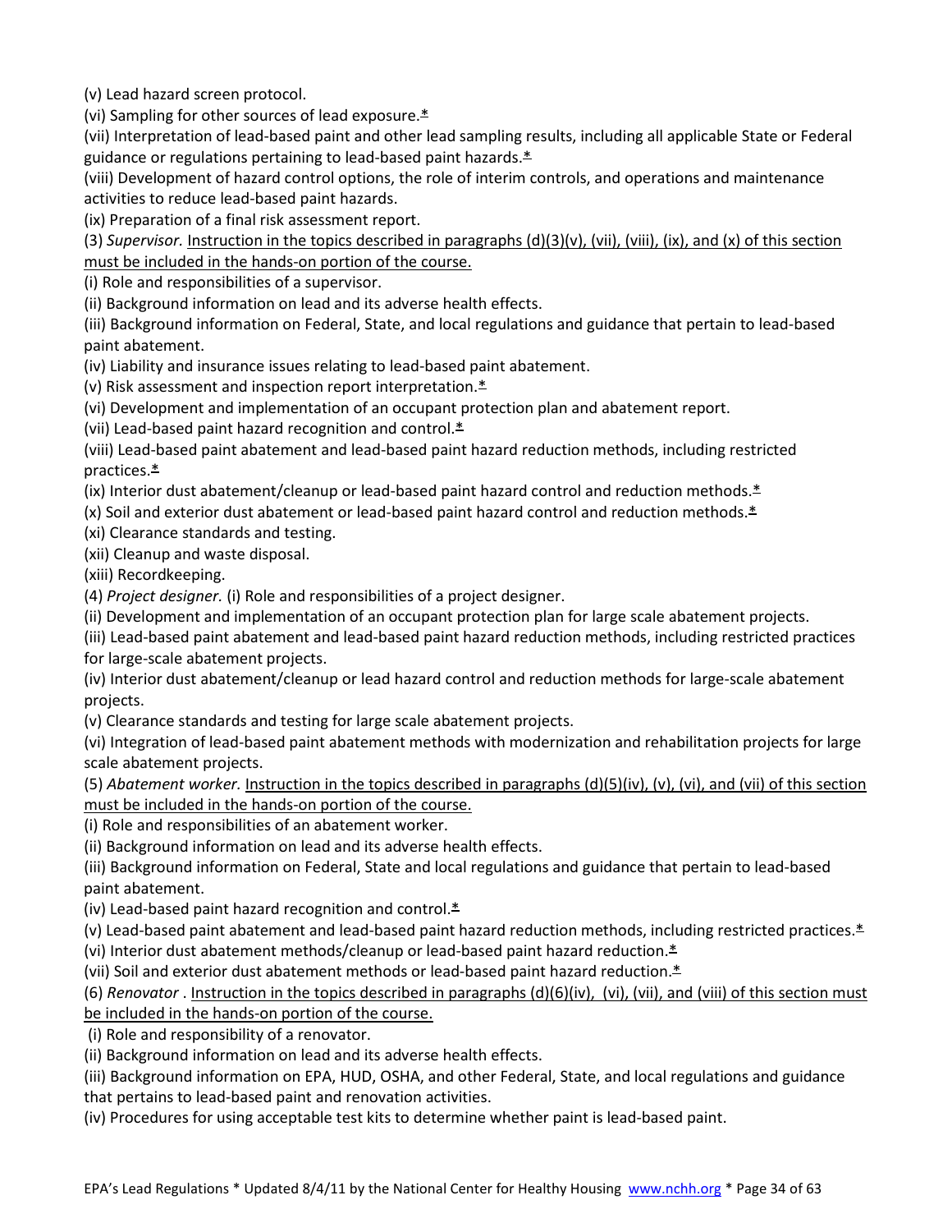(v) Lead hazard screen protocol.

(vi) Sampling for other sources of lead exposure.*

(vii) Interpretation of lead-based paint and other lead sampling results, including all applicable State or Federal guidance or regulations pertaining to lead-based paint hazards.*

(viii) Development of hazard control options, the role of interim controls, and operations and maintenance activities to reduce lead-based paint hazards.

(ix) Preparation of a final risk assessment report.

(3) *Supervisor.* Instruction in the topics described in paragraphs (d)(3)(v), (vii), (viii), (ix), and (x) of this section must be included in the hands-on portion of the course.

(i) Role and responsibilities of a supervisor.

(ii) Background information on lead and its adverse health effects.

(iii) Background information on Federal, State, and local regulations and guidance that pertain to lead-based paint abatement.

(iv) Liability and insurance issues relating to lead-based paint abatement.

(v) Risk assessment and inspection report interpretation.*

(vi) Development and implementation of an occupant protection plan and abatement report.

(vii) Lead-based paint hazard recognition and control.*

(viii) Lead-based paint abatement and lead-based paint hazard reduction methods, including restricted practices.*

(ix) Interior dust abatement/cleanup or lead-based paint hazard control and reduction methods.*

(x) Soil and exterior dust abatement or lead-based paint hazard control and reduction methods.*

(xi) Clearance standards and testing.

(xii) Cleanup and waste disposal.

(xiii) Recordkeeping.

(4) *Project designer.* (i) Role and responsibilities of a project designer.

(ii) Development and implementation of an occupant protection plan for large scale abatement projects.

(iii) Lead-based paint abatement and lead-based paint hazard reduction methods, including restricted practices for large-scale abatement projects.

(iv) Interior dust abatement/cleanup or lead hazard control and reduction methods for large-scale abatement projects.

(v) Clearance standards and testing for large scale abatement projects.

(vi) Integration of lead-based paint abatement methods with modernization and rehabilitation projects for large scale abatement projects.

(5) *Abatement worker.* Instruction in the topics described in paragraphs (d)(5)(iv), (v), (vi), and (vii) of this section must be included in the hands-on portion of the course.

(i) Role and responsibilities of an abatement worker.

(ii) Background information on lead and its adverse health effects.

(iii) Background information on Federal, State and local regulations and guidance that pertain to lead-based paint abatement.

(iv) Lead-based paint hazard recognition and control.*

(v) Lead-based paint abatement and lead-based paint hazard reduction methods, including restricted practices.*

(vi) Interior dust abatement methods/cleanup or lead-based paint hazard reduction.*

(vii) Soil and exterior dust abatement methods or lead-based paint hazard reduction.*

(6) *Renovator* . Instruction in the topics described in paragraphs (d)(6)(iv), (vi), (vii), and (viii) of this section must be included in the hands-on portion of the course.

(i) Role and responsibility of a renovator.

(ii) Background information on lead and its adverse health effects.

(iii) Background information on EPA, HUD, OSHA, and other Federal, State, and local regulations and guidance that pertains to lead-based paint and renovation activities.

(iv) Procedures for using acceptable test kits to determine whether paint is lead-based paint.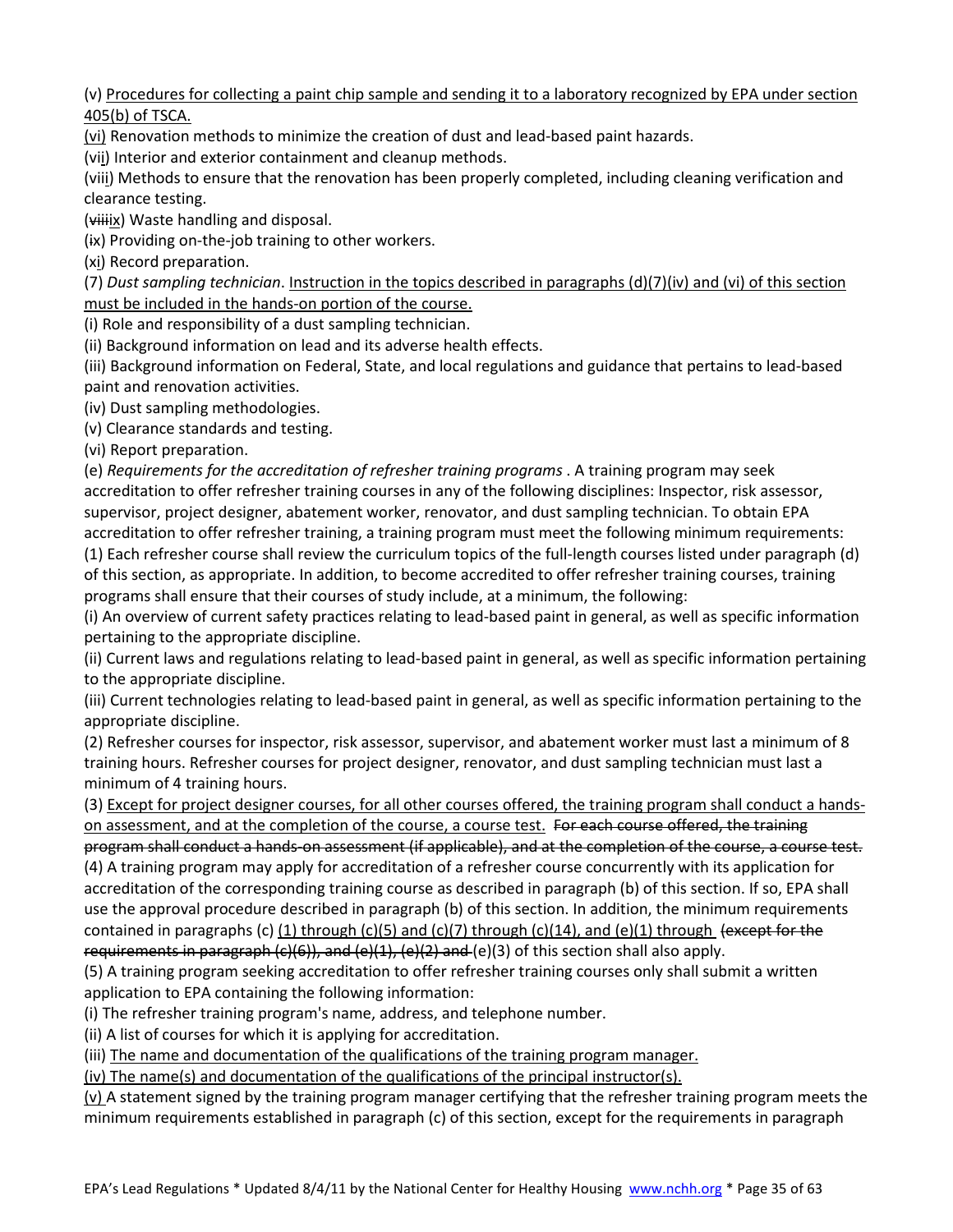(v) Procedures for collecting a paint chip sample and sending it to a laboratory recognized by EPA under section 405(b) of TSCA.

(vi) Renovation methods to minimize the creation of dust and lead-based paint hazards.

(vii) Interior and exterior containment and cleanup methods.

(viii) Methods to ensure that the renovation has been properly completed, including cleaning verification and clearance testing.

(~~viii~~ix) Waste handling and disposal.

(~~i~~x) Providing on-the-job training to other workers.

(xi) Record preparation.

(7) *Dust sampling technician*. Instruction in the topics described in paragraphs (d)(7)(iv) and (vi) of this section must be included in the hands-on portion of the course.

(i) Role and responsibility of a dust sampling technician.

(ii) Background information on lead and its adverse health effects.

(iii) Background information on Federal, State, and local regulations and guidance that pertains to lead-based paint and renovation activities.

(iv) Dust sampling methodologies.

(v) Clearance standards and testing.

(vi) Report preparation.

(e) *Requirements for the accreditation of refresher training programs* . A training program may seek accreditation to offer refresher training courses in any of the following disciplines: Inspector, risk assessor, supervisor, project designer, abatement worker, renovator, and dust sampling technician. To obtain EPA accreditation to offer refresher training, a training program must meet the following minimum requirements:

(1) Each refresher course shall review the curriculum topics of the full-length courses listed under paragraph (d) of this section, as appropriate. In addition, to become accredited to offer refresher training courses, training programs shall ensure that their courses of study include, at a minimum, the following:

(i) An overview of current safety practices relating to lead-based paint in general, as well as specific information pertaining to the appropriate discipline.

(ii) Current laws and regulations relating to lead-based paint in general, as well as specific information pertaining to the appropriate discipline.

(iii) Current technologies relating to lead-based paint in general, as well as specific information pertaining to the appropriate discipline.

(2) Refresher courses for inspector, risk assessor, supervisor, and abatement worker must last a minimum of 8 training hours. Refresher courses for project designer, renovator, and dust sampling technician must last a minimum of 4 training hours.

(3) Except for project designer courses, for all other courses offered, the training program shall conduct a hands-on assessment, and at the completion of the course, a course test. ~~For each course offered, the training program shall conduct a hands-on assessment (if applicable), and at the completion of the course, a course test.~~

(4) A training program may apply for accreditation of a refresher course concurrently with its application for accreditation of the corresponding training course as described in paragraph (b) of this section. If so, EPA shall use the approval procedure described in paragraph (b) of this section. In addition, the minimum requirements contained in paragraphs (c) (1) through (c)(5) and (c)(7) through (c)(14), and (e)(1) through ~~(except for the requirements in paragraph (c)(6)), and (e)(1), (e)(2) and~~ (e)(3) of this section shall also apply.

(5) A training program seeking accreditation to offer refresher training courses only shall submit a written application to EPA containing the following information:

(i) The refresher training program's name, address, and telephone number.

(ii) A list of courses for which it is applying for accreditation.

(iii) The name and documentation of the qualifications of the training program manager.

(iv) The name(s) and documentation of the qualifications of the principal instructor(s).

(v) A statement signed by the training program manager certifying that the refresher training program meets the minimum requirements established in paragraph (c) of this section, except for the requirements in paragraph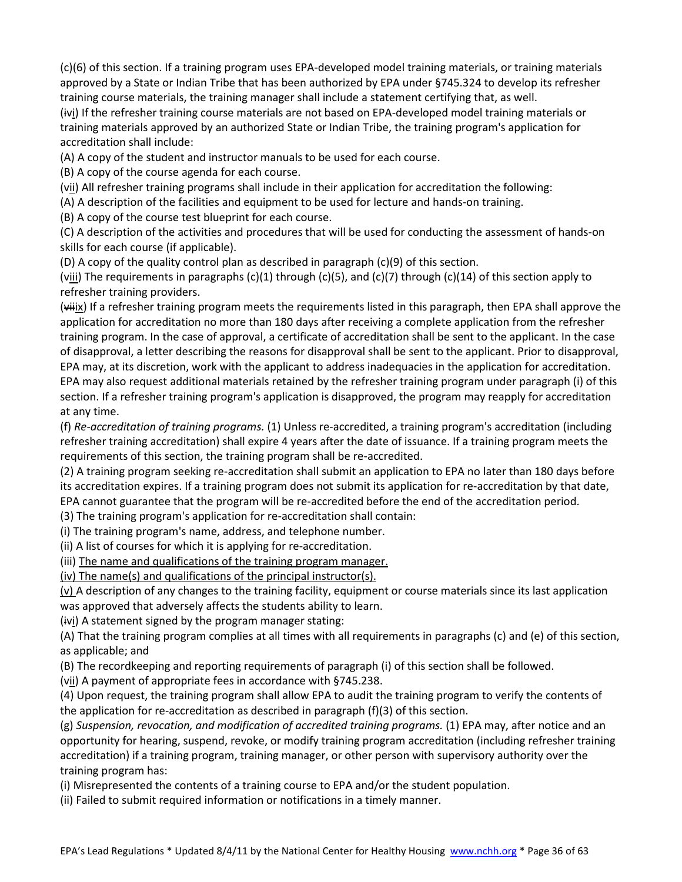(c)(6) of this section. If a training program uses EPA-developed model training materials, or training materials approved by a State or Indian Tribe that has been authorized by EPA under §745.324 to develop its refresher training course materials, the training manager shall include a statement certifying that, as well.

(ivi) If the refresher training course materials are not based on EPA-developed model training materials or training materials approved by an authorized State or Indian Tribe, the training program's application for accreditation shall include:

(A) A copy of the student and instructor manuals to be used for each course.

(B) A copy of the course agenda for each course.

(vii) All refresher training programs shall include in their application for accreditation the following:

(A) A description of the facilities and equipment to be used for lecture and hands-on training.

(B) A copy of the course test blueprint for each course.

(C) A description of the activities and procedures that will be used for conducting the assessment of hands-on skills for each course (if applicable).

(D) A copy of the quality control plan as described in paragraph (c)(9) of this section.

(viii) The requirements in paragraphs (c)(1) through (c)(5), and (c)(7) through (c)(14) of this section apply to refresher training providers.

(viiix) If a refresher training program meets the requirements listed in this paragraph, then EPA shall approve the application for accreditation no more than 180 days after receiving a complete application from the refresher training program. In the case of approval, a certificate of accreditation shall be sent to the applicant. In the case of disapproval, a letter describing the reasons for disapproval shall be sent to the applicant. Prior to disapproval, EPA may, at its discretion, work with the applicant to address inadequacies in the application for accreditation. EPA may also request additional materials retained by the refresher training program under paragraph (i) of this section. If a refresher training program's application is disapproved, the program may reapply for accreditation at any time.

(f) *Re-accreditation of training programs.* (1) Unless re-accredited, a training program's accreditation (including refresher training accreditation) shall expire 4 years after the date of issuance. If a training program meets the requirements of this section, the training program shall be re-accredited.

(2) A training program seeking re-accreditation shall submit an application to EPA no later than 180 days before its accreditation expires. If a training program does not submit its application for re-accreditation by that date, EPA cannot guarantee that the program will be re-accredited before the end of the accreditation period.

(3) The training program's application for re-accreditation shall contain:

(i) The training program's name, address, and telephone number.

(ii) A list of courses for which it is applying for re-accreditation.

(iii) The name and qualifications of the training program manager.

(iv) The name(s) and qualifications of the principal instructor(s).

(v) A description of any changes to the training facility, equipment or course materials since its last application was approved that adversely affects the students ability to learn.

(ivi) A statement signed by the program manager stating:

(A) That the training program complies at all times with all requirements in paragraphs (c) and (e) of this section, as applicable; and

(B) The recordkeeping and reporting requirements of paragraph (i) of this section shall be followed.

(vii) A payment of appropriate fees in accordance with §745.238.

(4) Upon request, the training program shall allow EPA to audit the training program to verify the contents of the application for re-accreditation as described in paragraph (f)(3) of this section.

(g) *Suspension, revocation, and modification of accredited training programs.* (1) EPA may, after notice and an opportunity for hearing, suspend, revoke, or modify training program accreditation (including refresher training accreditation) if a training program, training manager, or other person with supervisory authority over the training program has:

(i) Misrepresented the contents of a training course to EPA and/or the student population.

(ii) Failed to submit required information or notifications in a timely manner.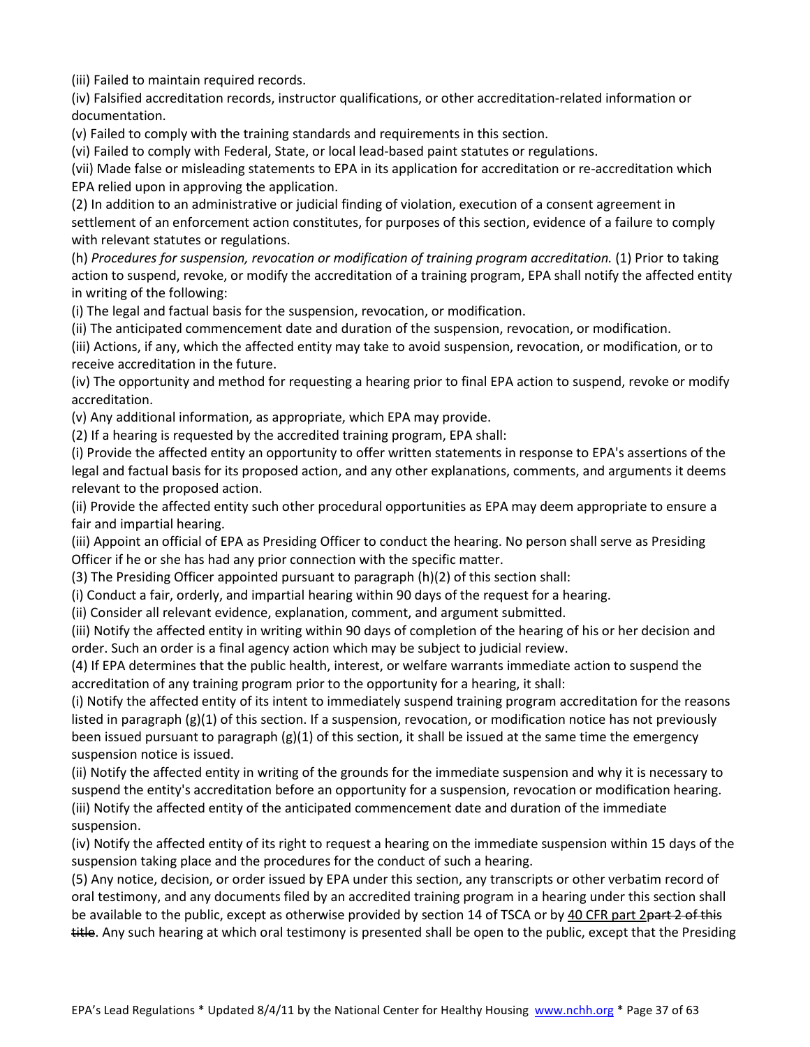(iii) Failed to maintain required records.

(iv) Falsified accreditation records, instructor qualifications, or other accreditation-related information or documentation.

(v) Failed to comply with the training standards and requirements in this section.

(vi) Failed to comply with Federal, State, or local lead-based paint statutes or regulations.

(vii) Made false or misleading statements to EPA in its application for accreditation or re-accreditation which EPA relied upon in approving the application.

(2) In addition to an administrative or judicial finding of violation, execution of a consent agreement in settlement of an enforcement action constitutes, for purposes of this section, evidence of a failure to comply with relevant statutes or regulations.

(h) *Procedures for suspension, revocation or modification of training program accreditation.* (1) Prior to taking action to suspend, revoke, or modify the accreditation of a training program, EPA shall notify the affected entity in writing of the following:

(i) The legal and factual basis for the suspension, revocation, or modification.

(ii) The anticipated commencement date and duration of the suspension, revocation, or modification.

(iii) Actions, if any, which the affected entity may take to avoid suspension, revocation, or modification, or to receive accreditation in the future.

(iv) The opportunity and method for requesting a hearing prior to final EPA action to suspend, revoke or modify accreditation.

(v) Any additional information, as appropriate, which EPA may provide.

(2) If a hearing is requested by the accredited training program, EPA shall:

(i) Provide the affected entity an opportunity to offer written statements in response to EPA's assertions of the legal and factual basis for its proposed action, and any other explanations, comments, and arguments it deems relevant to the proposed action.

(ii) Provide the affected entity such other procedural opportunities as EPA may deem appropriate to ensure a fair and impartial hearing.

(iii) Appoint an official of EPA as Presiding Officer to conduct the hearing. No person shall serve as Presiding Officer if he or she has had any prior connection with the specific matter.

(3) The Presiding Officer appointed pursuant to paragraph (h)(2) of this section shall:

(i) Conduct a fair, orderly, and impartial hearing within 90 days of the request for a hearing.

(ii) Consider all relevant evidence, explanation, comment, and argument submitted.

(iii) Notify the affected entity in writing within 90 days of completion of the hearing of his or her decision and order. Such an order is a final agency action which may be subject to judicial review.

(4) If EPA determines that the public health, interest, or welfare warrants immediate action to suspend the accreditation of any training program prior to the opportunity for a hearing, it shall:

(i) Notify the affected entity of its intent to immediately suspend training program accreditation for the reasons listed in paragraph (g)(1) of this section. If a suspension, revocation, or modification notice has not previously been issued pursuant to paragraph (g)(1) of this section, it shall be issued at the same time the emergency suspension notice is issued.

(ii) Notify the affected entity in writing of the grounds for the immediate suspension and why it is necessary to suspend the entity's accreditation before an opportunity for a suspension, revocation or modification hearing.

(iii) Notify the affected entity of the anticipated commencement date and duration of the immediate suspension.

(iv) Notify the affected entity of its right to request a hearing on the immediate suspension within 15 days of the suspension taking place and the procedures for the conduct of such a hearing.

(5) Any notice, decision, or order issued by EPA under this section, any transcripts or other verbatim record of oral testimony, and any documents filed by an accredited training program in a hearing under this section shall be available to the public, except as otherwise provided by section 14 of TSCA or by 40 CFR part 2~~part 2 of this title~~. Any such hearing at which oral testimony is presented shall be open to the public, except that the Presiding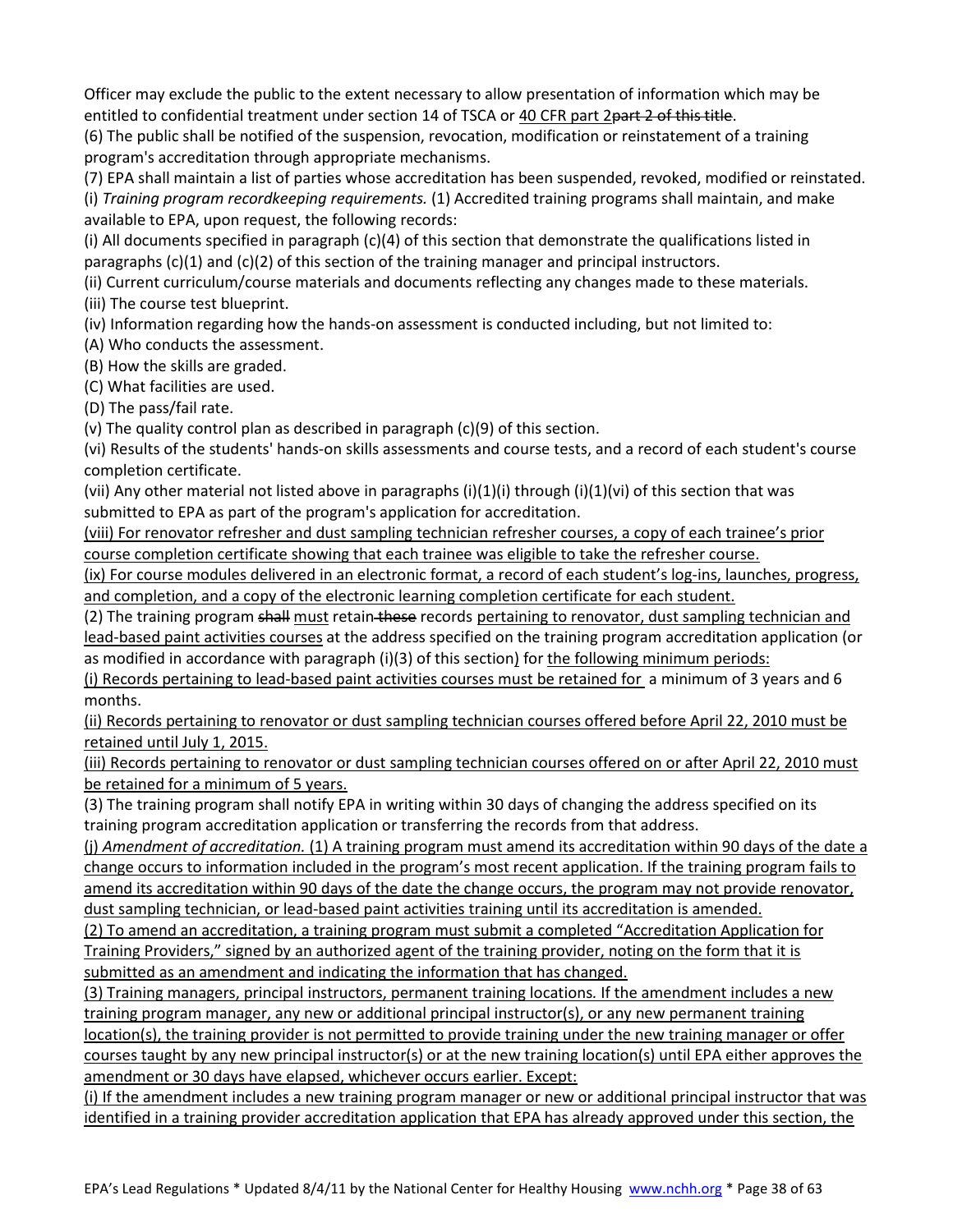Officer may exclude the public to the extent necessary to allow presentation of information which may be entitled to confidential treatment under section 14 of TSCA or <u>40 CFR part 2</u>~~part 2 of this title~~.

(6) The public shall be notified of the suspension, revocation, modification or reinstatement of a training program's accreditation through appropriate mechanisms.

(7) EPA shall maintain a list of parties whose accreditation has been suspended, revoked, modified or reinstated.

(i) *Training program recordkeeping requirements.* (1) Accredited training programs shall maintain, and make available to EPA, upon request, the following records:

(i) All documents specified in paragraph (c)(4) of this section that demonstrate the qualifications listed in paragraphs (c)(1) and (c)(2) of this section of the training manager and principal instructors.

(ii) Current curriculum/course materials and documents reflecting any changes made to these materials.

(iii) The course test blueprint.

(iv) Information regarding how the hands-on assessment is conducted including, but not limited to:

(A) Who conducts the assessment.

(B) How the skills are graded.

(C) What facilities are used.

(D) The pass/fail rate.

(v) The quality control plan as described in paragraph (c)(9) of this section.

(vi) Results of the students' hands-on skills assessments and course tests, and a record of each student's course completion certificate.

(vii) Any other material not listed above in paragraphs (i)(1)(i) through (i)(1)(vi) of this section that was submitted to EPA as part of the program's application for accreditation.

<u>(viii) For renovator refresher and dust sampling technician refresher courses, a copy of each trainee's prior course completion certificate showing that each trainee was eligible to take the refresher course.</u>

<u>(ix) For course modules delivered in an electronic format, a record of each student's log-ins, launches, progress, and completion, and a copy of the electronic learning completion certificate for each student.</u>

(2) The training program ~~shall~~ <u>must</u> retain ~~these~~ records <u>pertaining to renovator, dust sampling technician and lead-based paint activities courses</u> at the address specified on the training program accreditation application (or as modified in accordance with paragraph (i)(3) of this section) for <u>the following minimum periods:</u>

<u>(i) Records pertaining to lead-based paint activities courses must be retained for</u> a minimum of 3 years and 6 months.

<u>(ii) Records pertaining to renovator or dust sampling technician courses offered before April 22, 2010 must be retained until July 1, 2015.</u>

<u>(iii) Records pertaining to renovator or dust sampling technician courses offered on or after April 22, 2010 must be retained for a minimum of 5 years.</u>

(3) The training program shall notify EPA in writing within 30 days of changing the address specified on its training program accreditation application or transferring the records from that address.

<u>(j) *Amendment of accreditation.* (1) A training program must amend its accreditation within 90 days of the date a change occurs to information included in the program's most recent application. If the training program fails to amend its accreditation within 90 days of the date the change occurs, the program may not provide renovator, dust sampling technician, or lead-based paint activities training until its accreditation is amended.</u>

<u>(2) To amend an accreditation, a training program must submit a completed "Accreditation Application for Training Providers," signed by an authorized agent of the training provider, noting on the form that it is submitted as an amendment and indicating the information that has changed.</u>

<u>(3) Training managers, principal instructors, permanent training locations. If the amendment includes a new training program manager, any new or additional principal instructor(s), or any new permanent training location(s), the training provider is not permitted to provide training under the new training manager or offer courses taught by any new principal instructor(s) or at the new training location(s) until EPA either approves the amendment or 30 days have elapsed, whichever occurs earlier. Except:</u>

<u>(i) If the amendment includes a new training program manager or new or additional principal instructor that was identified in a training provider accreditation application that EPA has already approved under this section, the</u>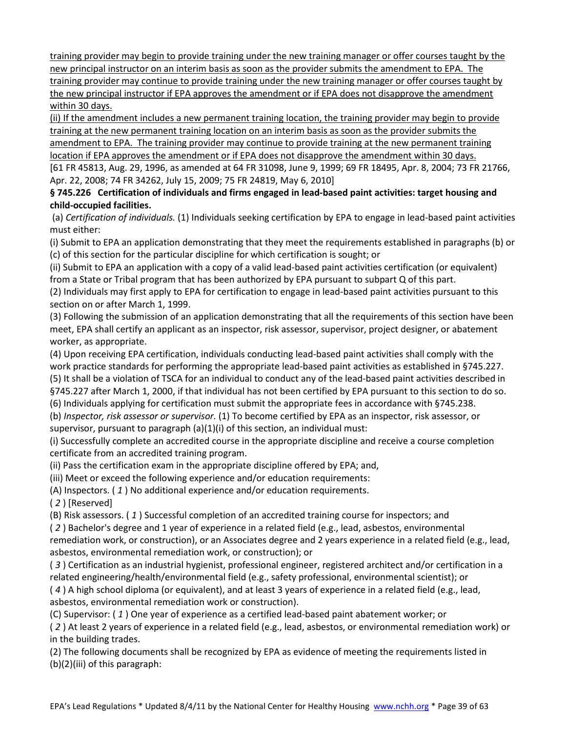training provider may begin to provide training under the new training manager or offer courses taught by the new principal instructor on an interim basis as soon as the provider submits the amendment to EPA. The training provider may continue to provide training under the new training manager or offer courses taught by the new principal instructor if EPA approves the amendment or if EPA does not disapprove the amendment within 30 days.

(ii) If the amendment includes a new permanent training location, the training provider may begin to provide training at the new permanent training location on an interim basis as soon as the provider submits the amendment to EPA. The training provider may continue to provide training at the new permanent training location if EPA approves the amendment or if EPA does not disapprove the amendment within 30 days.

[61 FR 45813, Aug. 29, 1996, as amended at 64 FR 31098, June 9, 1999; 69 FR 18495, Apr. 8, 2004; 73 FR 21766, Apr. 22, 2008; 74 FR 34262, July 15, 2009; 75 FR 24819, May 6, 2010]

**§ 745.226 Certification of individuals and firms engaged in lead-based paint activities: target housing and child-occupied facilities.**

(a) *Certification of individuals.* (1) Individuals seeking certification by EPA to engage in lead-based paint activities must either:

(i) Submit to EPA an application demonstrating that they meet the requirements established in paragraphs (b) or (c) of this section for the particular discipline for which certification is sought; or

(ii) Submit to EPA an application with a copy of a valid lead-based paint activities certification (or equivalent) from a State or Tribal program that has been authorized by EPA pursuant to subpart Q of this part.

(2) Individuals may first apply to EPA for certification to engage in lead-based paint activities pursuant to this section on or after March 1, 1999.

(3) Following the submission of an application demonstrating that all the requirements of this section have been meet, EPA shall certify an applicant as an inspector, risk assessor, supervisor, project designer, or abatement worker, as appropriate.

(4) Upon receiving EPA certification, individuals conducting lead-based paint activities shall comply with the work practice standards for performing the appropriate lead-based paint activities as established in §745.227.

(5) It shall be a violation of TSCA for an individual to conduct any of the lead-based paint activities described in §745.227 after March 1, 2000, if that individual has not been certified by EPA pursuant to this section to do so.

(6) Individuals applying for certification must submit the appropriate fees in accordance with §745.238.

(b) *Inspector, risk assessor or supervisor.* (1) To become certified by EPA as an inspector, risk assessor, or supervisor, pursuant to paragraph (a)(1)(i) of this section, an individual must:

(i) Successfully complete an accredited course in the appropriate discipline and receive a course completion certificate from an accredited training program.

(ii) Pass the certification exam in the appropriate discipline offered by EPA; and,

(iii) Meet or exceed the following experience and/or education requirements:

(A) Inspectors. ( *1* ) No additional experience and/or education requirements.

( *2* ) [Reserved]

(B) Risk assessors. ( *1* ) Successful completion of an accredited training course for inspectors; and

( *2* ) Bachelor's degree and 1 year of experience in a related field (e.g., lead, asbestos, environmental remediation work, or construction), or an Associates degree and 2 years experience in a related field (e.g., lead, asbestos, environmental remediation work, or construction); or

( *3* ) Certification as an industrial hygienist, professional engineer, registered architect and/or certification in a related engineering/health/environmental field (e.g., safety professional, environmental scientist); or

( *4* ) A high school diploma (or equivalent), and at least 3 years of experience in a related field (e.g., lead, asbestos, environmental remediation work or construction).

(C) Supervisor: ( *1* ) One year of experience as a certified lead-based paint abatement worker; or

( *2* ) At least 2 years of experience in a related field (e.g., lead, asbestos, or environmental remediation work) or in the building trades.

(2) The following documents shall be recognized by EPA as evidence of meeting the requirements listed in (b)(2)(iii) of this paragraph: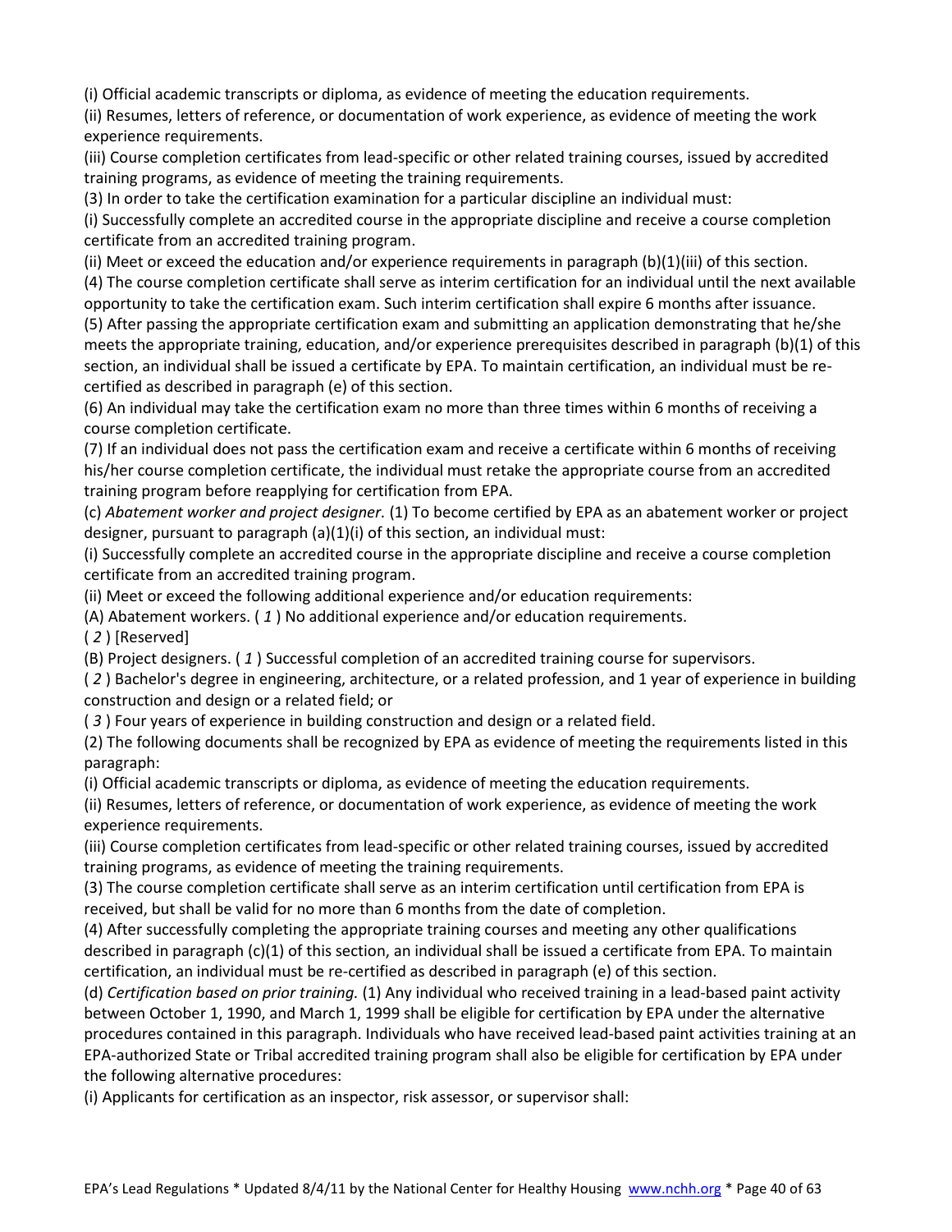(i) Official academic transcripts or diploma, as evidence of meeting the education requirements.

(ii) Resumes, letters of reference, or documentation of work experience, as evidence of meeting the work experience requirements.

(iii) Course completion certificates from lead-specific or other related training courses, issued by accredited training programs, as evidence of meeting the training requirements.

(3) In order to take the certification examination for a particular discipline an individual must:

(i) Successfully complete an accredited course in the appropriate discipline and receive a course completion certificate from an accredited training program.

(ii) Meet or exceed the education and/or experience requirements in paragraph (b)(1)(iii) of this section.

(4) The course completion certificate shall serve as interim certification for an individual until the next available opportunity to take the certification exam. Such interim certification shall expire 6 months after issuance.

(5) After passing the appropriate certification exam and submitting an application demonstrating that he/she meets the appropriate training, education, and/or experience prerequisites described in paragraph (b)(1) of this section, an individual shall be issued a certificate by EPA. To maintain certification, an individual must be re-certified as described in paragraph (e) of this section.

(6) An individual may take the certification exam no more than three times within 6 months of receiving a course completion certificate.

(7) If an individual does not pass the certification exam and receive a certificate within 6 months of receiving his/her course completion certificate, the individual must retake the appropriate course from an accredited training program before reapplying for certification from EPA.

(c) *Abatement worker and project designer.* (1) To become certified by EPA as an abatement worker or project designer, pursuant to paragraph (a)(1)(i) of this section, an individual must:

(i) Successfully complete an accredited course in the appropriate discipline and receive a course completion certificate from an accredited training program.

(ii) Meet or exceed the following additional experience and/or education requirements:

(A) Abatement workers. ( *1* ) No additional experience and/or education requirements.

( *2* ) [Reserved]

(B) Project designers. ( *1* ) Successful completion of an accredited training course for supervisors.

( *2* ) Bachelor's degree in engineering, architecture, or a related profession, and 1 year of experience in building construction and design or a related field; or

( *3* ) Four years of experience in building construction and design or a related field.

(2) The following documents shall be recognized by EPA as evidence of meeting the requirements listed in this paragraph:

(i) Official academic transcripts or diploma, as evidence of meeting the education requirements.

(ii) Resumes, letters of reference, or documentation of work experience, as evidence of meeting the work experience requirements.

(iii) Course completion certificates from lead-specific or other related training courses, issued by accredited training programs, as evidence of meeting the training requirements.

(3) The course completion certificate shall serve as an interim certification until certification from EPA is received, but shall be valid for no more than 6 months from the date of completion.

(4) After successfully completing the appropriate training courses and meeting any other qualifications described in paragraph (c)(1) of this section, an individual shall be issued a certificate from EPA. To maintain certification, an individual must be re-certified as described in paragraph (e) of this section.

(d) *Certification based on prior training.* (1) Any individual who received training in a lead-based paint activity between October 1, 1990, and March 1, 1999 shall be eligible for certification by EPA under the alternative procedures contained in this paragraph. Individuals who have received lead-based paint activities training at an EPA-authorized State or Tribal accredited training program shall also be eligible for certification by EPA under the following alternative procedures:

(i) Applicants for certification as an inspector, risk assessor, or supervisor shall: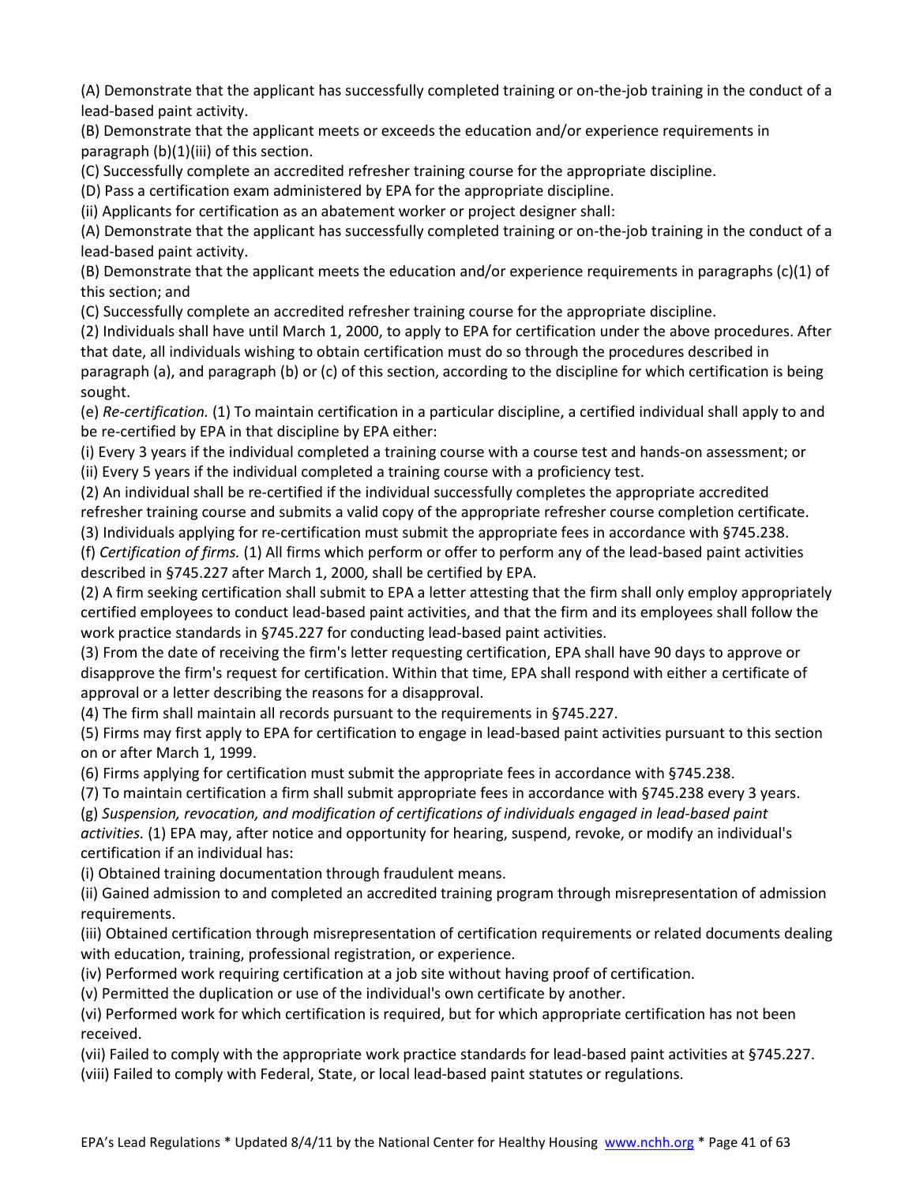(A) Demonstrate that the applicant has successfully completed training or on-the-job training in the conduct of a lead-based paint activity.

(B) Demonstrate that the applicant meets or exceeds the education and/or experience requirements in paragraph (b)(1)(iii) of this section.

(C) Successfully complete an accredited refresher training course for the appropriate discipline.

(D) Pass a certification exam administered by EPA for the appropriate discipline.

(ii) Applicants for certification as an abatement worker or project designer shall:

(A) Demonstrate that the applicant has successfully completed training or on-the-job training in the conduct of a lead-based paint activity.

(B) Demonstrate that the applicant meets the education and/or experience requirements in paragraphs (c)(1) of this section; and

(C) Successfully complete an accredited refresher training course for the appropriate discipline.

(2) Individuals shall have until March 1, 2000, to apply to EPA for certification under the above procedures. After that date, all individuals wishing to obtain certification must do so through the procedures described in paragraph (a), and paragraph (b) or (c) of this section, according to the discipline for which certification is being sought.

(e) *Re-certification.* (1) To maintain certification in a particular discipline, a certified individual shall apply to and be re-certified by EPA in that discipline by EPA either:

(i) Every 3 years if the individual completed a training course with a course test and hands-on assessment; or

(ii) Every 5 years if the individual completed a training course with a proficiency test.

(2) An individual shall be re-certified if the individual successfully completes the appropriate accredited refresher training course and submits a valid copy of the appropriate refresher course completion certificate.

(3) Individuals applying for re-certification must submit the appropriate fees in accordance with §745.238.

(f) *Certification of firms.* (1) All firms which perform or offer to perform any of the lead-based paint activities described in §745.227 after March 1, 2000, shall be certified by EPA.

(2) A firm seeking certification shall submit to EPA a letter attesting that the firm shall only employ appropriately certified employees to conduct lead-based paint activities, and that the firm and its employees shall follow the work practice standards in §745.227 for conducting lead-based paint activities.

(3) From the date of receiving the firm's letter requesting certification, EPA shall have 90 days to approve or disapprove the firm's request for certification. Within that time, EPA shall respond with either a certificate of approval or a letter describing the reasons for a disapproval.

(4) The firm shall maintain all records pursuant to the requirements in §745.227.

(5) Firms may first apply to EPA for certification to engage in lead-based paint activities pursuant to this section on or after March 1, 1999.

(6) Firms applying for certification must submit the appropriate fees in accordance with §745.238.

(7) To maintain certification a firm shall submit appropriate fees in accordance with §745.238 every 3 years.

(g) *Suspension, revocation, and modification of certifications of individuals engaged in lead-based paint activities.* (1) EPA may, after notice and opportunity for hearing, suspend, revoke, or modify an individual's certification if an individual has:

(i) Obtained training documentation through fraudulent means.

(ii) Gained admission to and completed an accredited training program through misrepresentation of admission requirements.

(iii) Obtained certification through misrepresentation of certification requirements or related documents dealing with education, training, professional registration, or experience.

(iv) Performed work requiring certification at a job site without having proof of certification.

(v) Permitted the duplication or use of the individual's own certificate by another.

(vi) Performed work for which certification is required, but for which appropriate certification has not been received.

(vii) Failed to comply with the appropriate work practice standards for lead-based paint activities at §745.227.

(viii) Failed to comply with Federal, State, or local lead-based paint statutes or regulations.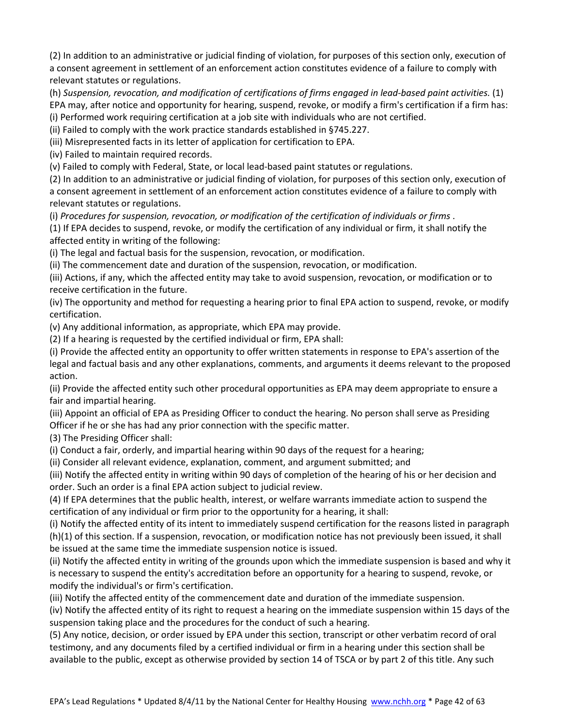(2) In addition to an administrative or judicial finding of violation, for purposes of this section only, execution of a consent agreement in settlement of an enforcement action constitutes evidence of a failure to comply with relevant statutes or regulations.

(h) *Suspension, revocation, and modification of certifications of firms engaged in lead-based paint activities.* (1) EPA may, after notice and opportunity for hearing, suspend, revoke, or modify a firm's certification if a firm has:

(i) Performed work requiring certification at a job site with individuals who are not certified.

(ii) Failed to comply with the work practice standards established in §745.227.

(iii) Misrepresented facts in its letter of application for certification to EPA.

(iv) Failed to maintain required records.

(v) Failed to comply with Federal, State, or local lead-based paint statutes or regulations.

(2) In addition to an administrative or judicial finding of violation, for purposes of this section only, execution of a consent agreement in settlement of an enforcement action constitutes evidence of a failure to comply with relevant statutes or regulations.

(i) *Procedures for suspension, revocation, or modification of the certification of individuals or firms* .

(1) If EPA decides to suspend, revoke, or modify the certification of any individual or firm, it shall notify the affected entity in writing of the following:

(i) The legal and factual basis for the suspension, revocation, or modification.

(ii) The commencement date and duration of the suspension, revocation, or modification.

(iii) Actions, if any, which the affected entity may take to avoid suspension, revocation, or modification or to receive certification in the future.

(iv) The opportunity and method for requesting a hearing prior to final EPA action to suspend, revoke, or modify certification.

(v) Any additional information, as appropriate, which EPA may provide.

(2) If a hearing is requested by the certified individual or firm, EPA shall:

(i) Provide the affected entity an opportunity to offer written statements in response to EPA's assertion of the legal and factual basis and any other explanations, comments, and arguments it deems relevant to the proposed action.

(ii) Provide the affected entity such other procedural opportunities as EPA may deem appropriate to ensure a fair and impartial hearing.

(iii) Appoint an official of EPA as Presiding Officer to conduct the hearing. No person shall serve as Presiding Officer if he or she has had any prior connection with the specific matter.

(3) The Presiding Officer shall:

(i) Conduct a fair, orderly, and impartial hearing within 90 days of the request for a hearing;

(ii) Consider all relevant evidence, explanation, comment, and argument submitted; and

(iii) Notify the affected entity in writing within 90 days of completion of the hearing of his or her decision and order. Such an order is a final EPA action subject to judicial review.

(4) If EPA determines that the public health, interest, or welfare warrants immediate action to suspend the certification of any individual or firm prior to the opportunity for a hearing, it shall:

(i) Notify the affected entity of its intent to immediately suspend certification for the reasons listed in paragraph (h)(1) of this section. If a suspension, revocation, or modification notice has not previously been issued, it shall be issued at the same time the immediate suspension notice is issued.

(ii) Notify the affected entity in writing of the grounds upon which the immediate suspension is based and why it is necessary to suspend the entity's accreditation before an opportunity for a hearing to suspend, revoke, or modify the individual's or firm's certification.

(iii) Notify the affected entity of the commencement date and duration of the immediate suspension.

(iv) Notify the affected entity of its right to request a hearing on the immediate suspension within 15 days of the suspension taking place and the procedures for the conduct of such a hearing.

(5) Any notice, decision, or order issued by EPA under this section, transcript or other verbatim record of oral testimony, and any documents filed by a certified individual or firm in a hearing under this section shall be available to the public, except as otherwise provided by section 14 of TSCA or by part 2 of this title. Any such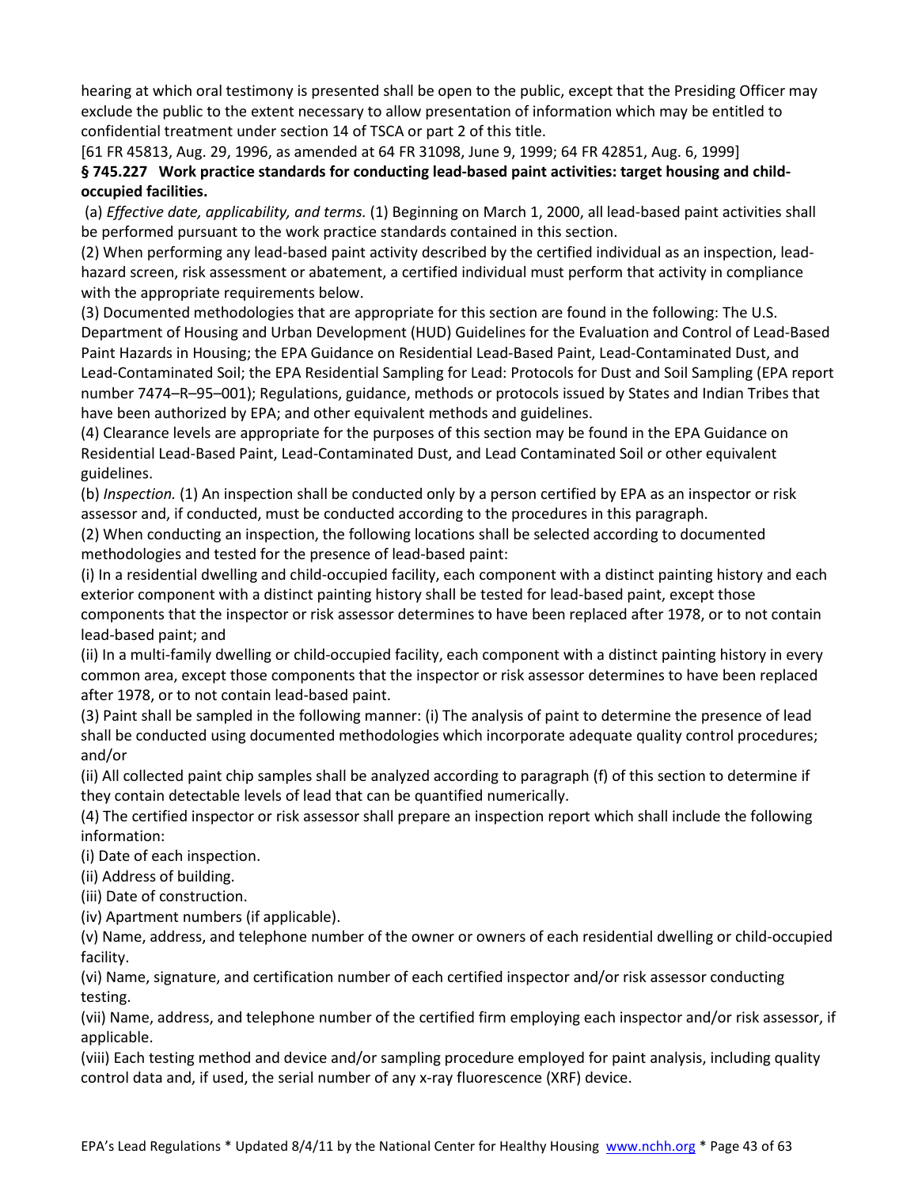hearing at which oral testimony is presented shall be open to the public, except that the Presiding Officer may exclude the public to the extent necessary to allow presentation of information which may be entitled to confidential treatment under section 14 of TSCA or part 2 of this title.

[61 FR 45813, Aug. 29, 1996, as amended at 64 FR 31098, June 9, 1999; 64 FR 42851, Aug. 6, 1999]

**§ 745.227 Work practice standards for conducting lead-based paint activities: target housing and child-occupied facilities.**

(a) *Effective date, applicability, and terms.* (1) Beginning on March 1, 2000, all lead-based paint activities shall be performed pursuant to the work practice standards contained in this section.

(2) When performing any lead-based paint activity described by the certified individual as an inspection, lead-hazard screen, risk assessment or abatement, a certified individual must perform that activity in compliance with the appropriate requirements below.

(3) Documented methodologies that are appropriate for this section are found in the following: The U.S. Department of Housing and Urban Development (HUD) Guidelines for the Evaluation and Control of Lead-Based Paint Hazards in Housing; the EPA Guidance on Residential Lead-Based Paint, Lead-Contaminated Dust, and Lead-Contaminated Soil; the EPA Residential Sampling for Lead: Protocols for Dust and Soil Sampling (EPA report number 7474–R–95–001); Regulations, guidance, methods or protocols issued by States and Indian Tribes that have been authorized by EPA; and other equivalent methods and guidelines.

(4) Clearance levels are appropriate for the purposes of this section may be found in the EPA Guidance on Residential Lead-Based Paint, Lead-Contaminated Dust, and Lead Contaminated Soil or other equivalent guidelines.

(b) *Inspection.* (1) An inspection shall be conducted only by a person certified by EPA as an inspector or risk assessor and, if conducted, must be conducted according to the procedures in this paragraph.

(2) When conducting an inspection, the following locations shall be selected according to documented methodologies and tested for the presence of lead-based paint:

(i) In a residential dwelling and child-occupied facility, each component with a distinct painting history and each exterior component with a distinct painting history shall be tested for lead-based paint, except those components that the inspector or risk assessor determines to have been replaced after 1978, or to not contain lead-based paint; and

(ii) In a multi-family dwelling or child-occupied facility, each component with a distinct painting history in every common area, except those components that the inspector or risk assessor determines to have been replaced after 1978, or to not contain lead-based paint.

(3) Paint shall be sampled in the following manner: (i) The analysis of paint to determine the presence of lead shall be conducted using documented methodologies which incorporate adequate quality control procedures; and/or

(ii) All collected paint chip samples shall be analyzed according to paragraph (f) of this section to determine if they contain detectable levels of lead that can be quantified numerically.

(4) The certified inspector or risk assessor shall prepare an inspection report which shall include the following information:

(i) Date of each inspection.

(ii) Address of building.

(iii) Date of construction.

(iv) Apartment numbers (if applicable).

(v) Name, address, and telephone number of the owner or owners of each residential dwelling or child-occupied facility.

(vi) Name, signature, and certification number of each certified inspector and/or risk assessor conducting testing.

(vii) Name, address, and telephone number of the certified firm employing each inspector and/or risk assessor, if applicable.

(viii) Each testing method and device and/or sampling procedure employed for paint analysis, including quality control data and, if used, the serial number of any x-ray fluorescence (XRF) device.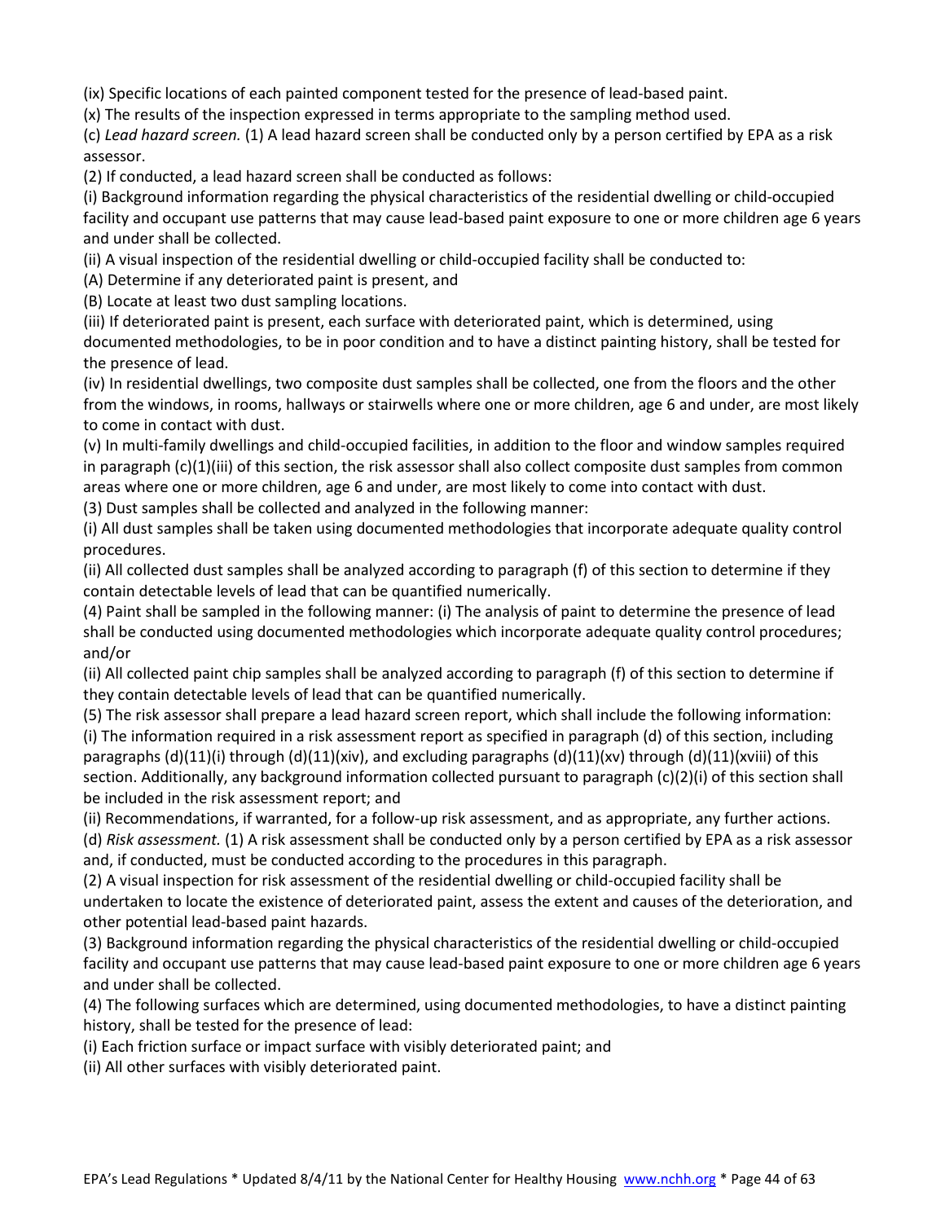(ix) Specific locations of each painted component tested for the presence of lead-based paint.

(x) The results of the inspection expressed in terms appropriate to the sampling method used.

(c) *Lead hazard screen.* (1) A lead hazard screen shall be conducted only by a person certified by EPA as a risk assessor.

(2) If conducted, a lead hazard screen shall be conducted as follows:

(i) Background information regarding the physical characteristics of the residential dwelling or child-occupied facility and occupant use patterns that may cause lead-based paint exposure to one or more children age 6 years and under shall be collected.

(ii) A visual inspection of the residential dwelling or child-occupied facility shall be conducted to:

(A) Determine if any deteriorated paint is present, and

(B) Locate at least two dust sampling locations.

(iii) If deteriorated paint is present, each surface with deteriorated paint, which is determined, using documented methodologies, to be in poor condition and to have a distinct painting history, shall be tested for the presence of lead.

(iv) In residential dwellings, two composite dust samples shall be collected, one from the floors and the other from the windows, in rooms, hallways or stairwells where one or more children, age 6 and under, are most likely to come in contact with dust.

(v) In multi-family dwellings and child-occupied facilities, in addition to the floor and window samples required in paragraph (c)(1)(iii) of this section, the risk assessor shall also collect composite dust samples from common areas where one or more children, age 6 and under, are most likely to come into contact with dust.

(3) Dust samples shall be collected and analyzed in the following manner:

(i) All dust samples shall be taken using documented methodologies that incorporate adequate quality control procedures.

(ii) All collected dust samples shall be analyzed according to paragraph (f) of this section to determine if they contain detectable levels of lead that can be quantified numerically.

(4) Paint shall be sampled in the following manner: (i) The analysis of paint to determine the presence of lead shall be conducted using documented methodologies which incorporate adequate quality control procedures; and/or

(ii) All collected paint chip samples shall be analyzed according to paragraph (f) of this section to determine if they contain detectable levels of lead that can be quantified numerically.

(5) The risk assessor shall prepare a lead hazard screen report, which shall include the following information:

(i) The information required in a risk assessment report as specified in paragraph (d) of this section, including paragraphs (d)(11)(i) through (d)(11)(xiv), and excluding paragraphs (d)(11)(xv) through (d)(11)(xviii) of this section. Additionally, any background information collected pursuant to paragraph (c)(2)(i) of this section shall be included in the risk assessment report; and

(ii) Recommendations, if warranted, for a follow-up risk assessment, and as appropriate, any further actions.

(d) *Risk assessment.* (1) A risk assessment shall be conducted only by a person certified by EPA as a risk assessor and, if conducted, must be conducted according to the procedures in this paragraph.

(2) A visual inspection for risk assessment of the residential dwelling or child-occupied facility shall be undertaken to locate the existence of deteriorated paint, assess the extent and causes of the deterioration, and other potential lead-based paint hazards.

(3) Background information regarding the physical characteristics of the residential dwelling or child-occupied facility and occupant use patterns that may cause lead-based paint exposure to one or more children age 6 years and under shall be collected.

(4) The following surfaces which are determined, using documented methodologies, to have a distinct painting history, shall be tested for the presence of lead:

(i) Each friction surface or impact surface with visibly deteriorated paint; and

(ii) All other surfaces with visibly deteriorated paint.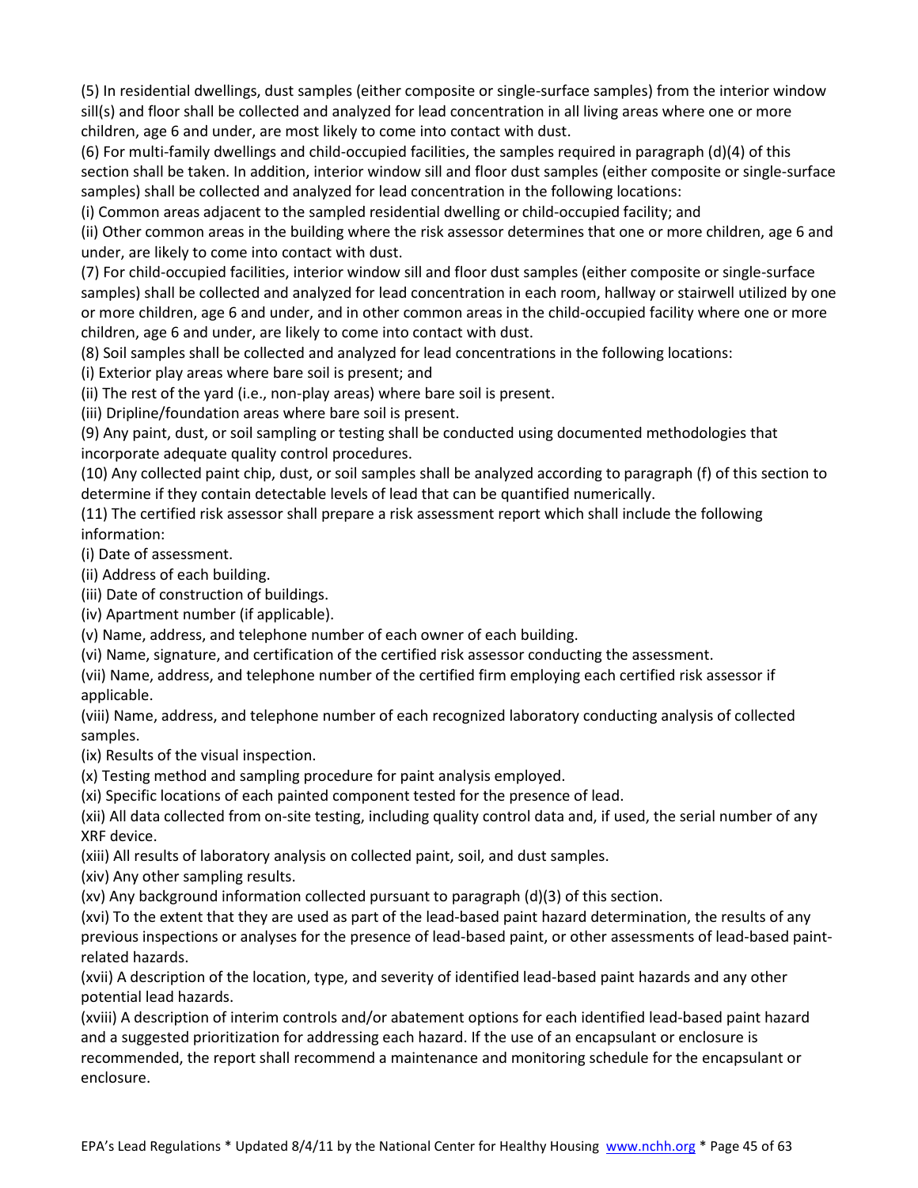(5) In residential dwellings, dust samples (either composite or single-surface samples) from the interior window sill(s) and floor shall be collected and analyzed for lead concentration in all living areas where one or more children, age 6 and under, are most likely to come into contact with dust.

(6) For multi-family dwellings and child-occupied facilities, the samples required in paragraph (d)(4) of this section shall be taken. In addition, interior window sill and floor dust samples (either composite or single-surface samples) shall be collected and analyzed for lead concentration in the following locations:

(i) Common areas adjacent to the sampled residential dwelling or child-occupied facility; and

(ii) Other common areas in the building where the risk assessor determines that one or more children, age 6 and under, are likely to come into contact with dust.

(7) For child-occupied facilities, interior window sill and floor dust samples (either composite or single-surface samples) shall be collected and analyzed for lead concentration in each room, hallway or stairwell utilized by one or more children, age 6 and under, and in other common areas in the child-occupied facility where one or more children, age 6 and under, are likely to come into contact with dust.

(8) Soil samples shall be collected and analyzed for lead concentrations in the following locations:

(i) Exterior play areas where bare soil is present; and

(ii) The rest of the yard (i.e., non-play areas) where bare soil is present.

(iii) Dripline/foundation areas where bare soil is present.

(9) Any paint, dust, or soil sampling or testing shall be conducted using documented methodologies that incorporate adequate quality control procedures.

(10) Any collected paint chip, dust, or soil samples shall be analyzed according to paragraph (f) of this section to determine if they contain detectable levels of lead that can be quantified numerically.

(11) The certified risk assessor shall prepare a risk assessment report which shall include the following information:

(i) Date of assessment.

(ii) Address of each building.

(iii) Date of construction of buildings.

(iv) Apartment number (if applicable).

(v) Name, address, and telephone number of each owner of each building.

(vi) Name, signature, and certification of the certified risk assessor conducting the assessment.

(vii) Name, address, and telephone number of the certified firm employing each certified risk assessor if applicable.

(viii) Name, address, and telephone number of each recognized laboratory conducting analysis of collected samples.

(ix) Results of the visual inspection.

(x) Testing method and sampling procedure for paint analysis employed.

(xi) Specific locations of each painted component tested for the presence of lead.

(xii) All data collected from on-site testing, including quality control data and, if used, the serial number of any XRF device.

(xiii) All results of laboratory analysis on collected paint, soil, and dust samples.

(xiv) Any other sampling results.

(xv) Any background information collected pursuant to paragraph (d)(3) of this section.

(xvi) To the extent that they are used as part of the lead-based paint hazard determination, the results of any previous inspections or analyses for the presence of lead-based paint, or other assessments of lead-based paint-related hazards.

(xvii) A description of the location, type, and severity of identified lead-based paint hazards and any other potential lead hazards.

(xviii) A description of interim controls and/or abatement options for each identified lead-based paint hazard and a suggested prioritization for addressing each hazard. If the use of an encapsulant or enclosure is recommended, the report shall recommend a maintenance and monitoring schedule for the encapsulant or enclosure.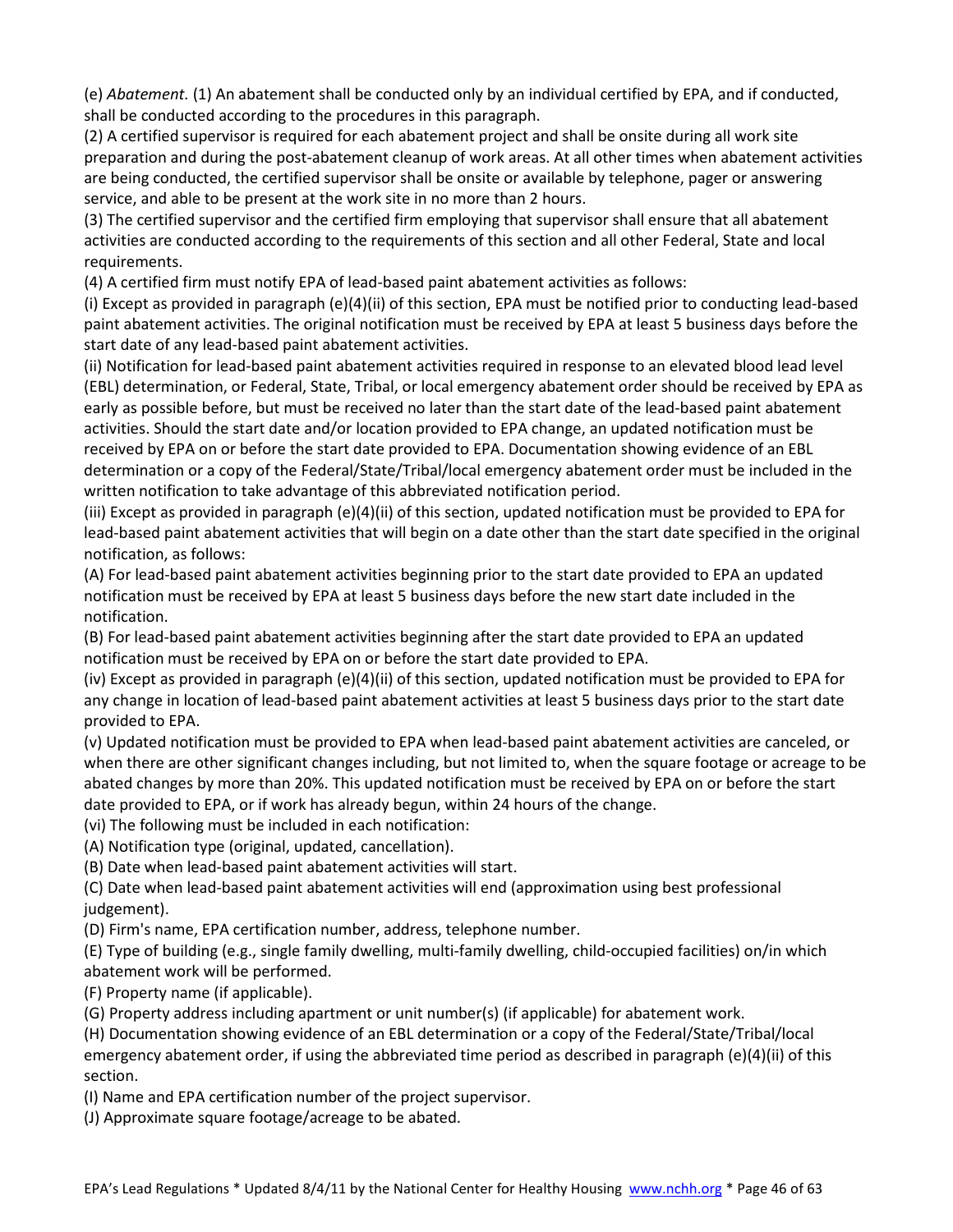(e) *Abatement.* (1) An abatement shall be conducted only by an individual certified by EPA, and if conducted, shall be conducted according to the procedures in this paragraph.

(2) A certified supervisor is required for each abatement project and shall be onsite during all work site preparation and during the post-abatement cleanup of work areas. At all other times when abatement activities are being conducted, the certified supervisor shall be onsite or available by telephone, pager or answering service, and able to be present at the work site in no more than 2 hours.

(3) The certified supervisor and the certified firm employing that supervisor shall ensure that all abatement activities are conducted according to the requirements of this section and all other Federal, State and local requirements.

(4) A certified firm must notify EPA of lead-based paint abatement activities as follows:

(i) Except as provided in paragraph (e)(4)(ii) of this section, EPA must be notified prior to conducting lead-based paint abatement activities. The original notification must be received by EPA at least 5 business days before the start date of any lead-based paint abatement activities.

(ii) Notification for lead-based paint abatement activities required in response to an elevated blood lead level (EBL) determination, or Federal, State, Tribal, or local emergency abatement order should be received by EPA as early as possible before, but must be received no later than the start date of the lead-based paint abatement activities. Should the start date and/or location provided to EPA change, an updated notification must be received by EPA on or before the start date provided to EPA. Documentation showing evidence of an EBL determination or a copy of the Federal/State/Tribal/local emergency abatement order must be included in the written notification to take advantage of this abbreviated notification period.

(iii) Except as provided in paragraph (e)(4)(ii) of this section, updated notification must be provided to EPA for lead-based paint abatement activities that will begin on a date other than the start date specified in the original notification, as follows:

(A) For lead-based paint abatement activities beginning prior to the start date provided to EPA an updated notification must be received by EPA at least 5 business days before the new start date included in the notification.

(B) For lead-based paint abatement activities beginning after the start date provided to EPA an updated notification must be received by EPA on or before the start date provided to EPA.

(iv) Except as provided in paragraph (e)(4)(ii) of this section, updated notification must be provided to EPA for any change in location of lead-based paint abatement activities at least 5 business days prior to the start date provided to EPA.

(v) Updated notification must be provided to EPA when lead-based paint abatement activities are canceled, or when there are other significant changes including, but not limited to, when the square footage or acreage to be abated changes by more than 20%. This updated notification must be received by EPA on or before the start date provided to EPA, or if work has already begun, within 24 hours of the change.

(vi) The following must be included in each notification:

(A) Notification type (original, updated, cancellation).

(B) Date when lead-based paint abatement activities will start.

(C) Date when lead-based paint abatement activities will end (approximation using best professional judgement).

(D) Firm's name, EPA certification number, address, telephone number.

(E) Type of building (e.g., single family dwelling, multi-family dwelling, child-occupied facilities) on/in which abatement work will be performed.

(F) Property name (if applicable).

(G) Property address including apartment or unit number(s) (if applicable) for abatement work.

(H) Documentation showing evidence of an EBL determination or a copy of the Federal/State/Tribal/local emergency abatement order, if using the abbreviated time period as described in paragraph (e)(4)(ii) of this section.

(I) Name and EPA certification number of the project supervisor.

(J) Approximate square footage/acreage to be abated.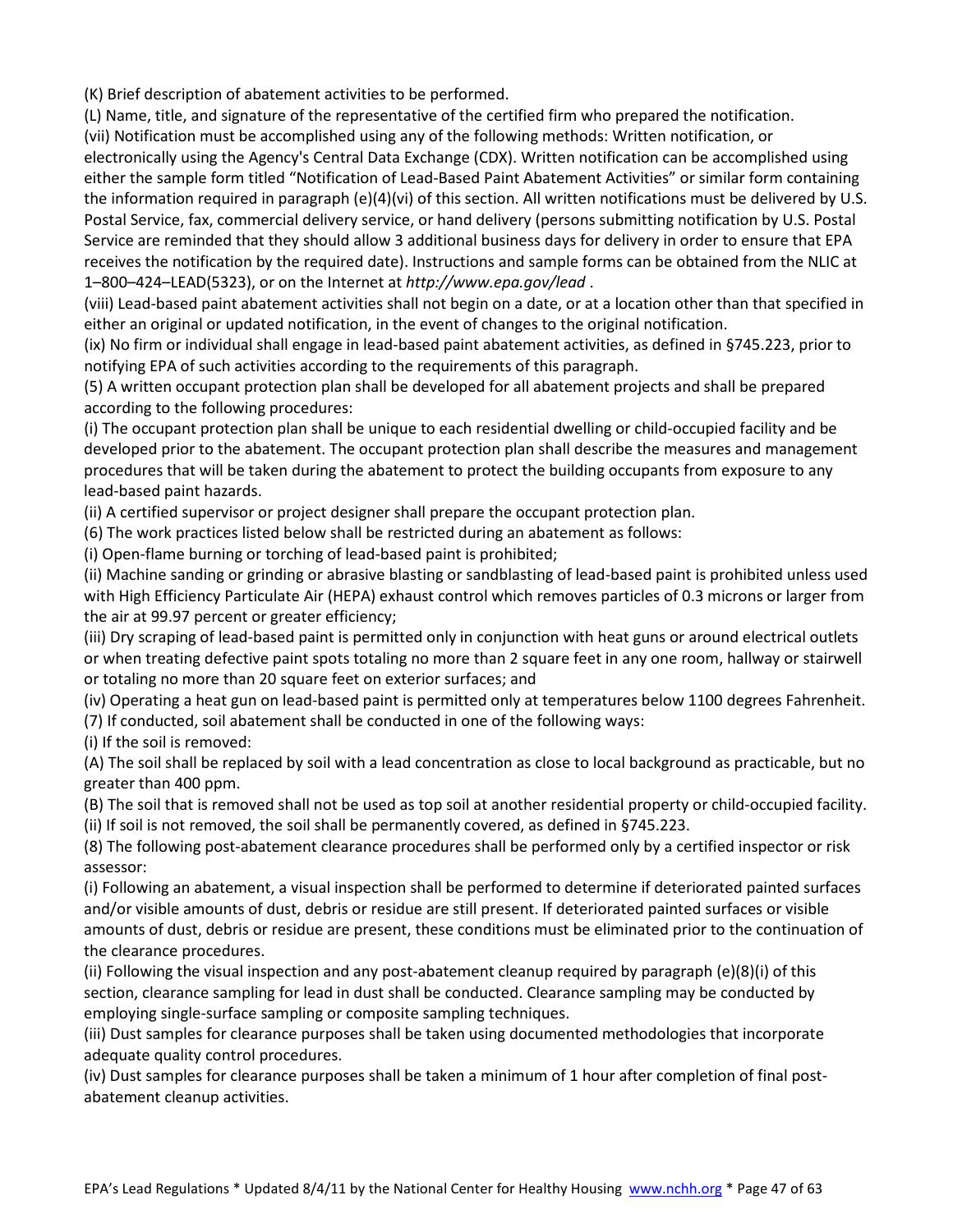(K) Brief description of abatement activities to be performed.

(L) Name, title, and signature of the representative of the certified firm who prepared the notification.

(vii) Notification must be accomplished using any of the following methods: Written notification, or electronically using the Agency's Central Data Exchange (CDX). Written notification can be accomplished using either the sample form titled "Notification of Lead-Based Paint Abatement Activities" or similar form containing the information required in paragraph (e)(4)(vi) of this section. All written notifications must be delivered by U.S. Postal Service, fax, commercial delivery service, or hand delivery (persons submitting notification by U.S. Postal Service are reminded that they should allow 3 additional business days for delivery in order to ensure that EPA receives the notification by the required date). Instructions and sample forms can be obtained from the NLIC at 1–800–424–LEAD(5323), or on the Internet at *http://www.epa.gov/lead* .

(viii) Lead-based paint abatement activities shall not begin on a date, or at a location other than that specified in either an original or updated notification, in the event of changes to the original notification.

(ix) No firm or individual shall engage in lead-based paint abatement activities, as defined in §745.223, prior to notifying EPA of such activities according to the requirements of this paragraph.

(5) A written occupant protection plan shall be developed for all abatement projects and shall be prepared according to the following procedures:

(i) The occupant protection plan shall be unique to each residential dwelling or child-occupied facility and be developed prior to the abatement. The occupant protection plan shall describe the measures and management procedures that will be taken during the abatement to protect the building occupants from exposure to any lead-based paint hazards.

(ii) A certified supervisor or project designer shall prepare the occupant protection plan.

(6) The work practices listed below shall be restricted during an abatement as follows:

(i) Open-flame burning or torching of lead-based paint is prohibited;

(ii) Machine sanding or grinding or abrasive blasting or sandblasting of lead-based paint is prohibited unless used with High Efficiency Particulate Air (HEPA) exhaust control which removes particles of 0.3 microns or larger from the air at 99.97 percent or greater efficiency;

(iii) Dry scraping of lead-based paint is permitted only in conjunction with heat guns or around electrical outlets or when treating defective paint spots totaling no more than 2 square feet in any one room, hallway or stairwell or totaling no more than 20 square feet on exterior surfaces; and

(iv) Operating a heat gun on lead-based paint is permitted only at temperatures below 1100 degrees Fahrenheit.

(7) If conducted, soil abatement shall be conducted in one of the following ways:

(i) If the soil is removed:

(A) The soil shall be replaced by soil with a lead concentration as close to local background as practicable, but no greater than 400 ppm.

(B) The soil that is removed shall not be used as top soil at another residential property or child-occupied facility.

(ii) If soil is not removed, the soil shall be permanently covered, as defined in §745.223.

(8) The following post-abatement clearance procedures shall be performed only by a certified inspector or risk assessor:

(i) Following an abatement, a visual inspection shall be performed to determine if deteriorated painted surfaces and/or visible amounts of dust, debris or residue are still present. If deteriorated painted surfaces or visible amounts of dust, debris or residue are present, these conditions must be eliminated prior to the continuation of the clearance procedures.

(ii) Following the visual inspection and any post-abatement cleanup required by paragraph (e)(8)(i) of this section, clearance sampling for lead in dust shall be conducted. Clearance sampling may be conducted by employing single-surface sampling or composite sampling techniques.

(iii) Dust samples for clearance purposes shall be taken using documented methodologies that incorporate adequate quality control procedures.

(iv) Dust samples for clearance purposes shall be taken a minimum of 1 hour after completion of final post-abatement cleanup activities.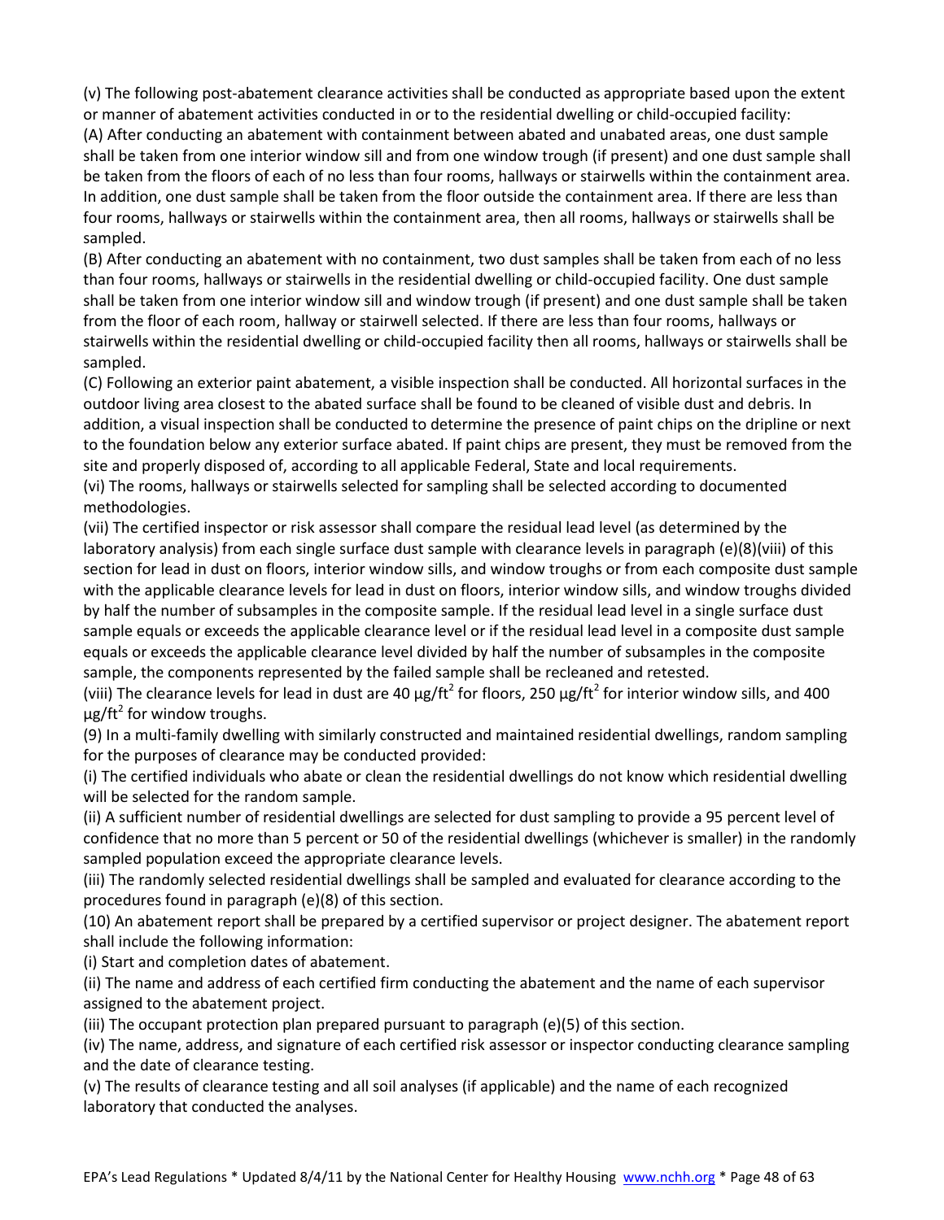(v) The following post-abatement clearance activities shall be conducted as appropriate based upon the extent or manner of abatement activities conducted in or to the residential dwelling or child-occupied facility:

(A) After conducting an abatement with containment between abated and unabated areas, one dust sample shall be taken from one interior window sill and from one window trough (if present) and one dust sample shall be taken from the floors of each of no less than four rooms, hallways or stairwells within the containment area. In addition, one dust sample shall be taken from the floor outside the containment area. If there are less than four rooms, hallways or stairwells within the containment area, then all rooms, hallways or stairwells shall be sampled.

(B) After conducting an abatement with no containment, two dust samples shall be taken from each of no less than four rooms, hallways or stairwells in the residential dwelling or child-occupied facility. One dust sample shall be taken from one interior window sill and window trough (if present) and one dust sample shall be taken from the floor of each room, hallway or stairwell selected. If there are less than four rooms, hallways or stairwells within the residential dwelling or child-occupied facility then all rooms, hallways or stairwells shall be sampled.

(C) Following an exterior paint abatement, a visible inspection shall be conducted. All horizontal surfaces in the outdoor living area closest to the abated surface shall be found to be cleaned of visible dust and debris. In addition, a visual inspection shall be conducted to determine the presence of paint chips on the dripline or next to the foundation below any exterior surface abated. If paint chips are present, they must be removed from the site and properly disposed of, according to all applicable Federal, State and local requirements.

(vi) The rooms, hallways or stairwells selected for sampling shall be selected according to documented methodologies.

(vii) The certified inspector or risk assessor shall compare the residual lead level (as determined by the laboratory analysis) from each single surface dust sample with clearance levels in paragraph (e)(8)(viii) of this section for lead in dust on floors, interior window sills, and window troughs or from each composite dust sample with the applicable clearance levels for lead in dust on floors, interior window sills, and window troughs divided by half the number of subsamples in the composite sample. If the residual lead level in a single surface dust sample equals or exceeds the applicable clearance level or if the residual lead level in a composite dust sample equals or exceeds the applicable clearance level divided by half the number of subsamples in the composite sample, the components represented by the failed sample shall be recleaned and retested.

(viii) The clearance levels for lead in dust are 40 $\mu g/ft^2$ for floors, 250 $\mu g/ft^2$ for interior window sills, and 400 $\mu g/ft^2$ for window troughs.

(9) In a multi-family dwelling with similarly constructed and maintained residential dwellings, random sampling for the purposes of clearance may be conducted provided:

(i) The certified individuals who abate or clean the residential dwellings do not know which residential dwelling will be selected for the random sample.

(ii) A sufficient number of residential dwellings are selected for dust sampling to provide a 95 percent level of confidence that no more than 5 percent or 50 of the residential dwellings (whichever is smaller) in the randomly sampled population exceed the appropriate clearance levels.

(iii) The randomly selected residential dwellings shall be sampled and evaluated for clearance according to the procedures found in paragraph (e)(8) of this section.

(10) An abatement report shall be prepared by a certified supervisor or project designer. The abatement report shall include the following information:

(i) Start and completion dates of abatement.

(ii) The name and address of each certified firm conducting the abatement and the name of each supervisor assigned to the abatement project.

(iii) The occupant protection plan prepared pursuant to paragraph (e)(5) of this section.

(iv) The name, address, and signature of each certified risk assessor or inspector conducting clearance sampling and the date of clearance testing.

(v) The results of clearance testing and all soil analyses (if applicable) and the name of each recognized laboratory that conducted the analyses.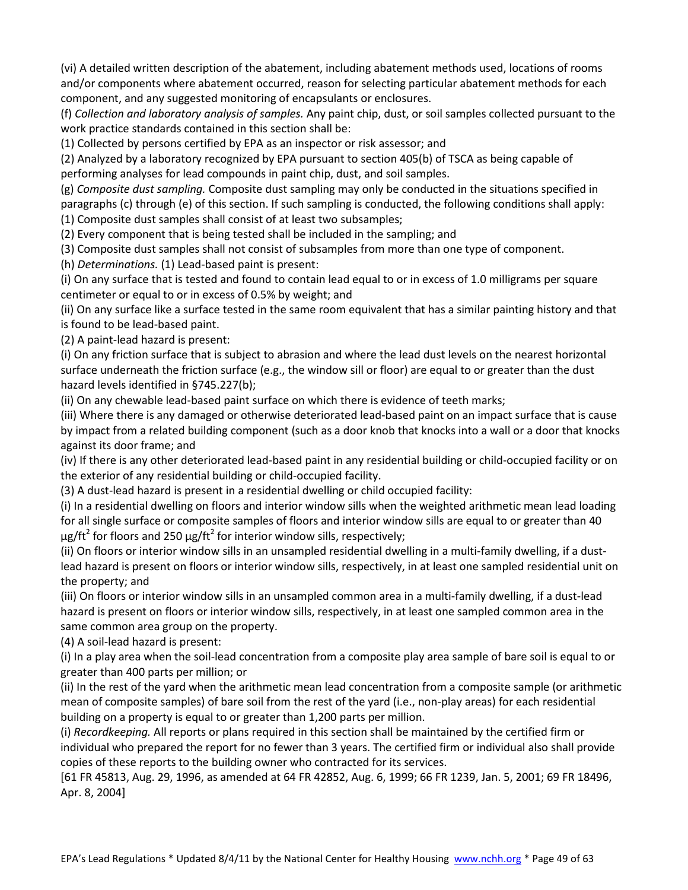(vi) A detailed written description of the abatement, including abatement methods used, locations of rooms and/or components where abatement occurred, reason for selecting particular abatement methods for each component, and any suggested monitoring of encapsulants or enclosures.

(f) *Collection and laboratory analysis of samples.* Any paint chip, dust, or soil samples collected pursuant to the work practice standards contained in this section shall be:

(1) Collected by persons certified by EPA as an inspector or risk assessor; and

(2) Analyzed by a laboratory recognized by EPA pursuant to section 405(b) of TSCA as being capable of performing analyses for lead compounds in paint chip, dust, and soil samples.

(g) *Composite dust sampling.* Composite dust sampling may only be conducted in the situations specified in paragraphs (c) through (e) of this section. If such sampling is conducted, the following conditions shall apply:

(1) Composite dust samples shall consist of at least two subsamples;

(2) Every component that is being tested shall be included in the sampling; and

(3) Composite dust samples shall not consist of subsamples from more than one type of component.

(h) *Determinations.* (1) Lead-based paint is present:

(i) On any surface that is tested and found to contain lead equal to or in excess of 1.0 milligrams per square centimeter or equal to or in excess of 0.5% by weight; and

(ii) On any surface like a surface tested in the same room equivalent that has a similar painting history and that is found to be lead-based paint.

(2) A paint-lead hazard is present:

(i) On any friction surface that is subject to abrasion and where the lead dust levels on the nearest horizontal surface underneath the friction surface (e.g., the window sill or floor) are equal to or greater than the dust hazard levels identified in §745.227(b);

(ii) On any chewable lead-based paint surface on which there is evidence of teeth marks;

(iii) Where there is any damaged or otherwise deteriorated lead-based paint on an impact surface that is cause by impact from a related building component (such as a door knob that knocks into a wall or a door that knocks against its door frame; and

(iv) If there is any other deteriorated lead-based paint in any residential building or child-occupied facility or on the exterior of any residential building or child-occupied facility.

(3) A dust-lead hazard is present in a residential dwelling or child occupied facility:

(i) In a residential dwelling on floors and interior window sills when the weighted arithmetic mean lead loading for all single surface or composite samples of floors and interior window sills are equal to or greater than 40 $\mu g/ft^2$ for floors and 250 $\mu g/ft^2$ for interior window sills, respectively;

(ii) On floors or interior window sills in an unsampled residential dwelling in a multi-family dwelling, if a dust-lead hazard is present on floors or interior window sills, respectively, in at least one sampled residential unit on the property; and

(iii) On floors or interior window sills in an unsampled common area in a multi-family dwelling, if a dust-lead hazard is present on floors or interior window sills, respectively, in at least one sampled common area in the same common area group on the property.

(4) A soil-lead hazard is present:

(i) In a play area when the soil-lead concentration from a composite play area sample of bare soil is equal to or greater than 400 parts per million; or

(ii) In the rest of the yard when the arithmetic mean lead concentration from a composite sample (or arithmetic mean of composite samples) of bare soil from the rest of the yard (i.e., non-play areas) for each residential building on a property is equal to or greater than 1,200 parts per million.

(i) *Recordkeeping.* All reports or plans required in this section shall be maintained by the certified firm or individual who prepared the report for no fewer than 3 years. The certified firm or individual also shall provide copies of these reports to the building owner who contracted for its services.

[61 FR 45813, Aug. 29, 1996, as amended at 64 FR 42852, Aug. 6, 1999; 66 FR 1239, Jan. 5, 2001; 69 FR 18496, Apr. 8, 2004]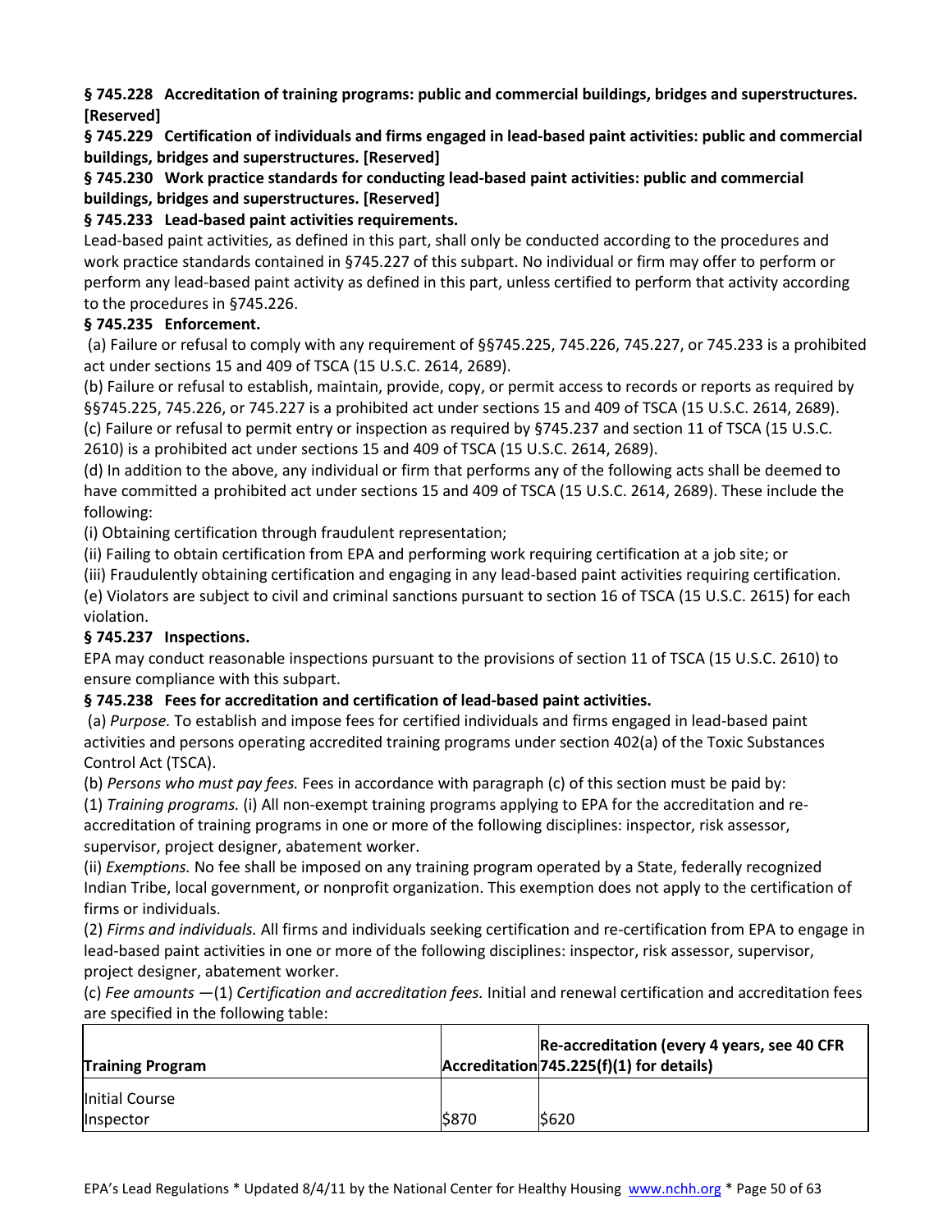**§ 745.228 Accreditation of training programs: public and commercial buildings, bridges and superstructures. [Reserved]**

**§ 745.229 Certification of individuals and firms engaged in lead-based paint activities: public and commercial buildings, bridges and superstructures. [Reserved]**

**§ 745.230 Work practice standards for conducting lead-based paint activities: public and commercial buildings, bridges and superstructures. [Reserved]**

**§ 745.233 Lead-based paint activities requirements.**

Lead-based paint activities, as defined in this part, shall only be conducted according to the procedures and work practice standards contained in §745.227 of this subpart. No individual or firm may offer to perform or perform any lead-based paint activity as defined in this part, unless certified to perform that activity according to the procedures in §745.226.

**§ 745.235 Enforcement.**

(a) Failure or refusal to comply with any requirement of §§745.225, 745.226, 745.227, or 745.233 is a prohibited act under sections 15 and 409 of TSCA (15 U.S.C. 2614, 2689).

(b) Failure or refusal to establish, maintain, provide, copy, or permit access to records or reports as required by §§745.225, 745.226, or 745.227 is a prohibited act under sections 15 and 409 of TSCA (15 U.S.C. 2614, 2689).

(c) Failure or refusal to permit entry or inspection as required by §745.237 and section 11 of TSCA (15 U.S.C. 2610) is a prohibited act under sections 15 and 409 of TSCA (15 U.S.C. 2614, 2689).

(d) In addition to the above, any individual or firm that performs any of the following acts shall be deemed to have committed a prohibited act under sections 15 and 409 of TSCA (15 U.S.C. 2614, 2689). These include the following:

(i) Obtaining certification through fraudulent representation;

(ii) Failing to obtain certification from EPA and performing work requiring certification at a job site; or

(iii) Fraudulently obtaining certification and engaging in any lead-based paint activities requiring certification.

(e) Violators are subject to civil and criminal sanctions pursuant to section 16 of TSCA (15 U.S.C. 2615) for each violation.

**§ 745.237 Inspections.**

EPA may conduct reasonable inspections pursuant to the provisions of section 11 of TSCA (15 U.S.C. 2610) to ensure compliance with this subpart.

**§ 745.238 Fees for accreditation and certification of lead-based paint activities.**

(a) *Purpose.* To establish and impose fees for certified individuals and firms engaged in lead-based paint activities and persons operating accredited training programs under section 402(a) of the Toxic Substances Control Act (TSCA).

(b) *Persons who must pay fees.* Fees in accordance with paragraph (c) of this section must be paid by:

(1) *Training programs.* (i) All non-exempt training programs applying to EPA for the accreditation and re-accreditation of training programs in one or more of the following disciplines: inspector, risk assessor, supervisor, project designer, abatement worker.

(ii) *Exemptions.* No fee shall be imposed on any training program operated by a State, federally recognized Indian Tribe, local government, or nonprofit organization. This exemption does not apply to the certification of firms or individuals.

(2) *Firms and individuals.* All firms and individuals seeking certification and re-certification from EPA to engage in lead-based paint activities in one or more of the following disciplines: inspector, risk assessor, supervisor, project designer, abatement worker.

(c) *Fee amounts* —(1) *Certification and accreditation fees.* Initial and renewal certification and accreditation fees are specified in the following table:

| Training Program | Accreditation | Re-accreditation (every 4 years, see 40 CFR 745.225(f)(1) for details) |
|---|---|---|
| Initial Course | | |
| Inspector | $870 | $620 |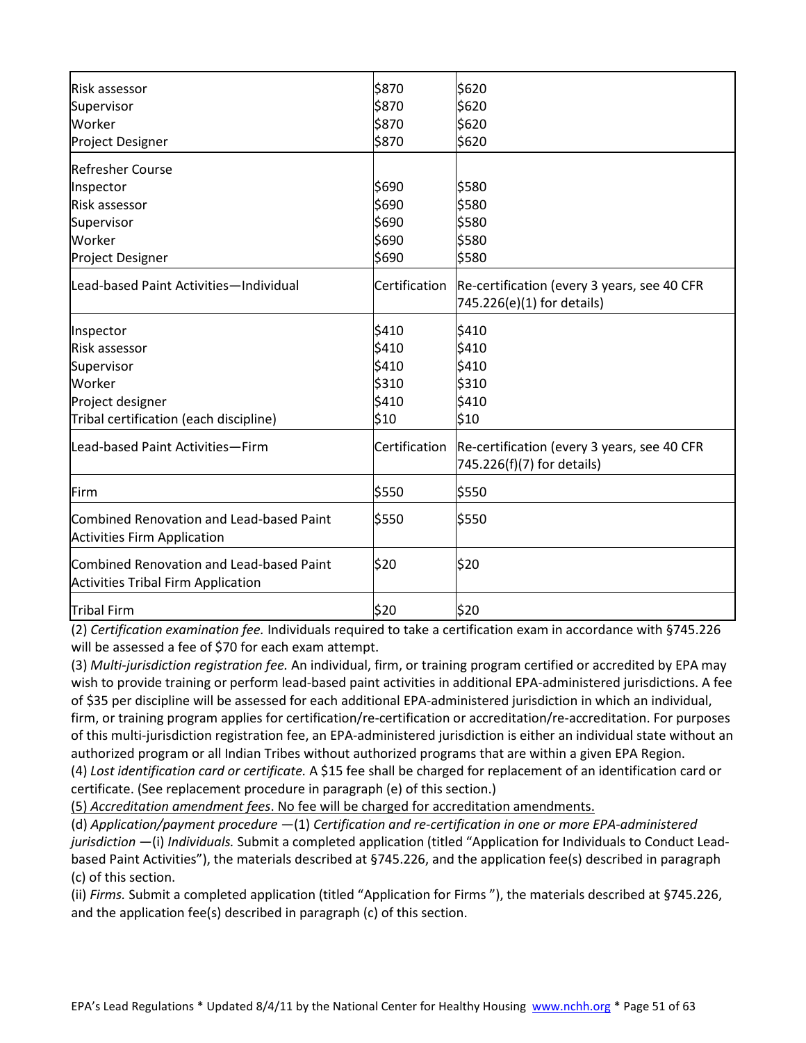| | | |
|---|---|---|
| Risk assessor | $870 | $620 |
| Supervisor | $870 | $620 |
| Worker | $870 | $620 |
| Project Designer | $870 | $620 |
| Refresher Course | | |
| Inspector | $690 | $580 |
| Risk assessor | $690 | $580 |
| Supervisor | $690 | $580 |
| Worker | $690 | $580 |
| Project Designer | $690 | $580 |
| Lead-based Paint Activities—Individual | Certification | Re-certification (every 3 years, see 40 CFR 745.226(e)(1) for details) |
| Inspector | $410 | $410 |
| Risk assessor | $410 | $410 |
| Supervisor | $410 | $410 |
| Worker | $310 | $310 |
| Project designer | $410 | $410 |
| Tribal certification (each discipline) | $10 | $10 |
| Lead-based Paint Activities—Firm | Certification | Re-certification (every 3 years, see 40 CFR 745.226(f)(7) for details) |
| Firm | $550 | $550 |
| Combined Renovation and Lead-based Paint Activities Firm Application | $550 | $550 |
| Combined Renovation and Lead-based Paint Activities Tribal Firm Application | $20 | $20 |
| Tribal Firm | $20 | $20 |

(2) *Certification examination fee.* Individuals required to take a certification exam in accordance with §745.226 will be assessed a fee of $70 for each exam attempt.

(3) *Multi-jurisdiction registration fee.* An individual, firm, or training program certified or accredited by EPA may wish to provide training or perform lead-based paint activities in additional EPA-administered jurisdictions. A fee of $35 per discipline will be assessed for each additional EPA-administered jurisdiction in which an individual, firm, or training program applies for certification/re-certification or accreditation/re-accreditation. For purposes of this multi-jurisdiction registration fee, an EPA-administered jurisdiction is either an individual state without an authorized program or all Indian Tribes without authorized programs that are within a given EPA Region.

(4) *Lost identification card or certificate.* A $15 fee shall be charged for replacement of an identification card or certificate. (See replacement procedure in paragraph (e) of this section.)

<u>(5) *Accreditation amendment fees*. No fee will be charged for accreditation amendments.</u>

(d) *Application/payment procedure* —(1) *Certification and re-certification in one or more EPA-administered jurisdiction* —(i) *Individuals.* Submit a completed application (titled "Application for Individuals to Conduct Lead-based Paint Activities"), the materials described at §745.226, and the application fee(s) described in paragraph (c) of this section.

(ii) *Firms.* Submit a completed application (titled "Application for Firms "), the materials described at §745.226, and the application fee(s) described in paragraph (c) of this section.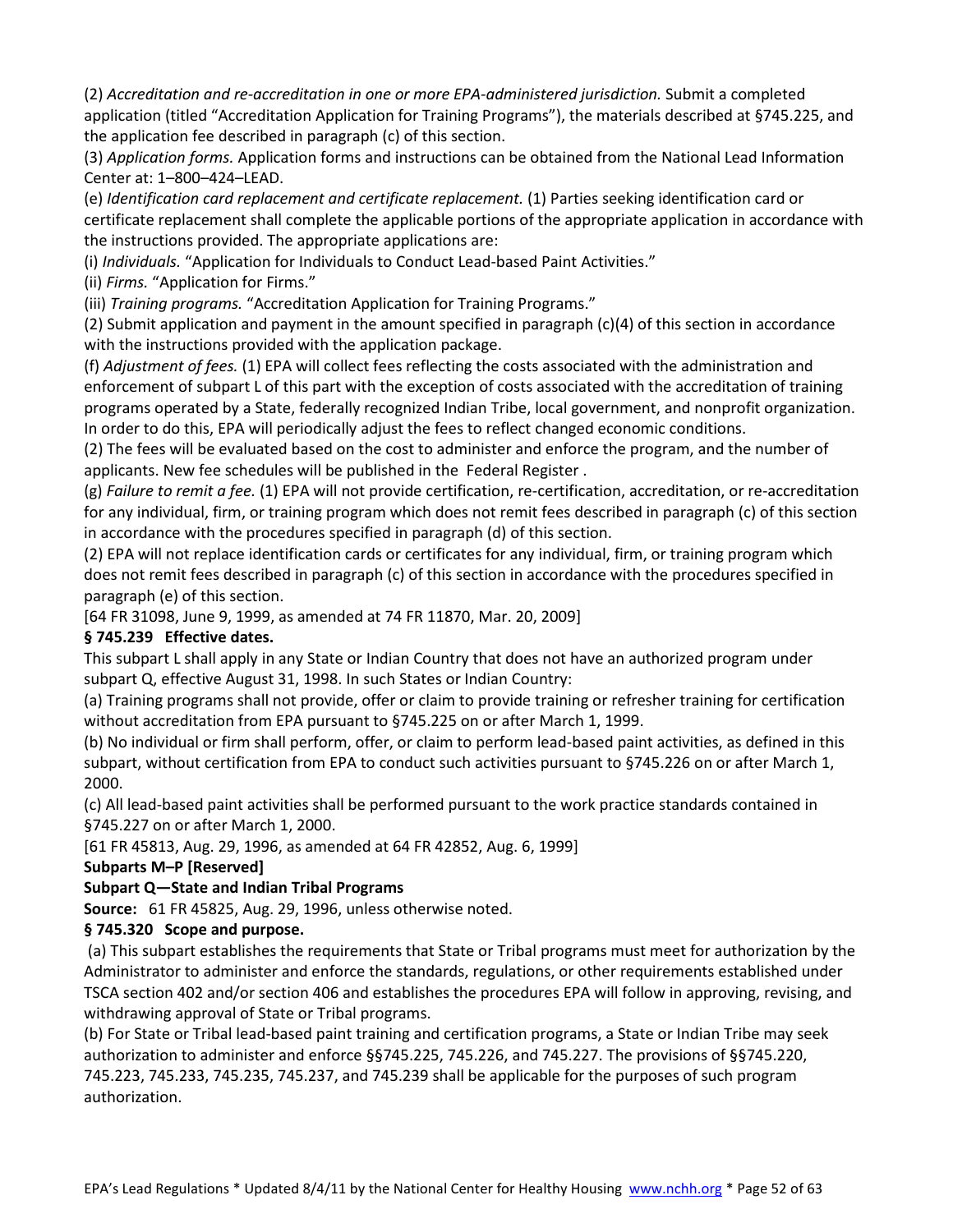(2) *Accreditation and re-accreditation in one or more EPA-administered jurisdiction.* Submit a completed application (titled "Accreditation Application for Training Programs"), the materials described at §745.225, and the application fee described in paragraph (c) of this section.

(3) *Application forms.* Application forms and instructions can be obtained from the National Lead Information Center at: 1–800–424–LEAD.

(e) *Identification card replacement and certificate replacement.* (1) Parties seeking identification card or certificate replacement shall complete the applicable portions of the appropriate application in accordance with the instructions provided. The appropriate applications are:

(i) *Individuals.* "Application for Individuals to Conduct Lead-based Paint Activities."

(ii) *Firms.* "Application for Firms."

(iii) *Training programs.* "Accreditation Application for Training Programs."

(2) Submit application and payment in the amount specified in paragraph (c)(4) of this section in accordance with the instructions provided with the application package.

(f) *Adjustment of fees.* (1) EPA will collect fees reflecting the costs associated with the administration and enforcement of subpart L of this part with the exception of costs associated with the accreditation of training programs operated by a State, federally recognized Indian Tribe, local government, and nonprofit organization. In order to do this, EPA will periodically adjust the fees to reflect changed economic conditions.

(2) The fees will be evaluated based on the cost to administer and enforce the program, and the number of applicants. New fee schedules will be published in the Federal Register .

(g) *Failure to remit a fee.* (1) EPA will not provide certification, re-certification, accreditation, or re-accreditation for any individual, firm, or training program which does not remit fees described in paragraph (c) of this section in accordance with the procedures specified in paragraph (d) of this section.

(2) EPA will not replace identification cards or certificates for any individual, firm, or training program which does not remit fees described in paragraph (c) of this section in accordance with the procedures specified in paragraph (e) of this section.

[64 FR 31098, June 9, 1999, as amended at 74 FR 11870, Mar. 20, 2009]

**§ 745.239 Effective dates.**

This subpart L shall apply in any State or Indian Country that does not have an authorized program under subpart Q, effective August 31, 1998. In such States or Indian Country:

(a) Training programs shall not provide, offer or claim to provide training or refresher training for certification without accreditation from EPA pursuant to §745.225 on or after March 1, 1999.

(b) No individual or firm shall perform, offer, or claim to perform lead-based paint activities, as defined in this subpart, without certification from EPA to conduct such activities pursuant to §745.226 on or after March 1, 2000.

(c) All lead-based paint activities shall be performed pursuant to the work practice standards contained in §745.227 on or after March 1, 2000.

[61 FR 45813, Aug. 29, 1996, as amended at 64 FR 42852, Aug. 6, 1999]

**Subparts M–P [Reserved]**

**Subpart Q—State and Indian Tribal Programs**

**Source:** 61 FR 45825, Aug. 29, 1996, unless otherwise noted.

**§ 745.320 Scope and purpose.**

(a) This subpart establishes the requirements that State or Tribal programs must meet for authorization by the Administrator to administer and enforce the standards, regulations, or other requirements established under TSCA section 402 and/or section 406 and establishes the procedures EPA will follow in approving, revising, and withdrawing approval of State or Tribal programs.

(b) For State or Tribal lead-based paint training and certification programs, a State or Indian Tribe may seek authorization to administer and enforce §§745.225, 745.226, and 745.227. The provisions of §§745.220, 745.223, 745.233, 745.235, 745.237, and 745.239 shall be applicable for the purposes of such program authorization.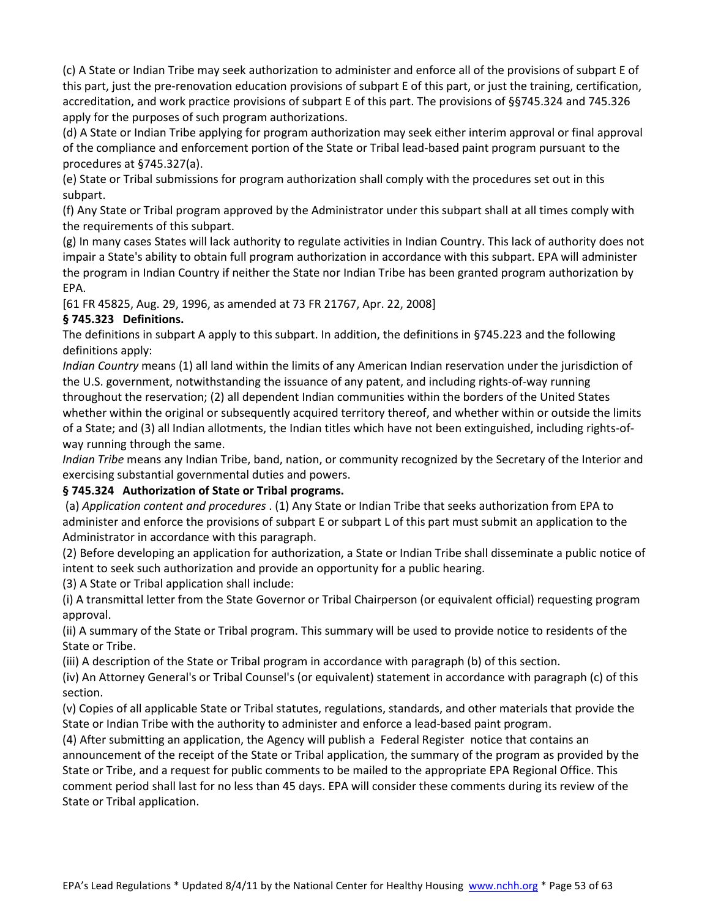(c) A State or Indian Tribe may seek authorization to administer and enforce all of the provisions of subpart E of this part, just the pre-renovation education provisions of subpart E of this part, or just the training, certification, accreditation, and work practice provisions of subpart E of this part. The provisions of §§745.324 and 745.326 apply for the purposes of such program authorizations.

(d) A State or Indian Tribe applying for program authorization may seek either interim approval or final approval of the compliance and enforcement portion of the State or Tribal lead-based paint program pursuant to the procedures at §745.327(a).

(e) State or Tribal submissions for program authorization shall comply with the procedures set out in this subpart.

(f) Any State or Tribal program approved by the Administrator under this subpart shall at all times comply with the requirements of this subpart.

(g) In many cases States will lack authority to regulate activities in Indian Country. This lack of authority does not impair a State's ability to obtain full program authorization in accordance with this subpart. EPA will administer the program in Indian Country if neither the State nor Indian Tribe has been granted program authorization by EPA.

[61 FR 45825, Aug. 29, 1996, as amended at 73 FR 21767, Apr. 22, 2008]

**§ 745.323 Definitions.**

The definitions in subpart A apply to this subpart. In addition, the definitions in §745.223 and the following definitions apply:

*Indian Country* means (1) all land within the limits of any American Indian reservation under the jurisdiction of the U.S. government, notwithstanding the issuance of any patent, and including rights-of-way running throughout the reservation; (2) all dependent Indian communities within the borders of the United States whether within the original or subsequently acquired territory thereof, and whether within or outside the limits of a State; and (3) all Indian allotments, the Indian titles which have not been extinguished, including rights-of-way running through the same.

*Indian Tribe* means any Indian Tribe, band, nation, or community recognized by the Secretary of the Interior and exercising substantial governmental duties and powers.

**§ 745.324 Authorization of State or Tribal programs.**

(a) *Application content and procedures* . (1) Any State or Indian Tribe that seeks authorization from EPA to administer and enforce the provisions of subpart E or subpart L of this part must submit an application to the Administrator in accordance with this paragraph.

(2) Before developing an application for authorization, a State or Indian Tribe shall disseminate a public notice of intent to seek such authorization and provide an opportunity for a public hearing.

(3) A State or Tribal application shall include:

(i) A transmittal letter from the State Governor or Tribal Chairperson (or equivalent official) requesting program approval.

(ii) A summary of the State or Tribal program. This summary will be used to provide notice to residents of the State or Tribe.

(iii) A description of the State or Tribal program in accordance with paragraph (b) of this section.

(iv) An Attorney General's or Tribal Counsel's (or equivalent) statement in accordance with paragraph (c) of this section.

(v) Copies of all applicable State or Tribal statutes, regulations, standards, and other materials that provide the State or Indian Tribe with the authority to administer and enforce a lead-based paint program.

(4) After submitting an application, the Agency will publish a Federal Register notice that contains an announcement of the receipt of the State or Tribal application, the summary of the program as provided by the State or Tribe, and a request for public comments to be mailed to the appropriate EPA Regional Office. This comment period shall last for no less than 45 days. EPA will consider these comments during its review of the State or Tribal application.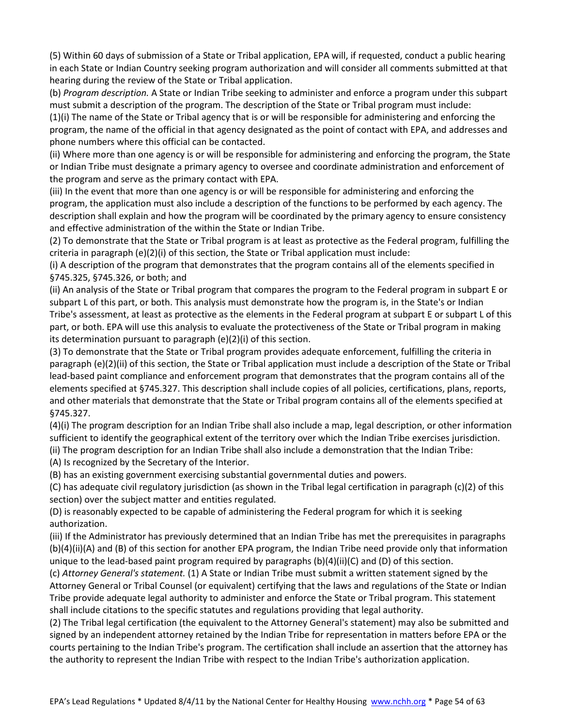(5) Within 60 days of submission of a State or Tribal application, EPA will, if requested, conduct a public hearing in each State or Indian Country seeking program authorization and will consider all comments submitted at that hearing during the review of the State or Tribal application.

(b) *Program description.* A State or Indian Tribe seeking to administer and enforce a program under this subpart must submit a description of the program. The description of the State or Tribal program must include:

(1)(i) The name of the State or Tribal agency that is or will be responsible for administering and enforcing the program, the name of the official in that agency designated as the point of contact with EPA, and addresses and phone numbers where this official can be contacted.

(ii) Where more than one agency is or will be responsible for administering and enforcing the program, the State or Indian Tribe must designate a primary agency to oversee and coordinate administration and enforcement of the program and serve as the primary contact with EPA.

(iii) In the event that more than one agency is or will be responsible for administering and enforcing the program, the application must also include a description of the functions to be performed by each agency. The description shall explain and how the program will be coordinated by the primary agency to ensure consistency and effective administration of the within the State or Indian Tribe.

(2) To demonstrate that the State or Tribal program is at least as protective as the Federal program, fulfilling the criteria in paragraph (e)(2)(i) of this section, the State or Tribal application must include:

(i) A description of the program that demonstrates that the program contains all of the elements specified in §745.325, §745.326, or both; and

(ii) An analysis of the State or Tribal program that compares the program to the Federal program in subpart E or subpart L of this part, or both. This analysis must demonstrate how the program is, in the State's or Indian Tribe's assessment, at least as protective as the elements in the Federal program at subpart E or subpart L of this part, or both. EPA will use this analysis to evaluate the protectiveness of the State or Tribal program in making its determination pursuant to paragraph (e)(2)(i) of this section.

(3) To demonstrate that the State or Tribal program provides adequate enforcement, fulfilling the criteria in paragraph (e)(2)(ii) of this section, the State or Tribal application must include a description of the State or Tribal lead-based paint compliance and enforcement program that demonstrates that the program contains all of the elements specified at §745.327. This description shall include copies of all policies, certifications, plans, reports, and other materials that demonstrate that the State or Tribal program contains all of the elements specified at §745.327.

(4)(i) The program description for an Indian Tribe shall also include a map, legal description, or other information sufficient to identify the geographical extent of the territory over which the Indian Tribe exercises jurisdiction.

(ii) The program description for an Indian Tribe shall also include a demonstration that the Indian Tribe:

(A) Is recognized by the Secretary of the Interior.

(B) has an existing government exercising substantial governmental duties and powers.

(C) has adequate civil regulatory jurisdiction (as shown in the Tribal legal certification in paragraph (c)(2) of this section) over the subject matter and entities regulated.

(D) is reasonably expected to be capable of administering the Federal program for which it is seeking authorization.

(iii) If the Administrator has previously determined that an Indian Tribe has met the prerequisites in paragraphs (b)(4)(ii)(A) and (B) of this section for another EPA program, the Indian Tribe need provide only that information unique to the lead-based paint program required by paragraphs (b)(4)(ii)(C) and (D) of this section.

(c) *Attorney General's statement.* (1) A State or Indian Tribe must submit a written statement signed by the Attorney General or Tribal Counsel (or equivalent) certifying that the laws and regulations of the State or Indian Tribe provide adequate legal authority to administer and enforce the State or Tribal program. This statement shall include citations to the specific statutes and regulations providing that legal authority.

(2) The Tribal legal certification (the equivalent to the Attorney General's statement) may also be submitted and signed by an independent attorney retained by the Indian Tribe for representation in matters before EPA or the courts pertaining to the Indian Tribe's program. The certification shall include an assertion that the attorney has the authority to represent the Indian Tribe with respect to the Indian Tribe's authorization application.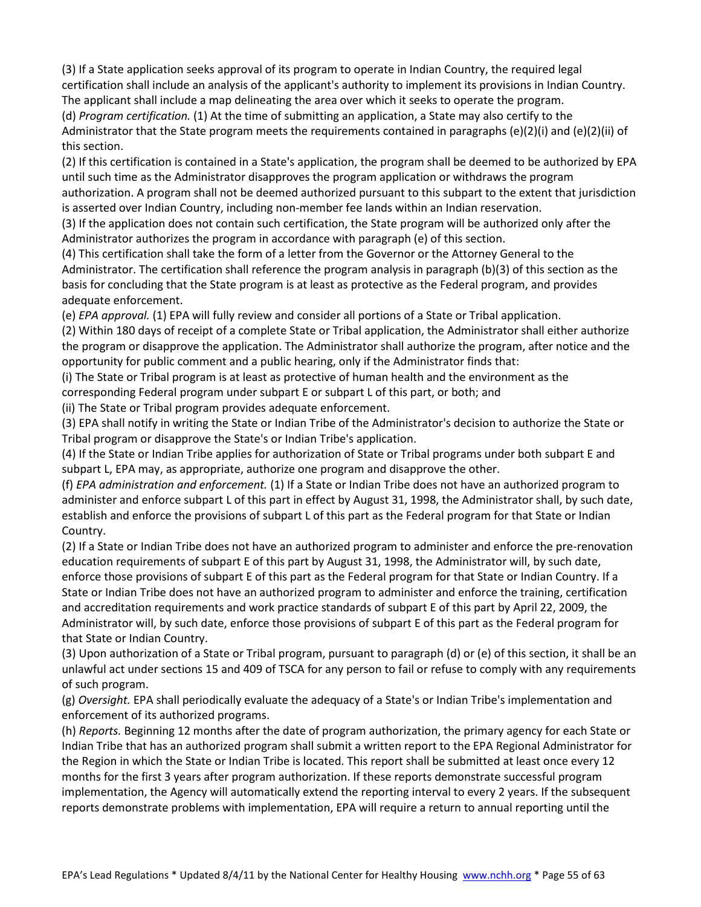(3) If a State application seeks approval of its program to operate in Indian Country, the required legal certification shall include an analysis of the applicant's authority to implement its provisions in Indian Country. The applicant shall include a map delineating the area over which it seeks to operate the program.

(d) *Program certification.* (1) At the time of submitting an application, a State may also certify to the Administrator that the State program meets the requirements contained in paragraphs (e)(2)(i) and (e)(2)(ii) of this section.

(2) If this certification is contained in a State's application, the program shall be deemed to be authorized by EPA until such time as the Administrator disapproves the program application or withdraws the program authorization. A program shall not be deemed authorized pursuant to this subpart to the extent that jurisdiction is asserted over Indian Country, including non-member fee lands within an Indian reservation.

(3) If the application does not contain such certification, the State program will be authorized only after the Administrator authorizes the program in accordance with paragraph (e) of this section.

(4) This certification shall take the form of a letter from the Governor or the Attorney General to the Administrator. The certification shall reference the program analysis in paragraph (b)(3) of this section as the basis for concluding that the State program is at least as protective as the Federal program, and provides adequate enforcement.

(e) *EPA approval.* (1) EPA will fully review and consider all portions of a State or Tribal application.

(2) Within 180 days of receipt of a complete State or Tribal application, the Administrator shall either authorize the program or disapprove the application. The Administrator shall authorize the program, after notice and the opportunity for public comment and a public hearing, only if the Administrator finds that:

(i) The State or Tribal program is at least as protective of human health and the environment as the corresponding Federal program under subpart E or subpart L of this part, or both; and

(ii) The State or Tribal program provides adequate enforcement.

(3) EPA shall notify in writing the State or Indian Tribe of the Administrator's decision to authorize the State or Tribal program or disapprove the State's or Indian Tribe's application.

(4) If the State or Indian Tribe applies for authorization of State or Tribal programs under both subpart E and subpart L, EPA may, as appropriate, authorize one program and disapprove the other.

(f) *EPA administration and enforcement.* (1) If a State or Indian Tribe does not have an authorized program to administer and enforce subpart L of this part in effect by August 31, 1998, the Administrator shall, by such date, establish and enforce the provisions of subpart L of this part as the Federal program for that State or Indian Country.

(2) If a State or Indian Tribe does not have an authorized program to administer and enforce the pre-renovation education requirements of subpart E of this part by August 31, 1998, the Administrator will, by such date, enforce those provisions of subpart E of this part as the Federal program for that State or Indian Country. If a State or Indian Tribe does not have an authorized program to administer and enforce the training, certification and accreditation requirements and work practice standards of subpart E of this part by April 22, 2009, the Administrator will, by such date, enforce those provisions of subpart E of this part as the Federal program for that State or Indian Country.

(3) Upon authorization of a State or Tribal program, pursuant to paragraph (d) or (e) of this section, it shall be an unlawful act under sections 15 and 409 of TSCA for any person to fail or refuse to comply with any requirements of such program.

(g) *Oversight.* EPA shall periodically evaluate the adequacy of a State's or Indian Tribe's implementation and enforcement of its authorized programs.

(h) *Reports.* Beginning 12 months after the date of program authorization, the primary agency for each State or Indian Tribe that has an authorized program shall submit a written report to the EPA Regional Administrator for the Region in which the State or Indian Tribe is located. This report shall be submitted at least once every 12 months for the first 3 years after program authorization. If these reports demonstrate successful program implementation, the Agency will automatically extend the reporting interval to every 2 years. If the subsequent reports demonstrate problems with implementation, EPA will require a return to annual reporting until the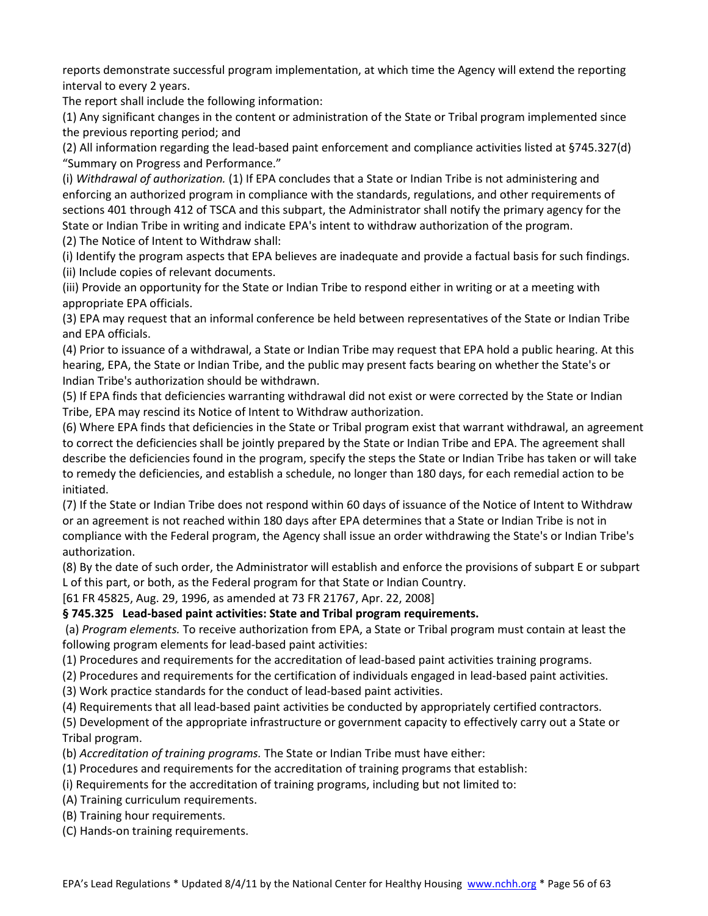reports demonstrate successful program implementation, at which time the Agency will extend the reporting interval to every 2 years.

The report shall include the following information:

(1) Any significant changes in the content or administration of the State or Tribal program implemented since the previous reporting period; and

(2) All information regarding the lead-based paint enforcement and compliance activities listed at §745.327(d) "Summary on Progress and Performance."

(i) *Withdrawal of authorization.* (1) If EPA concludes that a State or Indian Tribe is not administering and enforcing an authorized program in compliance with the standards, regulations, and other requirements of sections 401 through 412 of TSCA and this subpart, the Administrator shall notify the primary agency for the State or Indian Tribe in writing and indicate EPA's intent to withdraw authorization of the program.

(2) The Notice of Intent to Withdraw shall:

(i) Identify the program aspects that EPA believes are inadequate and provide a factual basis for such findings.

(ii) Include copies of relevant documents.

(iii) Provide an opportunity for the State or Indian Tribe to respond either in writing or at a meeting with appropriate EPA officials.

(3) EPA may request that an informal conference be held between representatives of the State or Indian Tribe and EPA officials.

(4) Prior to issuance of a withdrawal, a State or Indian Tribe may request that EPA hold a public hearing. At this hearing, EPA, the State or Indian Tribe, and the public may present facts bearing on whether the State's or Indian Tribe's authorization should be withdrawn.

(5) If EPA finds that deficiencies warranting withdrawal did not exist or were corrected by the State or Indian Tribe, EPA may rescind its Notice of Intent to Withdraw authorization.

(6) Where EPA finds that deficiencies in the State or Tribal program exist that warrant withdrawal, an agreement to correct the deficiencies shall be jointly prepared by the State or Indian Tribe and EPA. The agreement shall describe the deficiencies found in the program, specify the steps the State or Indian Tribe has taken or will take to remedy the deficiencies, and establish a schedule, no longer than 180 days, for each remedial action to be initiated.

(7) If the State or Indian Tribe does not respond within 60 days of issuance of the Notice of Intent to Withdraw or an agreement is not reached within 180 days after EPA determines that a State or Indian Tribe is not in compliance with the Federal program, the Agency shall issue an order withdrawing the State's or Indian Tribe's authorization.

(8) By the date of such order, the Administrator will establish and enforce the provisions of subpart E or subpart L of this part, or both, as the Federal program for that State or Indian Country.

[61 FR 45825, Aug. 29, 1996, as amended at 73 FR 21767, Apr. 22, 2008]

**§ 745.325 Lead-based paint activities: State and Tribal program requirements.**

(a) *Program elements.* To receive authorization from EPA, a State or Tribal program must contain at least the following program elements for lead-based paint activities:

(1) Procedures and requirements for the accreditation of lead-based paint activities training programs.

(2) Procedures and requirements for the certification of individuals engaged in lead-based paint activities.

(3) Work practice standards for the conduct of lead-based paint activities.

(4) Requirements that all lead-based paint activities be conducted by appropriately certified contractors.

(5) Development of the appropriate infrastructure or government capacity to effectively carry out a State or Tribal program.

(b) *Accreditation of training programs.* The State or Indian Tribe must have either:

(1) Procedures and requirements for the accreditation of training programs that establish:

(i) Requirements for the accreditation of training programs, including but not limited to:

(A) Training curriculum requirements.

(B) Training hour requirements.

(C) Hands-on training requirements.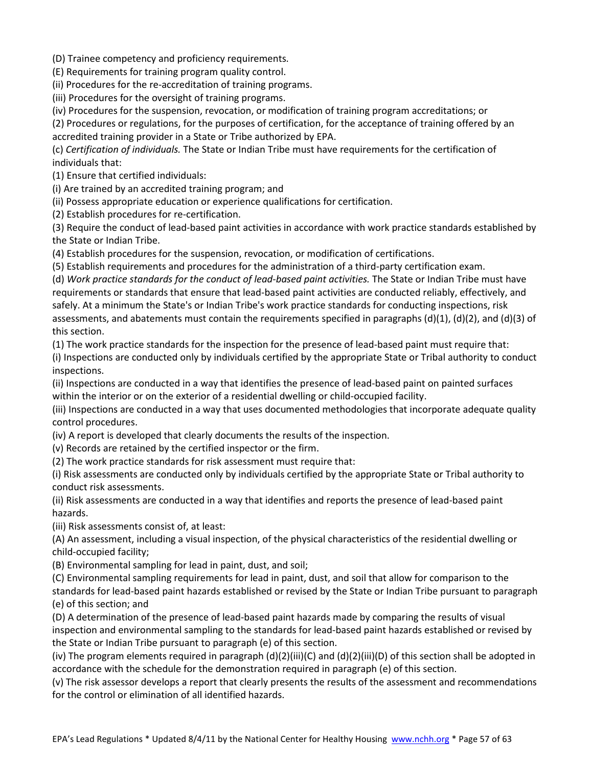(D) Trainee competency and proficiency requirements.

(E) Requirements for training program quality control.

(ii) Procedures for the re-accreditation of training programs.

(iii) Procedures for the oversight of training programs.

(iv) Procedures for the suspension, revocation, or modification of training program accreditations; or

(2) Procedures or regulations, for the purposes of certification, for the acceptance of training offered by an accredited training provider in a State or Tribe authorized by EPA.

(c) *Certification of individuals.* The State or Indian Tribe must have requirements for the certification of individuals that:

(1) Ensure that certified individuals:

(i) Are trained by an accredited training program; and

(ii) Possess appropriate education or experience qualifications for certification.

(2) Establish procedures for re-certification.

(3) Require the conduct of lead-based paint activities in accordance with work practice standards established by the State or Indian Tribe.

(4) Establish procedures for the suspension, revocation, or modification of certifications.

(5) Establish requirements and procedures for the administration of a third-party certification exam.

(d) *Work practice standards for the conduct of lead-based paint activities.* The State or Indian Tribe must have requirements or standards that ensure that lead-based paint activities are conducted reliably, effectively, and safely. At a minimum the State's or Indian Tribe's work practice standards for conducting inspections, risk assessments, and abatements must contain the requirements specified in paragraphs (d)(1), (d)(2), and (d)(3) of this section.

(1) The work practice standards for the inspection for the presence of lead-based paint must require that:

(i) Inspections are conducted only by individuals certified by the appropriate State or Tribal authority to conduct inspections.

(ii) Inspections are conducted in a way that identifies the presence of lead-based paint on painted surfaces within the interior or on the exterior of a residential dwelling or child-occupied facility.

(iii) Inspections are conducted in a way that uses documented methodologies that incorporate adequate quality control procedures.

(iv) A report is developed that clearly documents the results of the inspection.

(v) Records are retained by the certified inspector or the firm.

(2) The work practice standards for risk assessment must require that:

(i) Risk assessments are conducted only by individuals certified by the appropriate State or Tribal authority to conduct risk assessments.

(ii) Risk assessments are conducted in a way that identifies and reports the presence of lead-based paint hazards.

(iii) Risk assessments consist of, at least:

(A) An assessment, including a visual inspection, of the physical characteristics of the residential dwelling or child-occupied facility;

(B) Environmental sampling for lead in paint, dust, and soil;

(C) Environmental sampling requirements for lead in paint, dust, and soil that allow for comparison to the standards for lead-based paint hazards established or revised by the State or Indian Tribe pursuant to paragraph (e) of this section; and

(D) A determination of the presence of lead-based paint hazards made by comparing the results of visual inspection and environmental sampling to the standards for lead-based paint hazards established or revised by the State or Indian Tribe pursuant to paragraph (e) of this section.

(iv) The program elements required in paragraph (d)(2)(iii)(C) and (d)(2)(iii)(D) of this section shall be adopted in accordance with the schedule for the demonstration required in paragraph (e) of this section.

(v) The risk assessor develops a report that clearly presents the results of the assessment and recommendations for the control or elimination of all identified hazards.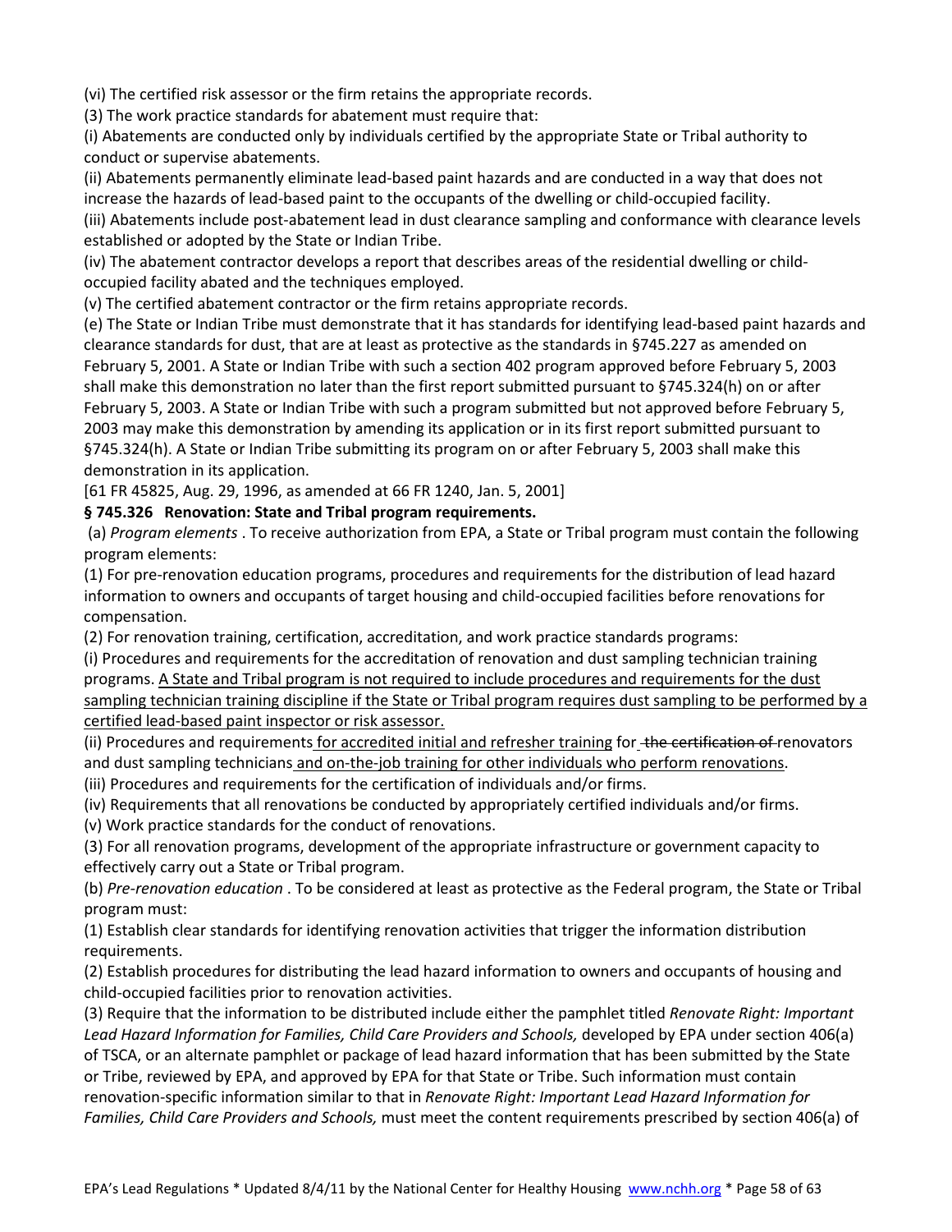(vi) The certified risk assessor or the firm retains the appropriate records.

(3) The work practice standards for abatement must require that:

(i) Abatements are conducted only by individuals certified by the appropriate State or Tribal authority to conduct or supervise abatements.

(ii) Abatements permanently eliminate lead-based paint hazards and are conducted in a way that does not increase the hazards of lead-based paint to the occupants of the dwelling or child-occupied facility.

(iii) Abatements include post-abatement lead in dust clearance sampling and conformance with clearance levels established or adopted by the State or Indian Tribe.

(iv) The abatement contractor develops a report that describes areas of the residential dwelling or child-occupied facility abated and the techniques employed.

(v) The certified abatement contractor or the firm retains appropriate records.

(e) The State or Indian Tribe must demonstrate that it has standards for identifying lead-based paint hazards and clearance standards for dust, that are at least as protective as the standards in §745.227 as amended on February 5, 2001. A State or Indian Tribe with such a section 402 program approved before February 5, 2003 shall make this demonstration no later than the first report submitted pursuant to §745.324(h) on or after February 5, 2003. A State or Indian Tribe with such a program submitted but not approved before February 5, 2003 may make this demonstration by amending its application or in its first report submitted pursuant to §745.324(h). A State or Indian Tribe submitting its program on or after February 5, 2003 shall make this demonstration in its application.

[61 FR 45825, Aug. 29, 1996, as amended at 66 FR 1240, Jan. 5, 2001]

**§ 745.326 Renovation: State and Tribal program requirements.**

(a) *Program elements* . To receive authorization from EPA, a State or Tribal program must contain the following program elements:

(1) For pre-renovation education programs, procedures and requirements for the distribution of lead hazard information to owners and occupants of target housing and child-occupied facilities before renovations for compensation.

(2) For renovation training, certification, accreditation, and work practice standards programs:

(i) Procedures and requirements for the accreditation of renovation and dust sampling technician training programs. <u>A State and Tribal program is not required to include procedures and requirements for the dust sampling technician training discipline if the State or Tribal program requires dust sampling to be performed by a certified lead-based paint inspector or risk assessor.</u>

(ii) Procedures and requirements <u>for accredited initial and refresher training</u> for ~~the certification of~~ renovators and dust sampling technicians <u>and on-the-job training for other individuals who perform renovations</u>.

(iii) Procedures and requirements for the certification of individuals and/or firms.

(iv) Requirements that all renovations be conducted by appropriately certified individuals and/or firms.

(v) Work practice standards for the conduct of renovations.

(3) For all renovation programs, development of the appropriate infrastructure or government capacity to effectively carry out a State or Tribal program.

(b) *Pre-renovation education* . To be considered at least as protective as the Federal program, the State or Tribal program must:

(1) Establish clear standards for identifying renovation activities that trigger the information distribution requirements.

(2) Establish procedures for distributing the lead hazard information to owners and occupants of housing and child-occupied facilities prior to renovation activities.

(3) Require that the information to be distributed include either the pamphlet titled *Renovate Right: Important Lead Hazard Information for Families, Child Care Providers and Schools,* developed by EPA under section 406(a) of TSCA, or an alternate pamphlet or package of lead hazard information that has been submitted by the State or Tribe, reviewed by EPA, and approved by EPA for that State or Tribe. Such information must contain renovation-specific information similar to that in *Renovate Right: Important Lead Hazard Information for Families, Child Care Providers and Schools,* must meet the content requirements prescribed by section 406(a) of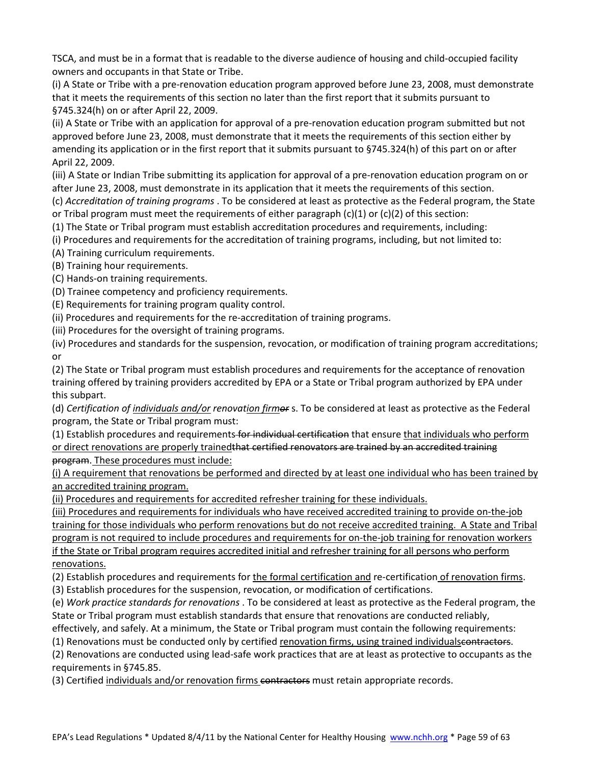TSCA, and must be in a format that is readable to the diverse audience of housing and child-occupied facility owners and occupants in that State or Tribe.

(i) A State or Tribe with a pre-renovation education program approved before June 23, 2008, must demonstrate that it meets the requirements of this section no later than the first report that it submits pursuant to §745.324(h) on or after April 22, 2009.

(ii) A State or Tribe with an application for approval of a pre-renovation education program submitted but not approved before June 23, 2008, must demonstrate that it meets the requirements of this section either by amending its application or in the first report that it submits pursuant to §745.324(h) of this part on or after April 22, 2009.

(iii) A State or Indian Tribe submitting its application for approval of a pre-renovation education program on or after June 23, 2008, must demonstrate in its application that it meets the requirements of this section.

(c) *Accreditation of training programs* . To be considered at least as protective as the Federal program, the State or Tribal program must meet the requirements of either paragraph (c)(1) or (c)(2) of this section:

(1) The State or Tribal program must establish accreditation procedures and requirements, including:

(i) Procedures and requirements for the accreditation of training programs, including, but not limited to:

(A) Training curriculum requirements.

(B) Training hour requirements.

(C) Hands-on training requirements.

(D) Trainee competency and proficiency requirements.

(E) Requirements for training program quality control.

(ii) Procedures and requirements for the re-accreditation of training programs.

(iii) Procedures for the oversight of training programs.

(iv) Procedures and standards for the suspension, revocation, or modification of training program accreditations; or

(2) The State or Tribal program must establish procedures and requirements for the acceptance of renovation training offered by training providers accredited by EPA or a State or Tribal program authorized by EPA under this subpart.

(d) *Certification of <u>individuals and/or</u> renovat<u>ion firm</u>~~or~~ s*. To be considered at least as protective as the Federal program, the State or Tribal program must:

(1) Establish procedures and requirements ~~for individual certification~~ that ensure <u>that individuals who perform or direct renovations are properly trained</u>~~that certified renovators are trained by an accredited training program~~. <u>These procedures must include:</u>

<u>(i) A requirement that renovations be performed and directed by at least one individual who has been trained by an accredited training program.</u>

<u>(ii) Procedures and requirements for accredited refresher training for these individuals.</u>

<u>(iii) Procedures and requirements for individuals who have received accredited training to provide on-the-job training for those individuals who perform renovations but do not receive accredited training. A State and Tribal program is not required to include procedures and requirements for on-the-job training for renovation workers if the State or Tribal program requires accredited initial and refresher training for all persons who perform renovations.</u>

(2) Establish procedures and requirements for <u>the formal certification and</u> re-certification <u>of renovation firms</u>.

(3) Establish procedures for the suspension, revocation, or modification of certifications.

(e) *Work practice standards for renovations* . To be considered at least as protective as the Federal program, the State or Tribal program must establish standards that ensure that renovations are conducted reliably, effectively, and safely. At a minimum, the State or Tribal program must contain the following requirements:

(1) Renovations must be conducted only by certified <u>renovation firms, using trained individuals</u>~~contractors~~.

(2) Renovations are conducted using lead-safe work practices that are at least as protective to occupants as the requirements in §745.85.

(3) Certified <u>individuals and/or renovation firms</u> ~~contractors~~ must retain appropriate records.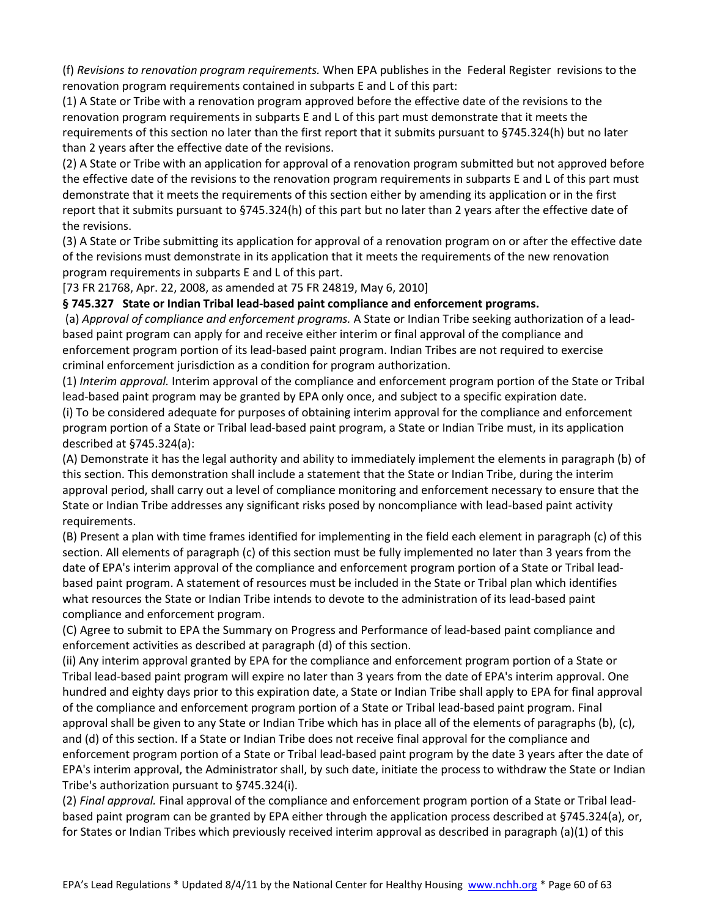(f) *Revisions to renovation program requirements.* When EPA publishes in the Federal Register revisions to the renovation program requirements contained in subparts E and L of this part:

(1) A State or Tribe with a renovation program approved before the effective date of the revisions to the renovation program requirements in subparts E and L of this part must demonstrate that it meets the requirements of this section no later than the first report that it submits pursuant to §745.324(h) but no later than 2 years after the effective date of the revisions.

(2) A State or Tribe with an application for approval of a renovation program submitted but not approved before the effective date of the revisions to the renovation program requirements in subparts E and L of this part must demonstrate that it meets the requirements of this section either by amending its application or in the first report that it submits pursuant to §745.324(h) of this part but no later than 2 years after the effective date of the revisions.

(3) A State or Tribe submitting its application for approval of a renovation program on or after the effective date of the revisions must demonstrate in its application that it meets the requirements of the new renovation program requirements in subparts E and L of this part.

[73 FR 21768, Apr. 22, 2008, as amended at 75 FR 24819, May 6, 2010]

**§ 745.327 State or Indian Tribal lead-based paint compliance and enforcement programs.**

(a) *Approval of compliance and enforcement programs.* A State or Indian Tribe seeking authorization of a lead-based paint program can apply for and receive either interim or final approval of the compliance and enforcement program portion of its lead-based paint program. Indian Tribes are not required to exercise criminal enforcement jurisdiction as a condition for program authorization.

(1) *Interim approval.* Interim approval of the compliance and enforcement program portion of the State or Tribal lead-based paint program may be granted by EPA only once, and subject to a specific expiration date.

(i) To be considered adequate for purposes of obtaining interim approval for the compliance and enforcement program portion of a State or Tribal lead-based paint program, a State or Indian Tribe must, in its application described at §745.324(a):

(A) Demonstrate it has the legal authority and ability to immediately implement the elements in paragraph (b) of this section. This demonstration shall include a statement that the State or Indian Tribe, during the interim approval period, shall carry out a level of compliance monitoring and enforcement necessary to ensure that the State or Indian Tribe addresses any significant risks posed by noncompliance with lead-based paint activity requirements.

(B) Present a plan with time frames identified for implementing in the field each element in paragraph (c) of this section. All elements of paragraph (c) of this section must be fully implemented no later than 3 years from the date of EPA's interim approval of the compliance and enforcement program portion of a State or Tribal lead-based paint program. A statement of resources must be included in the State or Tribal plan which identifies what resources the State or Indian Tribe intends to devote to the administration of its lead-based paint compliance and enforcement program.

(C) Agree to submit to EPA the Summary on Progress and Performance of lead-based paint compliance and enforcement activities as described at paragraph (d) of this section.

(ii) Any interim approval granted by EPA for the compliance and enforcement program portion of a State or Tribal lead-based paint program will expire no later than 3 years from the date of EPA's interim approval. One hundred and eighty days prior to this expiration date, a State or Indian Tribe shall apply to EPA for final approval of the compliance and enforcement program portion of a State or Tribal lead-based paint program. Final approval shall be given to any State or Indian Tribe which has in place all of the elements of paragraphs (b), (c), and (d) of this section. If a State or Indian Tribe does not receive final approval for the compliance and enforcement program portion of a State or Tribal lead-based paint program by the date 3 years after the date of EPA's interim approval, the Administrator shall, by such date, initiate the process to withdraw the State or Indian Tribe's authorization pursuant to §745.324(i).

(2) *Final approval.* Final approval of the compliance and enforcement program portion of a State or Tribal lead-based paint program can be granted by EPA either through the application process described at §745.324(a), or, for States or Indian Tribes which previously received interim approval as described in paragraph (a)(1) of this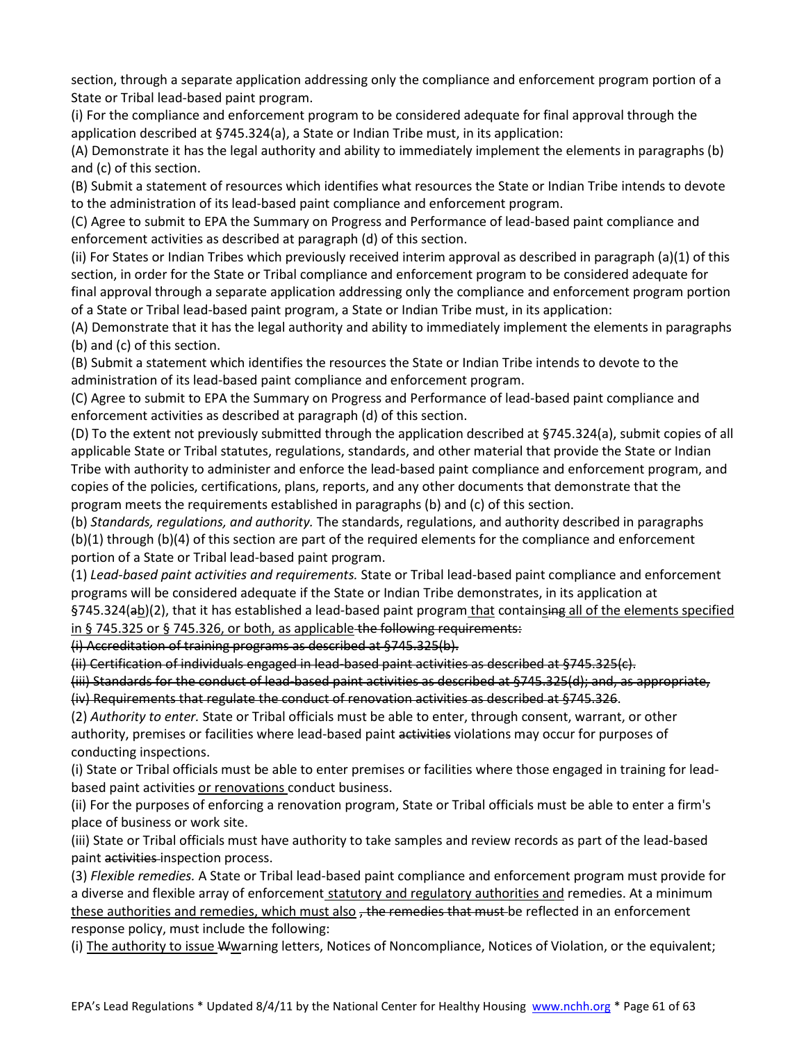section, through a separate application addressing only the compliance and enforcement program portion of a State or Tribal lead-based paint program.

(i) For the compliance and enforcement program to be considered adequate for final approval through the application described at §745.324(a), a State or Indian Tribe must, in its application:

(A) Demonstrate it has the legal authority and ability to immediately implement the elements in paragraphs (b) and (c) of this section.

(B) Submit a statement of resources which identifies what resources the State or Indian Tribe intends to devote to the administration of its lead-based paint compliance and enforcement program.

(C) Agree to submit to EPA the Summary on Progress and Performance of lead-based paint compliance and enforcement activities as described at paragraph (d) of this section.

(ii) For States or Indian Tribes which previously received interim approval as described in paragraph (a)(1) of this section, in order for the State or Tribal compliance and enforcement program to be considered adequate for final approval through a separate application addressing only the compliance and enforcement program portion of a State or Tribal lead-based paint program, a State or Indian Tribe must, in its application:

(A) Demonstrate that it has the legal authority and ability to immediately implement the elements in paragraphs (b) and (c) of this section.

(B) Submit a statement which identifies the resources the State or Indian Tribe intends to devote to the administration of its lead-based paint compliance and enforcement program.

(C) Agree to submit to EPA the Summary on Progress and Performance of lead-based paint compliance and enforcement activities as described at paragraph (d) of this section.

(D) To the extent not previously submitted through the application described at §745.324(a), submit copies of all applicable State or Tribal statutes, regulations, standards, and other material that provide the State or Indian Tribe with authority to administer and enforce the lead-based paint compliance and enforcement program, and copies of the policies, certifications, plans, reports, and any other documents that demonstrate that the program meets the requirements established in paragraphs (b) and (c) of this section.

(b) *Standards, regulations, and authority.* The standards, regulations, and authority described in paragraphs (b)(1) through (b)(4) of this section are part of the required elements for the compliance and enforcement portion of a State or Tribal lead-based paint program.

(1) *Lead-based paint activities and requirements.* State or Tribal lead-based paint compliance and enforcement programs will be considered adequate if the State or Indian Tribe demonstrates, in its application at §745.324(~~a~~<u>b</u>)(2), that it has established a lead-based paint program<u> that</u> contain<u>s</u>~~ing~~ <u>all of the elements specified in § 745.325 or § 745.326, or both, as applicable</u>~~ the following requirements:~~

~~(i) Accreditation of training programs as described at §745.325(b).~~

~~(ii) Certification of individuals engaged in lead-based paint activities as described at §745.325(c).~~

~~(iii) Standards for the conduct of lead-based paint activities as described at §745.325(d); and, as appropriate,~~

~~(iv) Requirements that regulate the conduct of renovation activities as described at §745.326~~.

(2) *Authority to enter.* State or Tribal officials must be able to enter, through consent, warrant, or other authority, premises or facilities where lead-based paint ~~activities~~ violations may occur for purposes of conducting inspections.

(i) State or Tribal officials must be able to enter premises or facilities where those engaged in training for lead-based paint activities <u>or renovations</u> conduct business.

(ii) For the purposes of enforcing a renovation program, State or Tribal officials must be able to enter a firm's place of business or work site.

(iii) State or Tribal officials must have authority to take samples and review records as part of the lead-based paint ~~activities~~ inspection process.

(3) *Flexible remedies.* A State or Tribal lead-based paint compliance and enforcement program must provide for a diverse and flexible array of enforcement<u> statutory and regulatory authorities and</u> remedies. At a minimum <u>these authorities and remedies, which must also</u> ~~, the remedies that must~~ be reflected in an enforcement response policy, must include the following:

(i) <u>The authority to issue</u> ~~W~~<u>w</u>arning letters, Notices of Noncompliance, Notices of Violation, or the equivalent;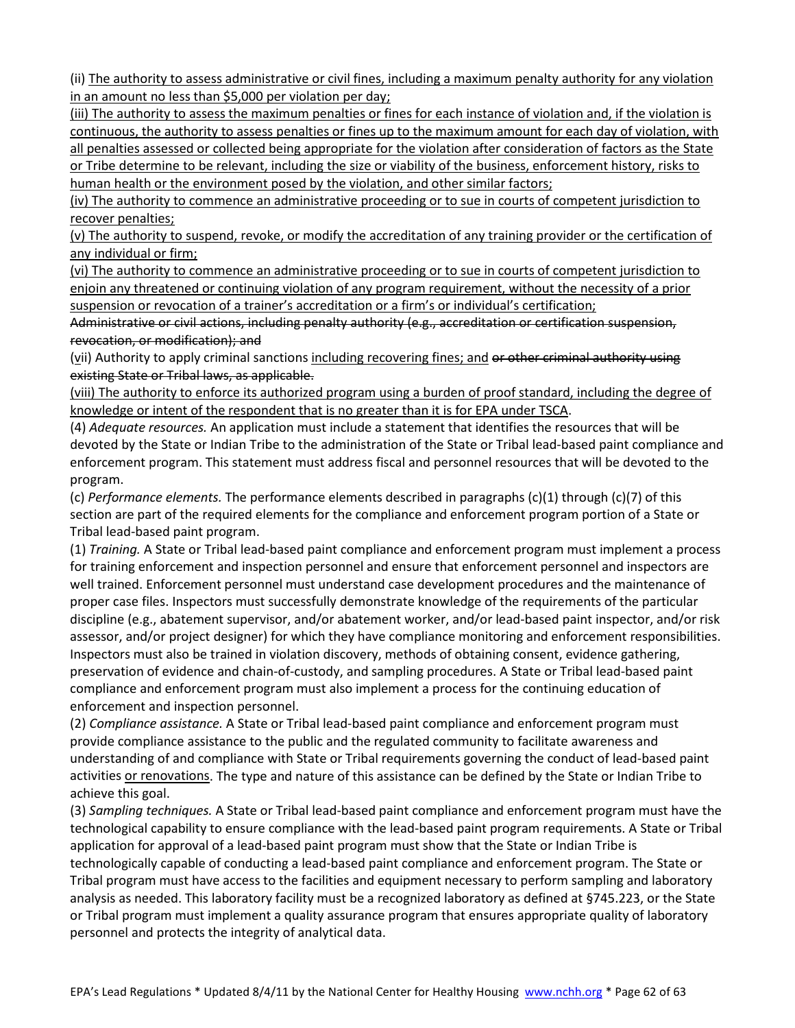(ii) <u>The authority to assess administrative or civil fines, including a maximum penalty authority for any violation in an amount no less than $5,000 per violation per day;</u>

<u>(iii) The authority to assess the maximum penalties or fines for each instance of violation and, if the violation is continuous, the authority to assess penalties or fines up to the maximum amount for each day of violation, with all penalties assessed or collected being appropriate for the violation after consideration of factors as the State or Tribe determine to be relevant, including the size or viability of the business, enforcement history, risks to human health or the environment posed by the violation, and other similar factors;</u>

<u>(iv) The authority to commence an administrative proceeding or to sue in courts of competent jurisdiction to recover penalties;</u>

<u>(v) The authority to suspend, revoke, or modify the accreditation of any training provider or the certification of any individual or firm;</u>

<u>(vi) The authority to commence an administrative proceeding or to sue in courts of competent jurisdiction to enjoin any threatened or continuing violation of any program requirement, without the necessity of a prior suspension or revocation of a trainer's accreditation or a firm's or individual's certification;</u>

~~Administrative or civil actions, including penalty authority (e.g., accreditation or certification suspension, revocation, or modification); and~~

(v<u>i</u>i) Authority to apply criminal sanctions <u>including recovering fines; and</u> ~~or other criminal authority using existing State or Tribal laws, as applicable.~~

<u>(viii) The authority to enforce its authorized program using a burden of proof standard, including the degree of knowledge or intent of the respondent that is no greater than it is for EPA under TSCA</u>.

(4) *Adequate resources.* An application must include a statement that identifies the resources that will be devoted by the State or Indian Tribe to the administration of the State or Tribal lead-based paint compliance and enforcement program. This statement must address fiscal and personnel resources that will be devoted to the program.

(c) *Performance elements.* The performance elements described in paragraphs (c)(1) through (c)(7) of this section are part of the required elements for the compliance and enforcement program portion of a State or Tribal lead-based paint program.

(1) *Training.* A State or Tribal lead-based paint compliance and enforcement program must implement a process for training enforcement and inspection personnel and ensure that enforcement personnel and inspectors are well trained. Enforcement personnel must understand case development procedures and the maintenance of proper case files. Inspectors must successfully demonstrate knowledge of the requirements of the particular discipline (e.g., abatement supervisor, and/or abatement worker, and/or lead-based paint inspector, and/or risk assessor, and/or project designer) for which they have compliance monitoring and enforcement responsibilities. Inspectors must also be trained in violation discovery, methods of obtaining consent, evidence gathering, preservation of evidence and chain-of-custody, and sampling procedures. A State or Tribal lead-based paint compliance and enforcement program must also implement a process for the continuing education of enforcement and inspection personnel.

(2) *Compliance assistance.* A State or Tribal lead-based paint compliance and enforcement program must provide compliance assistance to the public and the regulated community to facilitate awareness and understanding of and compliance with State or Tribal requirements governing the conduct of lead-based paint activities <u>or renovations</u>. The type and nature of this assistance can be defined by the State or Indian Tribe to achieve this goal.

(3) *Sampling techniques.* A State or Tribal lead-based paint compliance and enforcement program must have the technological capability to ensure compliance with the lead-based paint program requirements. A State or Tribal application for approval of a lead-based paint program must show that the State or Indian Tribe is technologically capable of conducting a lead-based paint compliance and enforcement program. The State or Tribal program must have access to the facilities and equipment necessary to perform sampling and laboratory analysis as needed. This laboratory facility must be a recognized laboratory as defined at §745.223, or the State or Tribal program must implement a quality assurance program that ensures appropriate quality of laboratory personnel and protects the integrity of analytical data.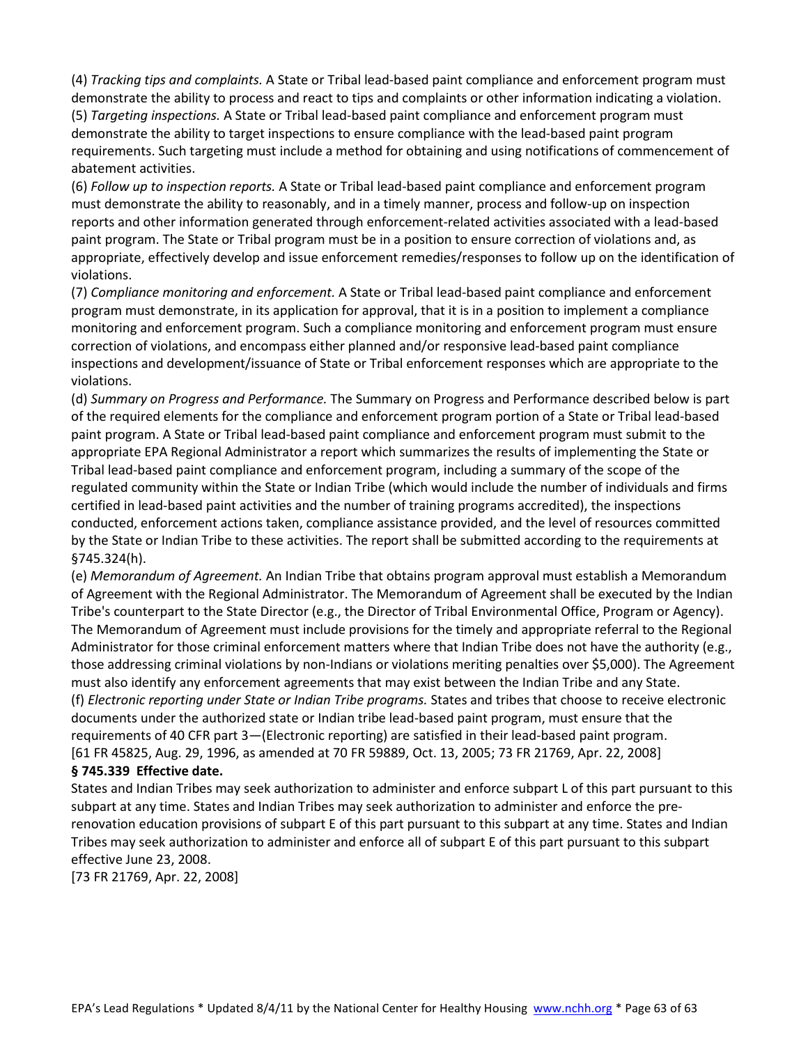(4) *Tracking tips and complaints.* A State or Tribal lead-based paint compliance and enforcement program must demonstrate the ability to process and react to tips and complaints or other information indicating a violation.

(5) *Targeting inspections.* A State or Tribal lead-based paint compliance and enforcement program must demonstrate the ability to target inspections to ensure compliance with the lead-based paint program requirements. Such targeting must include a method for obtaining and using notifications of commencement of abatement activities.

(6) *Follow up to inspection reports.* A State or Tribal lead-based paint compliance and enforcement program must demonstrate the ability to reasonably, and in a timely manner, process and follow-up on inspection reports and other information generated through enforcement-related activities associated with a lead-based paint program. The State or Tribal program must be in a position to ensure correction of violations and, as appropriate, effectively develop and issue enforcement remedies/responses to follow up on the identification of violations.

(7) *Compliance monitoring and enforcement.* A State or Tribal lead-based paint compliance and enforcement program must demonstrate, in its application for approval, that it is in a position to implement a compliance monitoring and enforcement program. Such a compliance monitoring and enforcement program must ensure correction of violations, and encompass either planned and/or responsive lead-based paint compliance inspections and development/issuance of State or Tribal enforcement responses which are appropriate to the violations.

(d) *Summary on Progress and Performance.* The Summary on Progress and Performance described below is part of the required elements for the compliance and enforcement program portion of a State or Tribal lead-based paint program. A State or Tribal lead-based paint compliance and enforcement program must submit to the appropriate EPA Regional Administrator a report which summarizes the results of implementing the State or Tribal lead-based paint compliance and enforcement program, including a summary of the scope of the regulated community within the State or Indian Tribe (which would include the number of individuals and firms certified in lead-based paint activities and the number of training programs accredited), the inspections conducted, enforcement actions taken, compliance assistance provided, and the level of resources committed by the State or Indian Tribe to these activities. The report shall be submitted according to the requirements at §745.324(h).

(e) *Memorandum of Agreement.* An Indian Tribe that obtains program approval must establish a Memorandum of Agreement with the Regional Administrator. The Memorandum of Agreement shall be executed by the Indian Tribe's counterpart to the State Director (e.g., the Director of Tribal Environmental Office, Program or Agency). The Memorandum of Agreement must include provisions for the timely and appropriate referral to the Regional Administrator for those criminal enforcement matters where that Indian Tribe does not have the authority (e.g., those addressing criminal violations by non-Indians or violations meriting penalties over $5,000). The Agreement must also identify any enforcement agreements that may exist between the Indian Tribe and any State.

(f) *Electronic reporting under State or Indian Tribe programs.* States and tribes that choose to receive electronic documents under the authorized state or Indian tribe lead-based paint program, must ensure that the requirements of 40 CFR part 3—(Electronic reporting) are satisfied in their lead-based paint program.

[61 FR 45825, Aug. 29, 1996, as amended at 70 FR 59889, Oct. 13, 2005; 73 FR 21769, Apr. 22, 2008]

**§ 745.339 Effective date.**

States and Indian Tribes may seek authorization to administer and enforce subpart L of this part pursuant to this subpart at any time. States and Indian Tribes may seek authorization to administer and enforce the pre-renovation education provisions of subpart E of this part pursuant to this subpart at any time. States and Indian Tribes may seek authorization to administer and enforce all of subpart E of this part pursuant to this subpart effective June 23, 2008.

[73 FR 21769, Apr. 22, 2008]